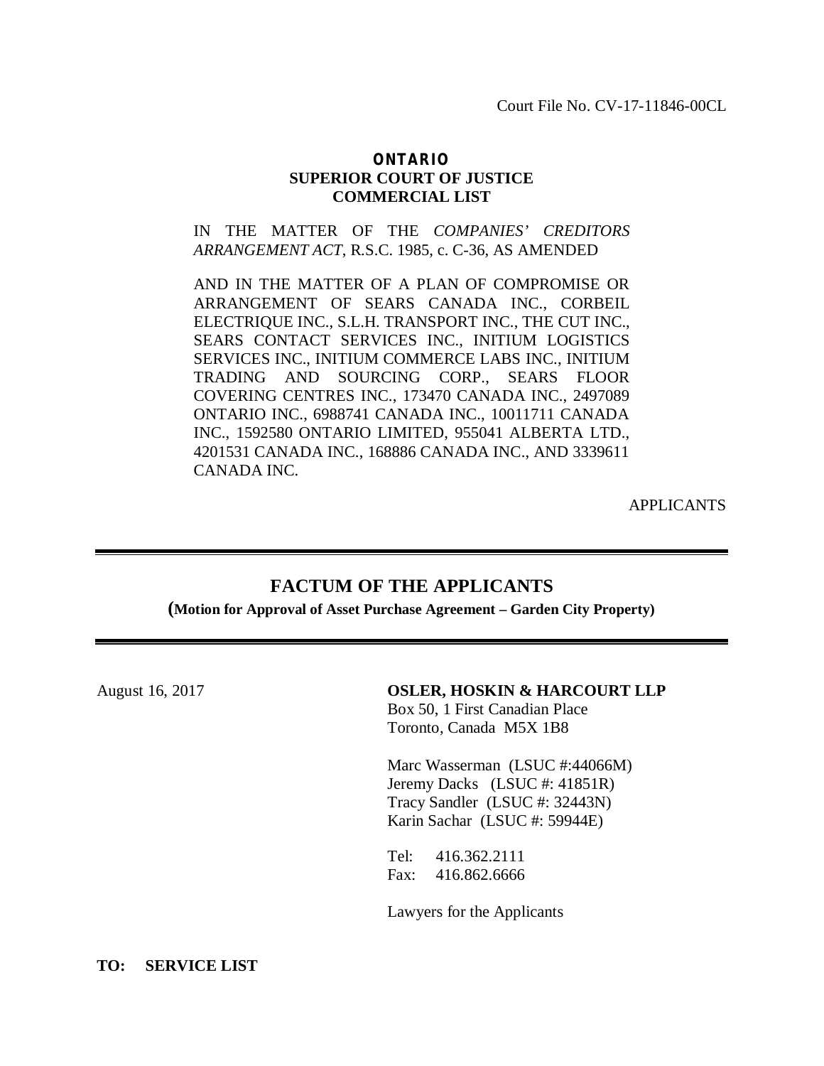Court File No. CV-17-11846-00CL

**ONTARIO**
**SUPERIOR COURT OF JUSTICE**
**COMMERCIAL LIST**

IN THE MATTER OF THE *COMPANIES' CREDITORS ARRANGEMENT ACT*, R.S.C. 1985, c. C-36, AS AMENDED

AND IN THE MATTER OF A PLAN OF COMPROMISE OR ARRANGEMENT OF SEARS CANADA INC., CORBEIL ELECTRIQUE INC., S.L.H. TRANSPORT INC., THE CUT INC., SEARS CONTACT SERVICES INC., INITIUM LOGISTICS SERVICES INC., INITIUM COMMERCE LABS INC., INITIUM TRADING AND SOURCING CORP., SEARS FLOOR COVERING CENTRES INC., 173470 CANADA INC., 2497089 ONTARIO INC., 6988741 CANADA INC., 10011711 CANADA INC., 1592580 ONTARIO LIMITED, 955041 ALBERTA LTD., 4201531 CANADA INC., 168886 CANADA INC., AND 3339611 CANADA INC.

APPLICANTS

---

# FACTUM OF THE APPLICANTS

**(Motion for Approval of Asset Purchase Agreement – Garden City Property)**

---

August 16, 2017

**OSLER, HOSKIN & HARCOURT LLP**
Box 50, 1 First Canadian Place
Toronto, Canada M5X 1B8

Marc Wasserman (LSUC #:44066M)
Jeremy Dacks (LSUC #: 41851R)
Tracy Sandler (LSUC #: 32443N)
Karin Sachar (LSUC #: 59944E)

Tel: 416.362.2111
Fax: 416.862.6666

Lawyers for the Applicants

**TO: SERVICE LIST**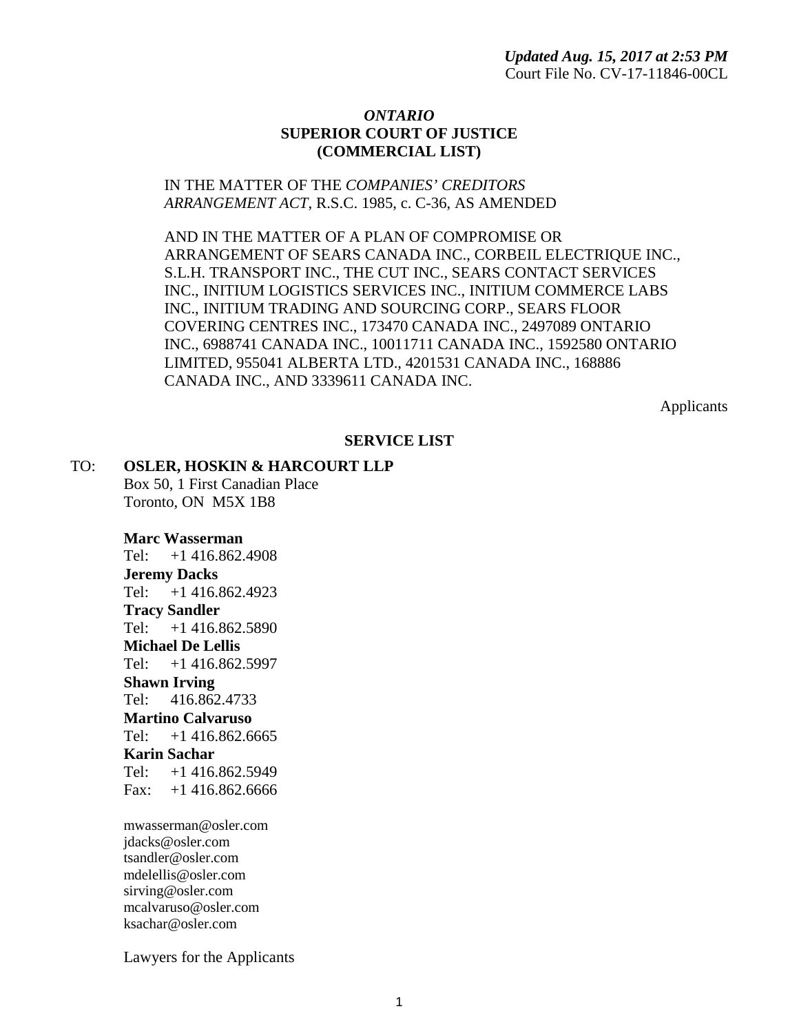*Updated Aug. 15, 2017 at 2:53 PM*
Court File No. CV-17-11846-00CL

***ONTARIO***
**SUPERIOR COURT OF JUSTICE**
**(COMMERCIAL LIST)**

IN THE MATTER OF THE *COMPANIES' CREDITORS ARRANGEMENT ACT*, R.S.C. 1985, c. C-36, AS AMENDED

AND IN THE MATTER OF A PLAN OF COMPROMISE OR ARRANGEMENT OF SEARS CANADA INC., CORBEIL ELECTRIQUE INC., S.L.H. TRANSPORT INC., THE CUT INC., SEARS CONTACT SERVICES INC., INITIUM LOGISTICS SERVICES INC., INITIUM COMMERCE LABS INC., INITIUM TRADING AND SOURCING CORP., SEARS FLOOR COVERING CENTRES INC., 173470 CANADA INC., 2497089 ONTARIO INC., 6988741 CANADA INC., 10011711 CANADA INC., 1592580 ONTARIO LIMITED, 955041 ALBERTA LTD., 4201531 CANADA INC., 168886 CANADA INC., AND 3339611 CANADA INC.

Applicants

**SERVICE LIST**

TO: **OSLER, HOSKIN & HARCOURT LLP**
Box 50, 1 First Canadian Place
Toronto, ON M5X 1B8

**Marc Wasserman**
Tel: +1 416.862.4908
**Jeremy Dacks**
Tel: +1 416.862.4923
**Tracy Sandler**
Tel: +1 416.862.5890
**Michael De Lellis**
Tel: +1 416.862.5997
**Shawn Irving**
Tel: 416.862.4733
**Martino Calvaruso**
Tel: +1 416.862.6665
**Karin Sachar**
Tel: +1 416.862.5949
Fax: +1 416.862.6666

mwasserman@osler.com
jdacks@osler.com
tsandler@osler.com
mdelellis@osler.com
sirving@osler.com
mcalvaruso@osler.com
ksachar@osler.com

Lawyers for the Applicants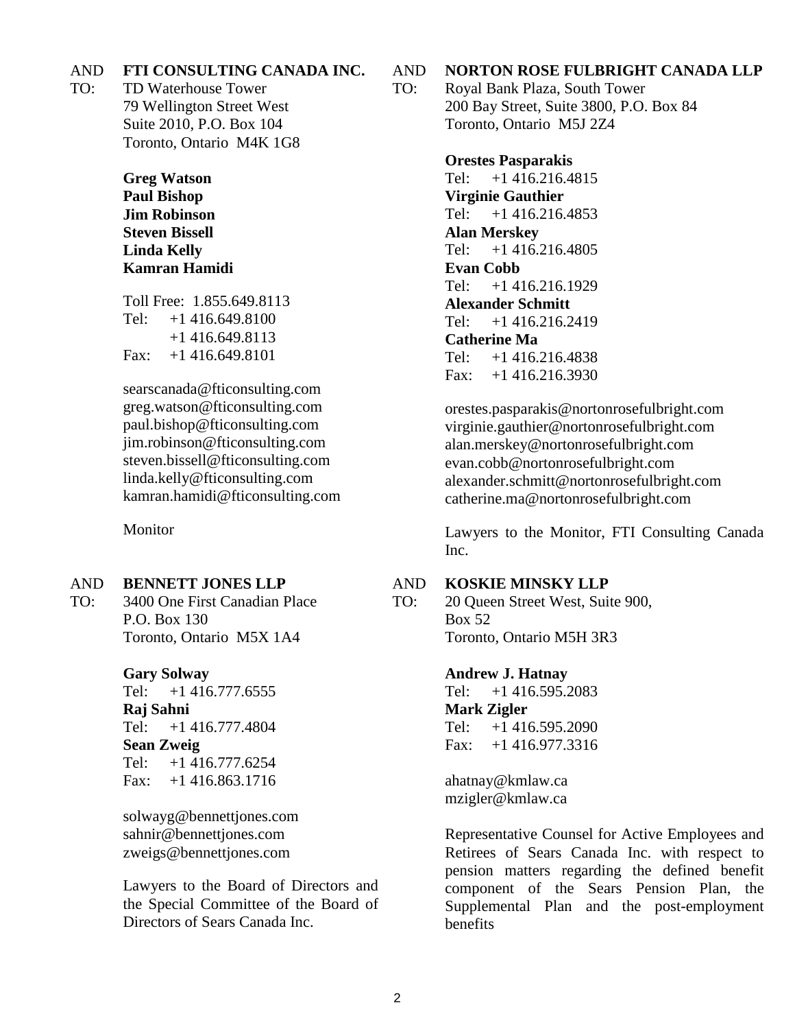AND TO: **FTI CONSULTING CANADA INC.**
TD Waterhouse Tower
79 Wellington Street West
Suite 2010, P.O. Box 104
Toronto, Ontario M4K 1G8

**Greg Watson**
**Paul Bishop**
**Jim Robinson**
**Steven Bissell**
**Linda Kelly**
**Kamran Hamidi**

Toll Free: 1.855.649.8113
Tel: +1 416.649.8100
+1 416.649.8113
Fax: +1 416.649.8101

searscanada@fticonsulting.com
greg.watson@fticonsulting.com
paul.bishop@fticonsulting.com
jim.robinson@fticonsulting.com
steven.bissell@fticonsulting.com
linda.kelly@fticonsulting.com
kamran.hamidi@fticonsulting.com

Monitor

AND TO: **NORTON ROSE FULBRIGHT CANADA LLP**
Royal Bank Plaza, South Tower
200 Bay Street, Suite 3800, P.O. Box 84
Toronto, Ontario M5J 2Z4

**Orestes Pasparakis**
Tel: +1 416.216.4815
**Virginie Gauthier**
Tel: +1 416.216.4853
**Alan Merskey**
Tel: +1 416.216.4805
**Evan Cobb**
Tel: +1 416.216.1929
**Alexander Schmitt**
Tel: +1 416.216.2419
**Catherine Ma**
Tel: +1 416.216.4838
Fax: +1 416.216.3930

orestes.pasparakis@nortonrosefulbright.com
virginie.gauthier@nortonrosefulbright.com
alan.merskey@nortonrosefulbright.com
evan.cobb@nortonrosefulbright.com
alexander.schmitt@nortonrosefulbright.com
catherine.ma@nortonrosefulbright.com

Lawyers to the Monitor, FTI Consulting Canada Inc.

AND TO: **BENNETT JONES LLP**
3400 One First Canadian Place
P.O. Box 130
Toronto, Ontario M5X 1A4

**Gary Solway**
Tel: +1 416.777.6555
**Raj Sahni**
Tel: +1 416.777.4804
**Sean Zweig**
Tel: +1 416.777.6254
Fax: +1 416.863.1716

solwayg@bennettjones.com
sahnir@bennettjones.com
zweigs@bennettjones.com

Lawyers to the Board of Directors and the Special Committee of the Board of Directors of Sears Canada Inc.

AND TO: **KOSKIE MINSKY LLP**
20 Queen Street West, Suite 900,
Box 52
Toronto, Ontario M5H 3R3

**Andrew J. Hatnay**
Tel: +1 416.595.2083
**Mark Zigler**
Tel: +1 416.595.2090
Fax: +1 416.977.3316

ahatnay@kmlaw.ca
mzigler@kmlaw.ca

Representative Counsel for Active Employees and Retirees of Sears Canada Inc. with respect to pension matters regarding the defined benefit component of the Sears Pension Plan, the Supplemental Plan and the post-employment benefits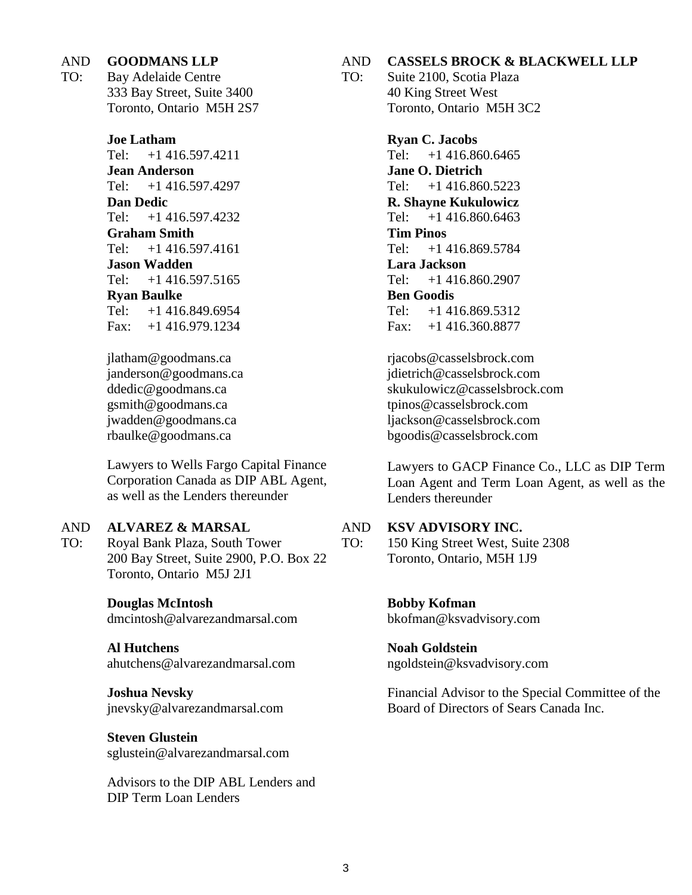AND TO: **GOODMANS LLP**
Bay Adelaide Centre
333 Bay Street, Suite 3400
Toronto, Ontario M5H 2S7

**Joe Latham**
Tel: +1 416.597.4211
**Jean Anderson**
Tel: +1 416.597.4297
**Dan Dedic**
Tel: +1 416.597.4232
**Graham Smith**
Tel: +1 416.597.4161
**Jason Wadden**
Tel: +1 416.597.5165
**Ryan Baulke**
Tel: +1 416.849.6954
Fax: +1 416.979.1234

jlatham@goodmans.ca
janderson@goodmans.ca
ddedic@goodmans.ca
gsmith@goodmans.ca
jwadden@goodmans.ca
rbaulke@goodmans.ca

Lawyers to Wells Fargo Capital Finance Corporation Canada as DIP ABL Agent, as well as the Lenders thereunder

AND TO: **ALVAREZ & MARSAL**
Royal Bank Plaza, South Tower
200 Bay Street, Suite 2900, P.O. Box 22
Toronto, Ontario M5J 2J1

**Douglas McIntosh**
dmcintosh@alvarezandmarsal.com

**Al Hutchens**
ahutchens@alvarezandmarsal.com

**Joshua Nevsky**
jnevsky@alvarezandmarsal.com

**Steven Glustein**
sglustein@alvarezandmarsal.com

Advisors to the DIP ABL Lenders and DIP Term Loan Lenders

AND TO: **CASSELS BROCK & BLACKWELL LLP**
Suite 2100, Scotia Plaza
40 King Street West
Toronto, Ontario M5H 3C2

**Ryan C. Jacobs**
Tel: +1 416.860.6465
**Jane O. Dietrich**
Tel: +1 416.860.5223
**R. Shayne Kukulowicz**
Tel: +1 416.860.6463
**Tim Pinos**
Tel: +1 416.869.5784
**Lara Jackson**
Tel: +1 416.860.2907
**Ben Goodis**
Tel: +1 416.869.5312
Fax: +1 416.360.8877

rjacobs@casselsbrock.com
jdietrich@casselsbrock.com
skukulowicz@casselsbrock.com
tpinos@casselsbrock.com
ljackson@casselsbrock.com
bgoodis@casselsbrock.com

Lawyers to GACP Finance Co., LLC as DIP Term Loan Agent and Term Loan Agent, as well as the Lenders thereunder

AND TO: **KSV ADVISORY INC.**
150 King Street West, Suite 2308
Toronto, Ontario, M5H 1J9

**Bobby Kofman**
bkofman@ksvadvisory.com

**Noah Goldstein**
ngoldstein@ksvadvisory.com

Financial Advisor to the Special Committee of the Board of Directors of Sears Canada Inc.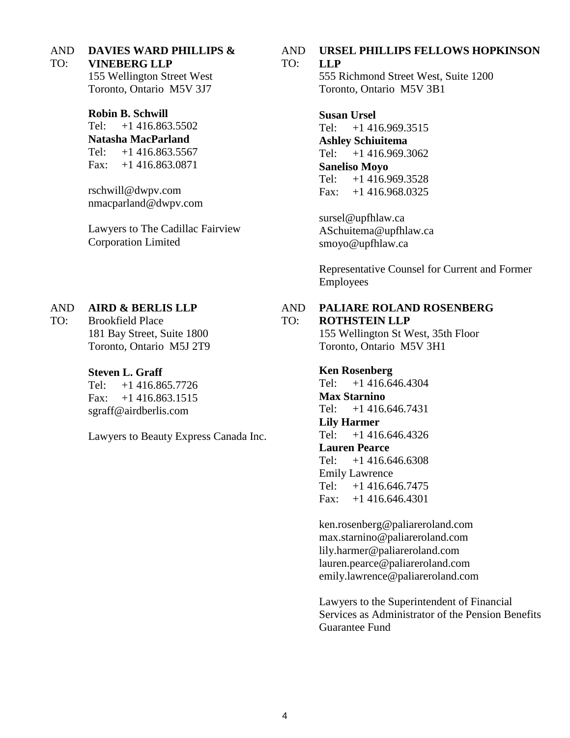AND TO: **DAVIES WARD PHILLIPS & VINEBERG LLP**
155 Wellington Street West
Toronto, Ontario M5V 3J7

**Robin B. Schwill**
Tel: +1 416.863.5502
**Natasha MacParland**
Tel: +1 416.863.5567
Fax: +1 416.863.0871

rschwill@dwpv.com
nmacparland@dwpv.com

Lawyers to The Cadillac Fairview Corporation Limited

AND TO: **URSEL PHILLIPS FELLOWS HOPKINSON LLP**
555 Richmond Street West, Suite 1200
Toronto, Ontario M5V 3B1

**Susan Ursel**
Tel: +1 416.969.3515
**Ashley Schiuitema**
Tel: +1 416.969.3062
**Saneliso Moyo**
Tel: +1 416.969.3528
Fax: +1 416.968.0325

sursel@upfhlaw.ca
ASchuitema@upfhlaw.ca
smoyo@upfhlaw.ca

Representative Counsel for Current and Former Employees

AND TO: **AIRD & BERLIS LLP**
Brookfield Place
181 Bay Street, Suite 1800
Toronto, Ontario M5J 2T9

**Steven L. Graff**
Tel: +1 416.865.7726
Fax: +1 416.863.1515
sgraff@airdberlis.com

Lawyers to Beauty Express Canada Inc.

AND TO: **PALIARE ROLAND ROSENBERG ROTHSTEIN LLP**
155 Wellington St West, 35th Floor
Toronto, Ontario M5V 3H1

**Ken Rosenberg**
Tel: +1 416.646.4304
**Max Starnino**
Tel: +1 416.646.7431
**Lily Harmer**
Tel: +1 416.646.4326
**Lauren Pearce**
Tel: +1 416.646.6308
Emily Lawrence
Tel: +1 416.646.7475
Fax: +1 416.646.4301

ken.rosenberg@paliareroland.com
max.starnino@paliareroland.com
lily.harmer@paliareroland.com
lauren.pearce@paliareroland.com
emily.lawrence@paliareroland.com

Lawyers to the Superintendent of Financial Services as Administrator of the Pension Benefits Guarantee Fund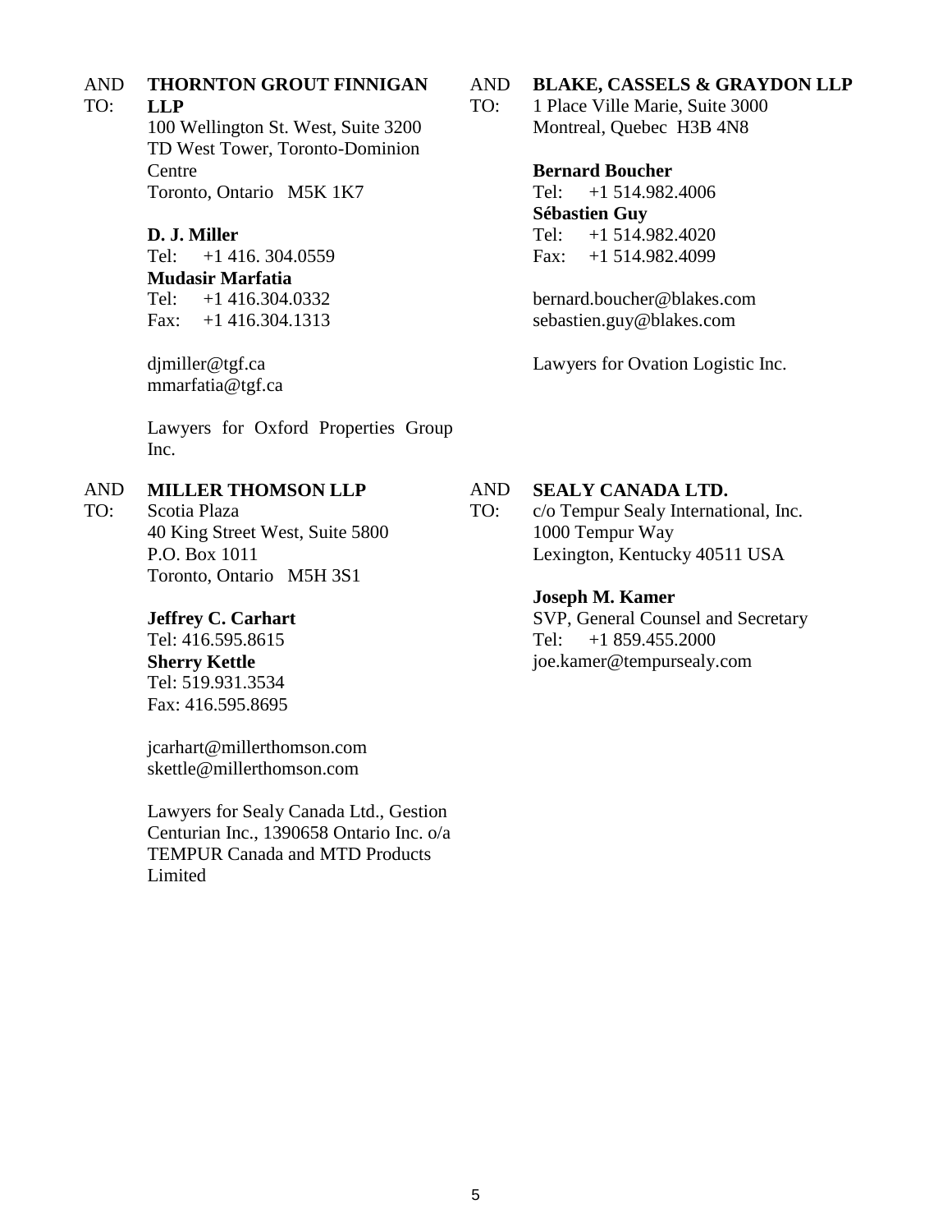AND TO: **THORNTON GROUT FINNIGAN LLP**
100 Wellington St. West, Suite 3200
TD West Tower, Toronto-Dominion Centre
Toronto, Ontario M5K 1K7

**D. J. Miller**
Tel: +1 416. 304.0559
**Mudasir Marfatia**
Tel: +1 416.304.0332
Fax: +1 416.304.1313

djmiller@tgf.ca
mmarfatia@tgf.ca

Lawyers for Oxford Properties Group Inc.

AND TO: **MILLER THOMSON LLP**
Scotia Plaza
40 King Street West, Suite 5800
P.O. Box 1011
Toronto, Ontario M5H 3S1

**Jeffrey C. Carhart**
Tel: 416.595.8615
**Sherry Kettle**
Tel: 519.931.3534
Fax: 416.595.8695

jcarhart@millerthomson.com
skettle@millerthomson.com

Lawyers for Sealy Canada Ltd., Gestion Centurian Inc., 1390658 Ontario Inc. o/a TEMPUR Canada and MTD Products Limited

AND TO: **BLAKE, CASSELS & GRAYDON LLP**
1 Place Ville Marie, Suite 3000
Montreal, Quebec H3B 4N8

**Bernard Boucher**
Tel: +1 514.982.4006
**Sébastien Guy**
Tel: +1 514.982.4020
Fax: +1 514.982.4099

bernard.boucher@blakes.com
sebastien.guy@blakes.com

Lawyers for Ovation Logistic Inc.

AND TO: **SEALY CANADA LTD.**
c/o Tempur Sealy International, Inc.
1000 Tempur Way
Lexington, Kentucky 40511 USA

**Joseph M. Kamer**
SVP, General Counsel and Secretary
Tel: +1 859.455.2000
joe.kamer@tempursealy.com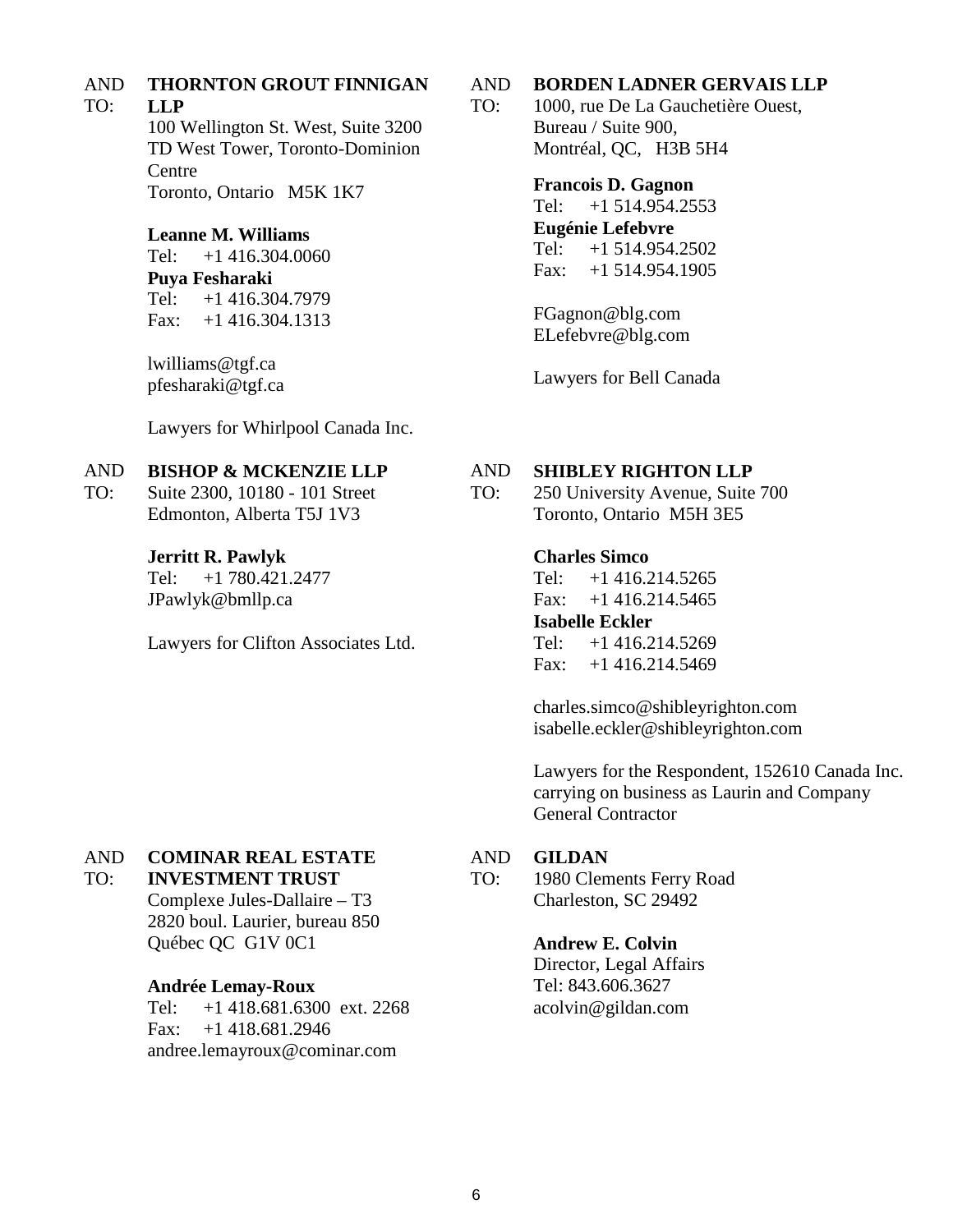AND TO: **THORNTON GROUT FINNIGAN LLP**
100 Wellington St. West, Suite 3200
TD West Tower, Toronto-Dominion Centre
Toronto, Ontario M5K 1K7

**Leanne M. Williams**
Tel: +1 416.304.0060
**Puya Fesharaki**
Tel: +1 416.304.7979
Fax: +1 416.304.1313

lwilliams@tgf.ca
pfesharaki@tgf.ca

Lawyers for Whirlpool Canada Inc.

AND TO: **BORDEN LADNER GERVAIS LLP**
1000, rue De La Gauchetière Ouest,
Bureau / Suite 900,
Montréal, QC, H3B 5H4

**Francois D. Gagnon**
Tel: +1 514.954.2553
**Eugénie Lefebvre**
Tel: +1 514.954.2502
Fax: +1 514.954.1905

FGagnon@blg.com
ELefebvre@blg.com

Lawyers for Bell Canada

AND TO: **BISHOP & MCKENZIE LLP**
Suite 2300, 10180 - 101 Street
Edmonton, Alberta T5J 1V3

**Jerritt R. Pawlyk**
Tel: +1 780.421.2477
JPawlyk@bmllp.ca

Lawyers for Clifton Associates Ltd.

AND TO: **SHIBLEY RIGHTON LLP**
250 University Avenue, Suite 700
Toronto, Ontario M5H 3E5

**Charles Simco**
Tel: +1 416.214.5265
Fax: +1 416.214.5465
**Isabelle Eckler**
Tel: +1 416.214.5269
Fax: +1 416.214.5469

charles.simco@shibleyrighton.com
isabelle.eckler@shibleyrighton.com

Lawyers for the Respondent, 152610 Canada Inc. carrying on business as Laurin and Company General Contractor

AND TO: **COMINAR REAL ESTATE INVESTMENT TRUST**
Complexe Jules-Dallaire – T3
2820 boul. Laurier, bureau 850
Québec QC G1V 0C1

**Andrée Lemay-Roux**
Tel: +1 418.681.6300 ext. 2268
Fax: +1 418.681.2946
andree.lemayroux@cominar.com

AND TO: **GILDAN**
1980 Clements Ferry Road
Charleston, SC 29492

**Andrew E. Colvin**
Director, Legal Affairs
Tel: 843.606.3627
acolvin@gildan.com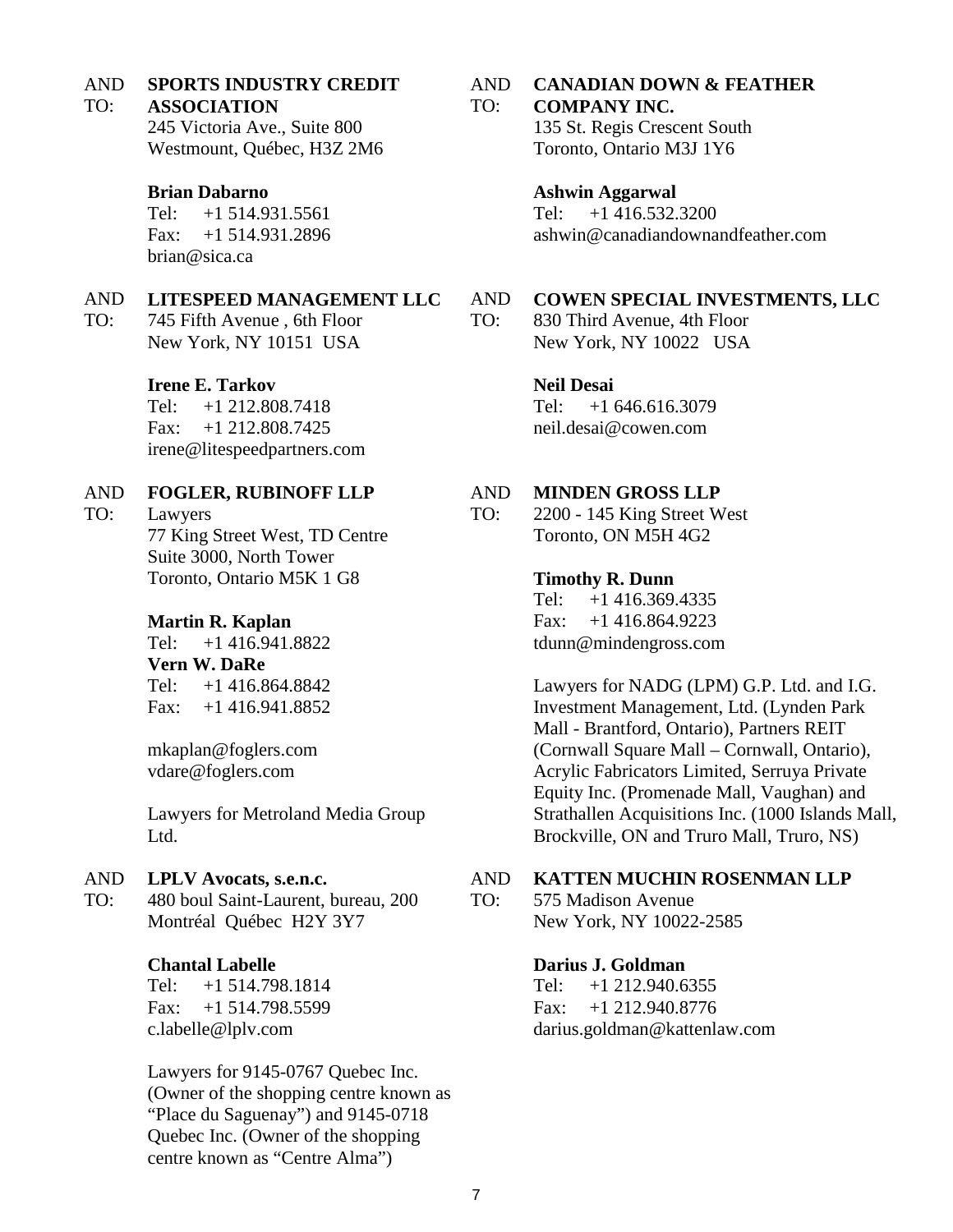AND TO: **SPORTS INDUSTRY CREDIT ASSOCIATION**
245 Victoria Ave., Suite 800
Westmount, Québec, H3Z 2M6

**Brian Dabarno**
Tel: +1 514.931.5561
Fax: +1 514.931.2896
brian@sica.ca

AND TO: **LITESPEED MANAGEMENT LLC**
745 Fifth Avenue , 6th Floor
New York, NY 10151 USA

**Irene E. Tarkov**
Tel: +1 212.808.7418
Fax: +1 212.808.7425
irene@litespeedpartners.com

AND TO: **FOGLER, RUBINOFF LLP**
Lawyers
77 King Street West, TD Centre
Suite 3000, North Tower
Toronto, Ontario M5K 1 G8

**Martin R. Kaplan**
Tel: +1 416.941.8822
**Vern W. DaRe**
Tel: +1 416.864.8842
Fax: +1 416.941.8852

mkaplan@foglers.com
vdare@foglers.com

Lawyers for Metroland Media Group Ltd.

AND TO: **LPLV Avocats, s.e.n.c.**
480 boul Saint-Laurent, bureau, 200
Montréal Québec H2Y 3Y7

**Chantal Labelle**
Tel: +1 514.798.1814
Fax: +1 514.798.5599
c.labelle@lplv.com

Lawyers for 9145-0767 Quebec Inc. (Owner of the shopping centre known as "Place du Saguenay") and 9145-0718 Quebec Inc. (Owner of the shopping centre known as "Centre Alma")

AND TO: **CANADIAN DOWN & FEATHER COMPANY INC.**
135 St. Regis Crescent South
Toronto, Ontario M3J 1Y6

**Ashwin Aggarwal**
Tel: +1 416.532.3200
ashwin@canadiandownandfeather.com

AND TO: **COWEN SPECIAL INVESTMENTS, LLC**
830 Third Avenue, 4th Floor
New York, NY 10022 USA

**Neil Desai**
Tel: +1 646.616.3079
neil.desai@cowen.com

AND TO: **MINDEN GROSS LLP**
2200 - 145 King Street West
Toronto, ON M5H 4G2

**Timothy R. Dunn**
Tel: +1 416.369.4335
Fax: +1 416.864.9223
tdunn@mindengross.com

Lawyers for NADG (LPM) G.P. Ltd. and I.G. Investment Management, Ltd. (Lynden Park Mall - Brantford, Ontario), Partners REIT (Cornwall Square Mall – Cornwall, Ontario), Acrylic Fabricators Limited, Serruya Private Equity Inc. (Promenade Mall, Vaughan) and Strathallen Acquisitions Inc. (1000 Islands Mall, Brockville, ON and Truro Mall, Truro, NS)

AND TO: **KATTEN MUCHIN ROSENMAN LLP**
575 Madison Avenue
New York, NY 10022-2585

**Darius J. Goldman**
Tel: +1 212.940.6355
Fax: +1 212.940.8776
darius.goldman@kattenlaw.com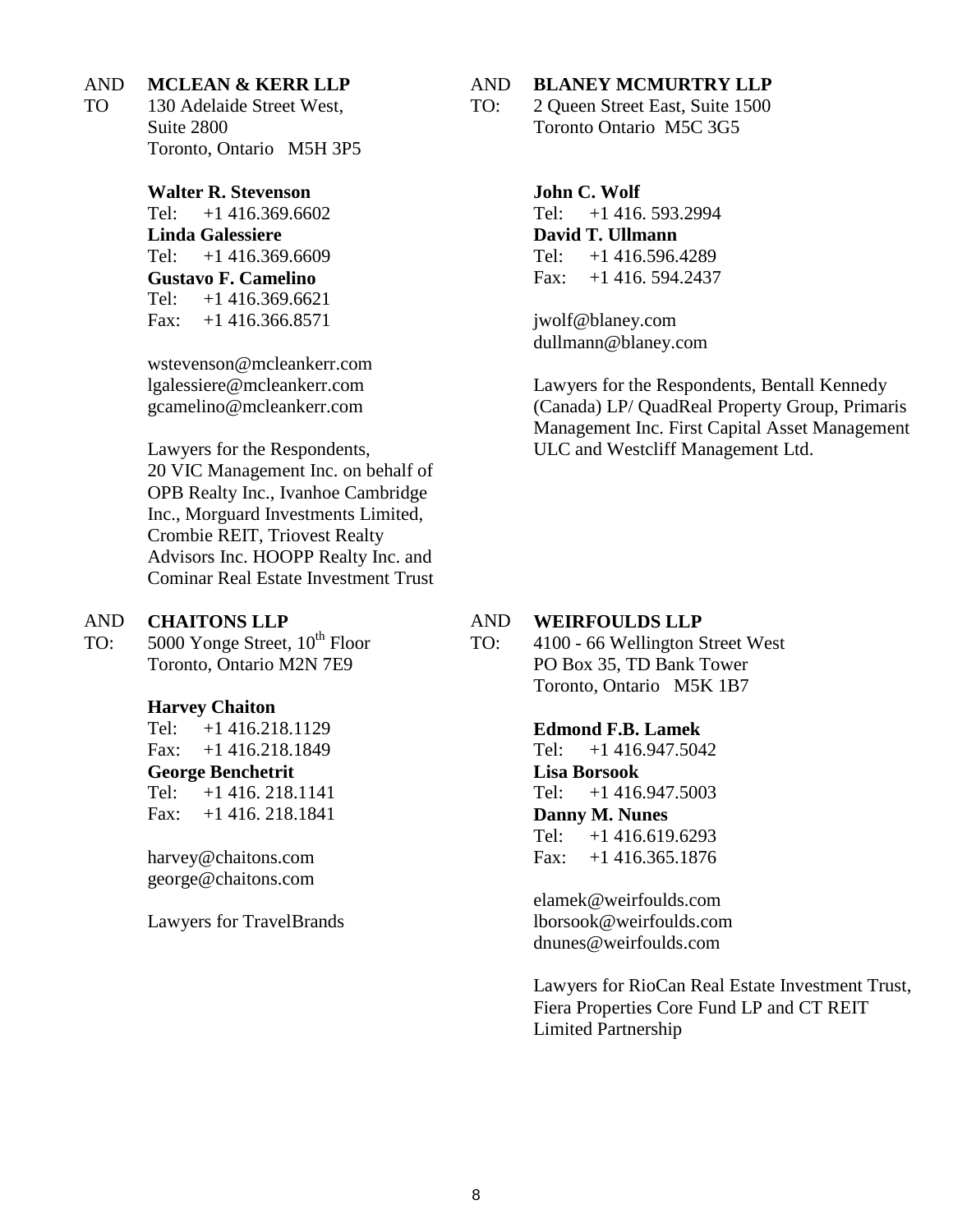AND TO **MCLEAN & KERR LLP**
130 Adelaide Street West,
Suite 2800
Toronto, Ontario M5H 3P5

**Walter R. Stevenson**
Tel: +1 416.369.6602
**Linda Galessiere**
Tel: +1 416.369.6609
**Gustavo F. Camelino**
Tel: +1 416.369.6621
Fax: +1 416.366.8571

wstevenson@mcleankerr.com
lgalessiere@mcleankerr.com
gcamelino@mcleankerr.com

Lawyers for the Respondents, 20 VIC Management Inc. on behalf of OPB Realty Inc., Ivanhoe Cambridge Inc., Morguard Investments Limited, Crombie REIT, Triovest Realty Advisors Inc. HOOPP Realty Inc. and Cominar Real Estate Investment Trust

AND TO: **BLANEY MCMURTRY LLP**
2 Queen Street East, Suite 1500
Toronto Ontario M5C 3G5

**John C. Wolf**
Tel: +1 416. 593.2994
**David T. Ullmann**
Tel: +1 416.596.4289
Fax: +1 416. 594.2437

jwolf@blaney.com
dullmann@blaney.com

Lawyers for the Respondents, Bentall Kennedy (Canada) LP/ QuadReal Property Group, Primaris Management Inc. First Capital Asset Management ULC and Westcliff Management Ltd.

AND TO: **CHAITONS LLP**
5000 Yonge Street, 10th Floor
Toronto, Ontario M2N 7E9

**Harvey Chaiton**
Tel: +1 416.218.1129
Fax: +1 416.218.1849
**George Benchetrit**
Tel: +1 416. 218.1141
Fax: +1 416. 218.1841

harvey@chaitons.com
george@chaitons.com

Lawyers for TravelBrands

AND TO: **WEIRFOULDS LLP**
4100 - 66 Wellington Street West
PO Box 35, TD Bank Tower
Toronto, Ontario M5K 1B7

**Edmond F.B. Lamek**
Tel: +1 416.947.5042
**Lisa Borsook**
Tel: +1 416.947.5003
**Danny M. Nunes**
Tel: +1 416.619.6293
Fax: +1 416.365.1876

elamek@weirfoulds.com
lborsook@weirfoulds.com
dnunes@weirfoulds.com

Lawyers for RioCan Real Estate Investment Trust, Fiera Properties Core Fund LP and CT REIT Limited Partnership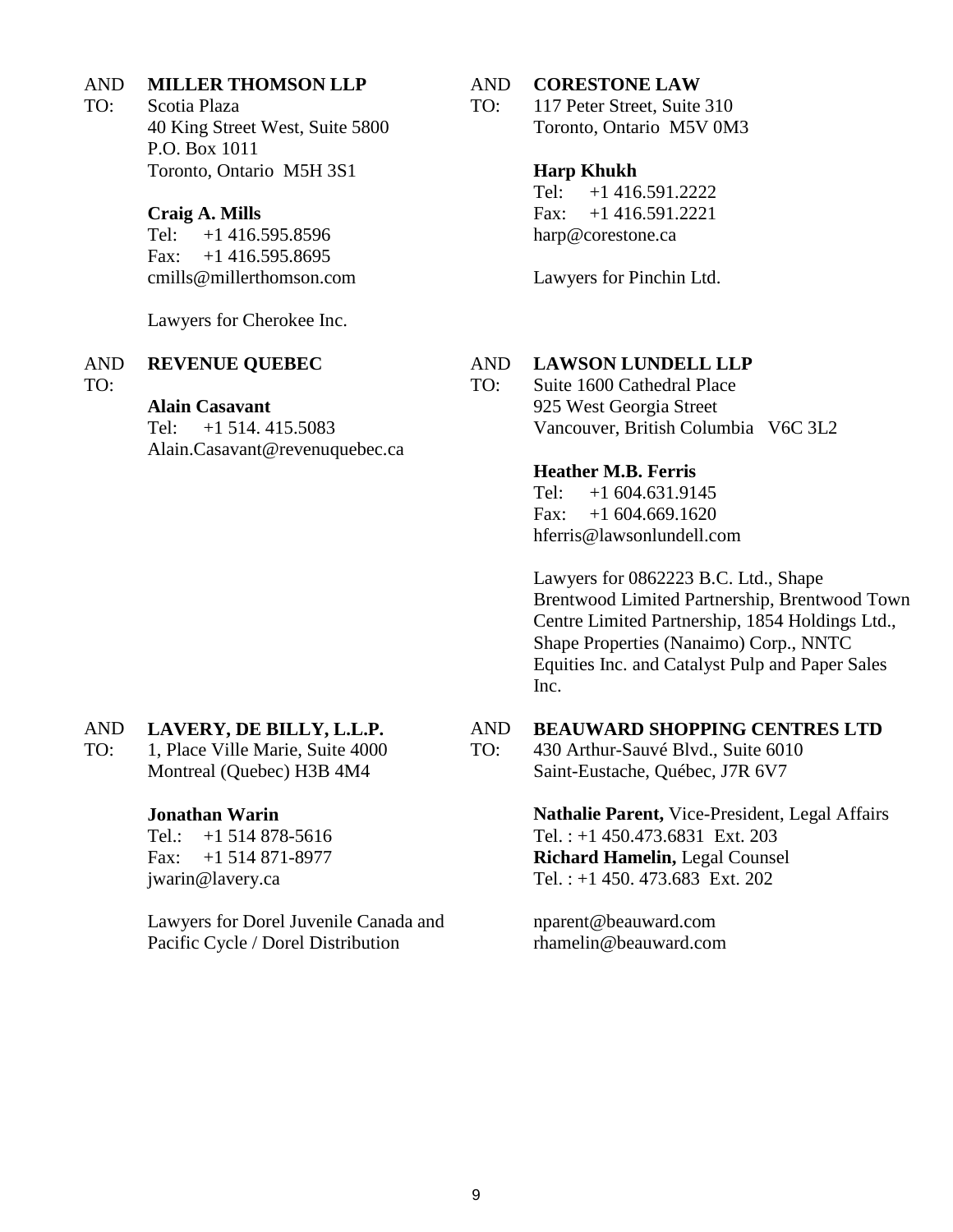AND TO: **MILLER THOMSON LLP**
Scotia Plaza
40 King Street West, Suite 5800
P.O. Box 1011
Toronto, Ontario M5H 3S1

**Craig A. Mills**
Tel: +1 416.595.8596
Fax: +1 416.595.8695
cmills@millerthomson.com

Lawyers for Cherokee Inc.

AND TO: **REVENUE QUEBEC**

**Alain Casavant**
Tel: +1 514. 415.5083
Alain.Casavant@revenuquebec.ca

AND TO: **LAVERY, DE BILLY, L.L.P.**
1, Place Ville Marie, Suite 4000
Montreal (Quebec) H3B 4M4

**Jonathan Warin**
Tel.: +1 514 878-5616
Fax: +1 514 871-8977
jwarin@lavery.ca

Lawyers for Dorel Juvenile Canada and Pacific Cycle / Dorel Distribution

AND TO: **CORESTONE LAW**
117 Peter Street, Suite 310
Toronto, Ontario M5V 0M3

**Harp Khukh**
Tel: +1 416.591.2222
Fax: +1 416.591.2221
harp@corestone.ca

Lawyers for Pinchin Ltd.

AND TO: **LAWSON LUNDELL LLP**
Suite 1600 Cathedral Place
925 West Georgia Street
Vancouver, British Columbia V6C 3L2

**Heather M.B. Ferris**
Tel: +1 604.631.9145
Fax: +1 604.669.1620
hferris@lawsonlundell.com

Lawyers for 0862223 B.C. Ltd., Shape Brentwood Limited Partnership, Brentwood Town Centre Limited Partnership, 1854 Holdings Ltd., Shape Properties (Nanaimo) Corp., NNTC Equities Inc. and Catalyst Pulp and Paper Sales Inc.

AND TO: **BEAUWARD SHOPPING CENTRES LTD**
430 Arthur-Sauvé Blvd., Suite 6010
Saint-Eustache, Québec, J7R 6V7

**Nathalie Parent,** Vice-President, Legal Affairs
Tel. : +1 450.473.6831 Ext. 203
**Richard Hamelin,** Legal Counsel
Tel. : +1 450. 473.683 Ext. 202

nparent@beauward.com
rhamelin@beauward.com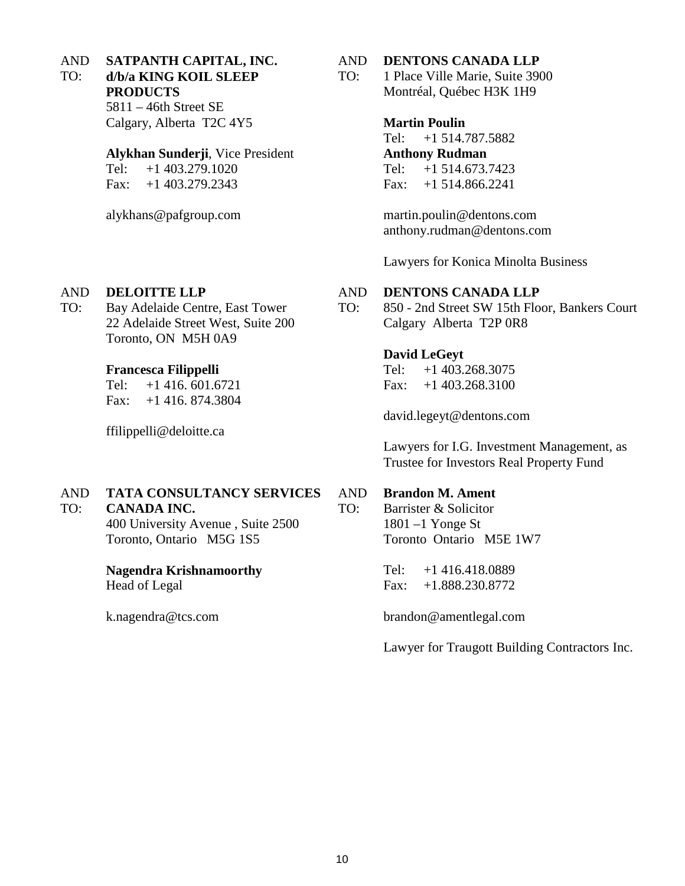AND TO: **SATPANTH CAPITAL, INC. d/b/a KING KOIL SLEEP PRODUCTS**
5811 – 46th Street SE
Calgary, Alberta T2C 4Y5

**Alykhan Sunderji**, Vice President
Tel: +1 403.279.1020
Fax: +1 403.279.2343

alykhans@pafgroup.com

AND TO: **DENTONS CANADA LLP**
1 Place Ville Marie, Suite 3900
Montréal, Québec H3K 1H9

**Martin Poulin**
Tel: +1 514.787.5882
**Anthony Rudman**
Tel: +1 514.673.7423
Fax: +1 514.866.2241

martin.poulin@dentons.com
anthony.rudman@dentons.com

Lawyers for Konica Minolta Business

AND TO: **DELOITTE LLP**
Bay Adelaide Centre, East Tower
22 Adelaide Street West, Suite 200
Toronto, ON M5H 0A9

**Francesca Filippelli**
Tel: +1 416. 601.6721
Fax: +1 416. 874.3804

ffilippelli@deloitte.ca

AND TO: **DENTONS CANADA LLP**
850 - 2nd Street SW 15th Floor, Bankers Court
Calgary Alberta T2P 0R8

**David LeGeyt**
Tel: +1 403.268.3075
Fax: +1 403.268.3100

david.legeyt@dentons.com

Lawyers for I.G. Investment Management, as Trustee for Investors Real Property Fund

AND TO: **TATA CONSULTANCY SERVICES CANADA INC.**
400 University Avenue , Suite 2500
Toronto, Ontario M5G 1S5

**Nagendra Krishnamoorthy**
Head of Legal

k.nagendra@tcs.com

AND TO: **Brandon M. Ament**
Barrister & Solicitor
1801 –1 Yonge St
Toronto Ontario M5E 1W7

Tel: +1 416.418.0889
Fax: +1.888.230.8772

brandon@amentlegal.com

Lawyer for Traugott Building Contractors Inc.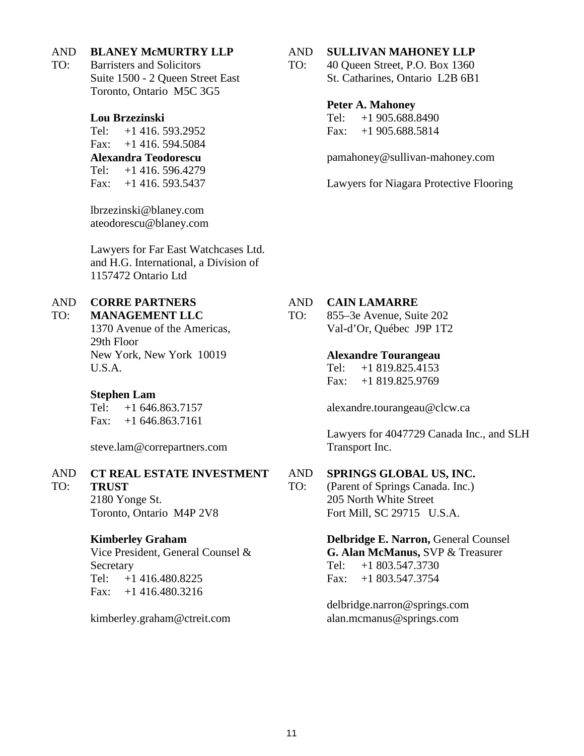AND TO: **BLANEY McMURTRY LLP**
Barristers and Solicitors
Suite 1500 - 2 Queen Street East
Toronto, Ontario M5C 3G5

**Lou Brzezinski**
Tel: +1 416. 593.2952
Fax: +1 416. 594.5084
**Alexandra Teodorescu**
Tel: +1 416. 596.4279
Fax: +1 416. 593.5437

lbrzezinski@blaney.com
ateodorescu@blaney.com

Lawyers for Far East Watchcases Ltd. and H.G. International, a Division of 1157472 Ontario Ltd

AND TO: **SULLIVAN MAHONEY LLP**
40 Queen Street, P.O. Box 1360
St. Catharines, Ontario L2B 6B1

**Peter A. Mahoney**
Tel: +1 905.688.8490
Fax: +1 905.688.5814

pamahoney@sullivan-mahoney.com

Lawyers for Niagara Protective Flooring

AND TO: **CORRE PARTNERS MANAGEMENT LLC**
1370 Avenue of the Americas, 29th Floor
New York, New York 10019
U.S.A.

**Stephen Lam**
Tel: +1 646.863.7157
Fax: +1 646.863.7161

steve.lam@correpartners.com

AND TO: **CAIN LAMARRE**
855–3e Avenue, Suite 202
Val-d'Or, Québec J9P 1T2

**Alexandre Tourangeau**
Tel: +1 819.825.4153
Fax: +1 819.825.9769

alexandre.tourangeau@clcw.ca

Lawyers for 4047729 Canada Inc., and SLH Transport Inc.

AND TO: **CT REAL ESTATE INVESTMENT TRUST**
2180 Yonge St.
Toronto, Ontario M4P 2V8

**Kimberley Graham**
Vice President, General Counsel & Secretary
Tel: +1 416.480.8225
Fax: +1 416.480.3216

kimberley.graham@ctreit.com

AND TO: **SPRINGS GLOBAL US, INC.**
(Parent of Springs Canada. Inc.)
205 North White Street
Fort Mill, SC 29715 U.S.A.

**Delbridge E. Narron,** General Counsel
**G. Alan McManus,** SVP & Treasurer
Tel: +1 803.547.3730
Fax: +1 803.547.3754

delbridge.narron@springs.com
alan.mcmanus@springs.com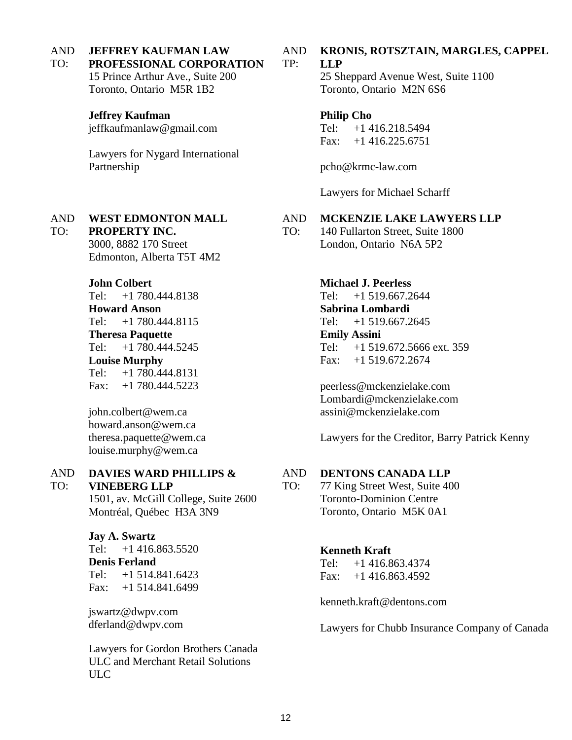AND TO: **JEFFREY KAUFMAN LAW PROFESSIONAL CORPORATION**
15 Prince Arthur Ave., Suite 200
Toronto, Ontario M5R 1B2

**Jeffrey Kaufman**
jeffkaufmanlaw@gmail.com

Lawyers for Nygard International Partnership

AND TP: **KRONIS, ROTSZTAIN, MARGLES, CAPPEL LLP**
25 Sheppard Avenue West, Suite 1100
Toronto, Ontario M2N 6S6

**Philip Cho**
Tel: +1 416.218.5494
Fax: +1 416.225.6751

pcho@krmc-law.com

Lawyers for Michael Scharff

AND TO: **WEST EDMONTON MALL PROPERTY INC.**
3000, 8882 170 Street
Edmonton, Alberta T5T 4M2

**John Colbert**
Tel: +1 780.444.8138
**Howard Anson**
Tel: +1 780.444.8115
**Theresa Paquette**
Tel: +1 780.444.5245
**Louise Murphy**
Tel: +1 780.444.8131
Fax: +1 780.444.5223

john.colbert@wem.ca
howard.anson@wem.ca
theresa.paquette@wem.ca
louise.murphy@wem.ca

AND TO: **MCKENZIE LAKE LAWYERS LLP**
140 Fullarton Street, Suite 1800
London, Ontario N6A 5P2

**Michael J. Peerless**
Tel: +1 519.667.2644
**Sabrina Lombardi**
Tel: +1 519.667.2645
**Emily Assini**
Tel: +1 519.672.5666 ext. 359
Fax: +1 519.672.2674

peerless@mckenzielake.com
Lombardi@mckenzielake.com
assini@mckenzielake.com

Lawyers for the Creditor, Barry Patrick Kenny

AND TO: **DAVIES WARD PHILLIPS & VINEBERG LLP**
1501, av. McGill College, Suite 2600
Montréal, Québec H3A 3N9

**Jay A. Swartz**
Tel: +1 416.863.5520
**Denis Ferland**
Tel: +1 514.841.6423
Fax: +1 514.841.6499

jswartz@dwpv.com
dferland@dwpv.com

Lawyers for Gordon Brothers Canada ULC and Merchant Retail Solutions ULC

AND TO: **DENTONS CANADA LLP**
77 King Street West, Suite 400
Toronto-Dominion Centre
Toronto, Ontario M5K 0A1

**Kenneth Kraft**
Tel: +1 416.863.4374
Fax: +1 416.863.4592

kenneth.kraft@dentons.com

Lawyers for Chubb Insurance Company of Canada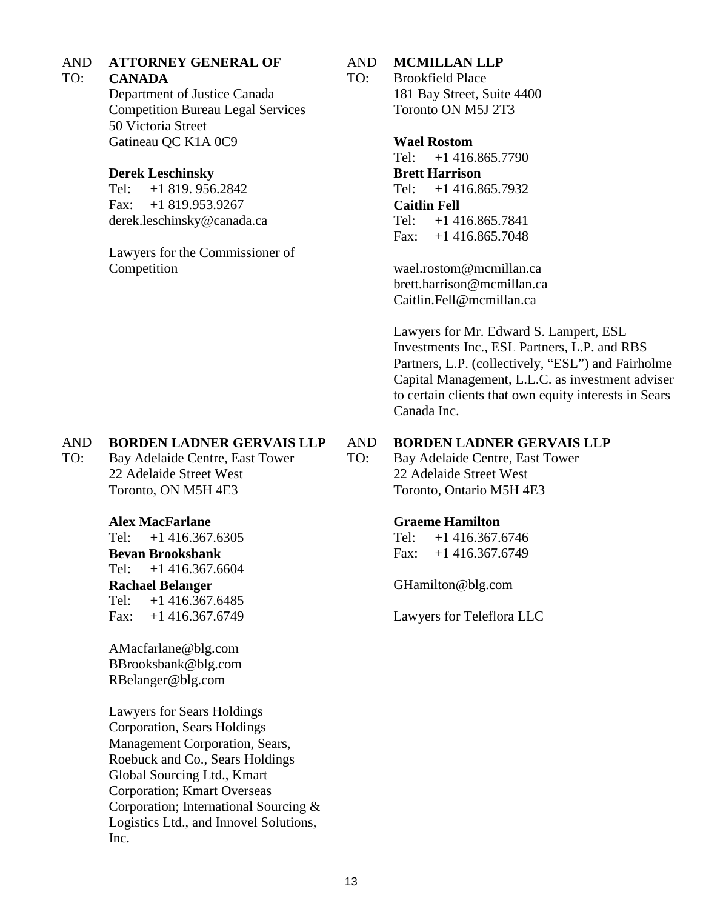AND TO: **ATTORNEY GENERAL OF CANADA**
Department of Justice Canada
Competition Bureau Legal Services
50 Victoria Street
Gatineau QC K1A 0C9

**Derek Leschinsky**
Tel: +1 819. 956.2842
Fax: +1 819.953.9267
derek.leschinsky@canada.ca

Lawyers for the Commissioner of Competition

AND TO: **MCMILLAN LLP**
Brookfield Place
181 Bay Street, Suite 4400
Toronto ON M5J 2T3

**Wael Rostom**
Tel: +1 416.865.7790
**Brett Harrison**
Tel: +1 416.865.7932
**Caitlin Fell**
Tel: +1 416.865.7841
Fax: +1 416.865.7048

wael.rostom@mcmillan.ca
brett.harrison@mcmillan.ca
Caitlin.Fell@mcmillan.ca

Lawyers for Mr. Edward S. Lampert, ESL Investments Inc., ESL Partners, L.P. and RBS Partners, L.P. (collectively, "ESL") and Fairholme Capital Management, L.L.C. as investment adviser to certain clients that own equity interests in Sears Canada Inc.

AND TO: **BORDEN LADNER GERVAIS LLP**
Bay Adelaide Centre, East Tower
22 Adelaide Street West
Toronto, ON M5H 4E3

**Alex MacFarlane**
Tel: +1 416.367.6305
**Bevan Brooksbank**
Tel: +1 416.367.6604
**Rachael Belanger**
Tel: +1 416.367.6485
Fax: +1 416.367.6749

AMacfarlane@blg.com
BBrooksbank@blg.com
RBelanger@blg.com

Lawyers for Sears Holdings Corporation, Sears Holdings Management Corporation, Sears, Roebuck and Co., Sears Holdings Global Sourcing Ltd., Kmart Corporation; Kmart Overseas Corporation; International Sourcing & Logistics Ltd., and Innovel Solutions, Inc.

AND TO: **BORDEN LADNER GERVAIS LLP**
Bay Adelaide Centre, East Tower
22 Adelaide Street West
Toronto, Ontario M5H 4E3

**Graeme Hamilton**
Tel: +1 416.367.6746
Fax: +1 416.367.6749

GHamilton@blg.com

Lawyers for Teleflora LLC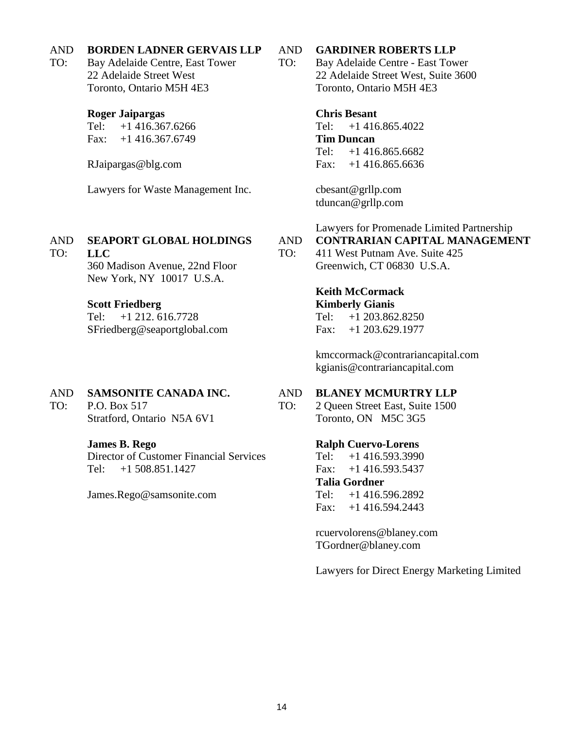AND TO: **BORDEN LADNER GERVAIS LLP**
Bay Adelaide Centre, East Tower
22 Adelaide Street West
Toronto, Ontario M5H 4E3

**Roger Jaipargas**
Tel: +1 416.367.6266
Fax: +1 416.367.6749

RJaipargas@blg.com

Lawyers for Waste Management Inc.

AND TO: **GARDINER ROBERTS LLP**
Bay Adelaide Centre - East Tower
22 Adelaide Street West, Suite 3600
Toronto, Ontario M5H 4E3

**Chris Besant**
Tel: +1 416.865.4022
**Tim Duncan**
Tel: +1 416.865.6682
Fax: +1 416.865.6636

cbesant@grllp.com
tduncan@grllp.com

Lawyers for Promenade Limited Partnership

AND TO: **SEAPORT GLOBAL HOLDINGS LLC**
360 Madison Avenue, 22nd Floor
New York, NY 10017 U.S.A.

**Scott Friedberg**
Tel: +1 212. 616.7728
SFriedberg@seaportglobal.com

AND TO: **CONTRARIAN CAPITAL MANAGEMENT**
411 West Putnam Ave. Suite 425
Greenwich, CT 06830 U.S.A.

**Keith McCormack**
**Kimberly Gianis**
Tel: +1 203.862.8250
Fax: +1 203.629.1977

kmccormack@contrariancapital.com
kgianis@contrariancapital.com

AND TO: **SAMSONITE CANADA INC.**
P.O. Box 517
Stratford, Ontario N5A 6V1

**James B. Rego**
Director of Customer Financial Services
Tel: +1 508.851.1427

James.Rego@samsonite.com

AND TO: **BLANEY MCMURTRY LLP**
2 Queen Street East, Suite 1500
Toronto, ON M5C 3G5

**Ralph Cuervo-Lorens**
Tel: +1 416.593.3990
Fax: +1 416.593.5437
**Talia Gordner**
Tel: +1 416.596.2892
Fax: +1 416.594.2443

rcuervolorens@blaney.com
TGordner@blaney.com

Lawyers for Direct Energy Marketing Limited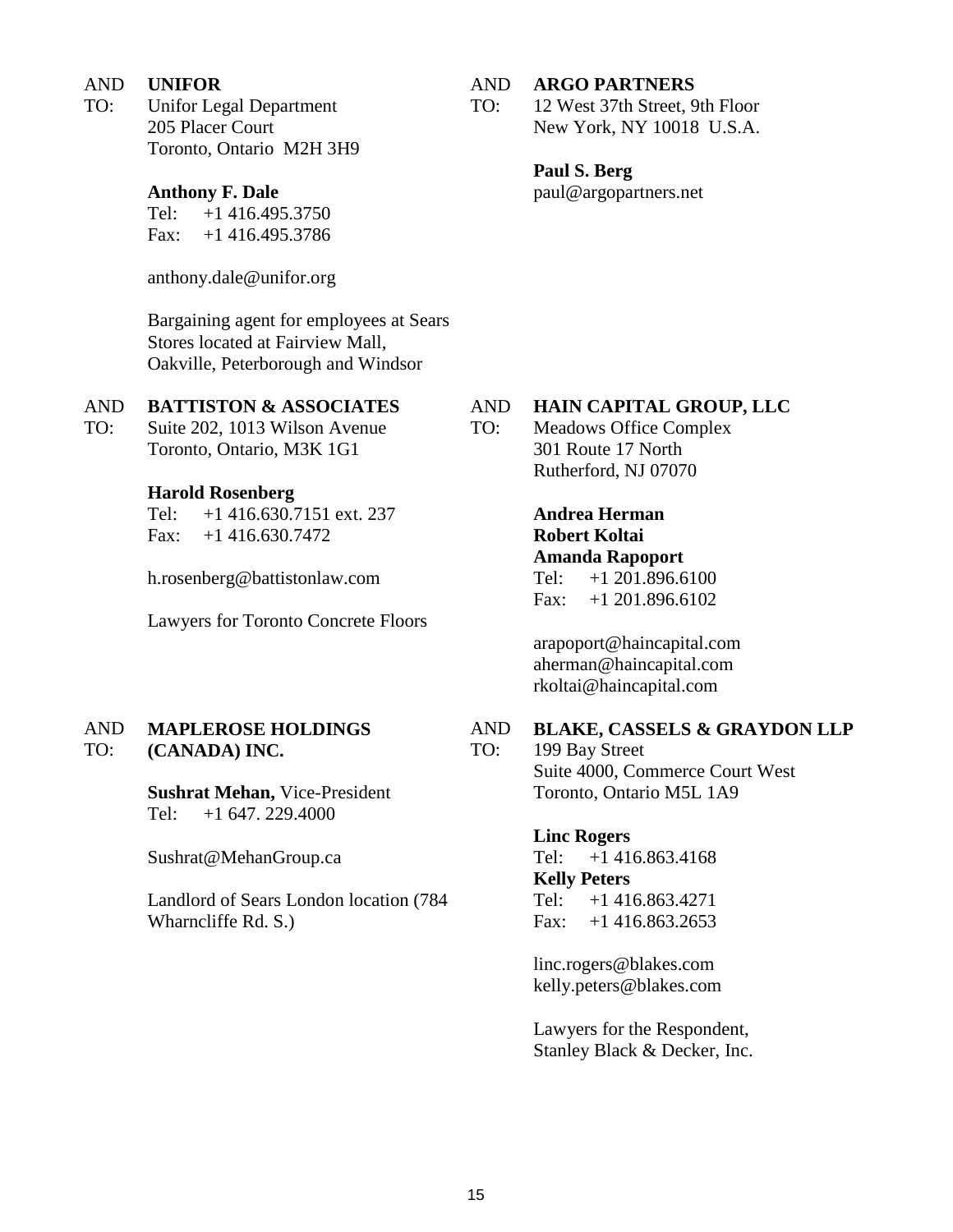AND TO: **UNIFOR**
Unifor Legal Department
205 Placer Court
Toronto, Ontario M2H 3H9

**Anthony F. Dale**
Tel: +1 416.495.3750
Fax: +1 416.495.3786

anthony.dale@unifor.org

Bargaining agent for employees at Sears Stores located at Fairview Mall, Oakville, Peterborough and Windsor

AND TO: **BATTISTON & ASSOCIATES**
Suite 202, 1013 Wilson Avenue
Toronto, Ontario, M3K 1G1

**Harold Rosenberg**
Tel: +1 416.630.7151 ext. 237
Fax: +1 416.630.7472

h.rosenberg@battistonlaw.com

Lawyers for Toronto Concrete Floors

AND TO: **MAPLEROSE HOLDINGS (CANADA) INC.**

**Sushrat Mehan,** Vice-President
Tel: +1 647. 229.4000

Sushrat@MehanGroup.ca

Landlord of Sears London location (784 Wharncliffe Rd. S.)

AND TO: **ARGO PARTNERS**
12 West 37th Street, 9th Floor
New York, NY 10018 U.S.A.

**Paul S. Berg**
paul@argopartners.net

AND TO: **HAIN CAPITAL GROUP, LLC**
Meadows Office Complex
301 Route 17 North
Rutherford, NJ 07070

**Andrea Herman**
**Robert Koltai**
**Amanda Rapoport**
Tel: +1 201.896.6100
Fax: +1 201.896.6102

arapoport@haincapital.com
aherman@haincapital.com
rkoltai@haincapital.com

AND TO: **BLAKE, CASSELS & GRAYDON LLP**
199 Bay Street
Suite 4000, Commerce Court West
Toronto, Ontario M5L 1A9

**Linc Rogers**
Tel: +1 416.863.4168
**Kelly Peters**
Tel: +1 416.863.4271
Fax: +1 416.863.2653

linc.rogers@blakes.com
kelly.peters@blakes.com

Lawyers for the Respondent, Stanley Black & Decker, Inc.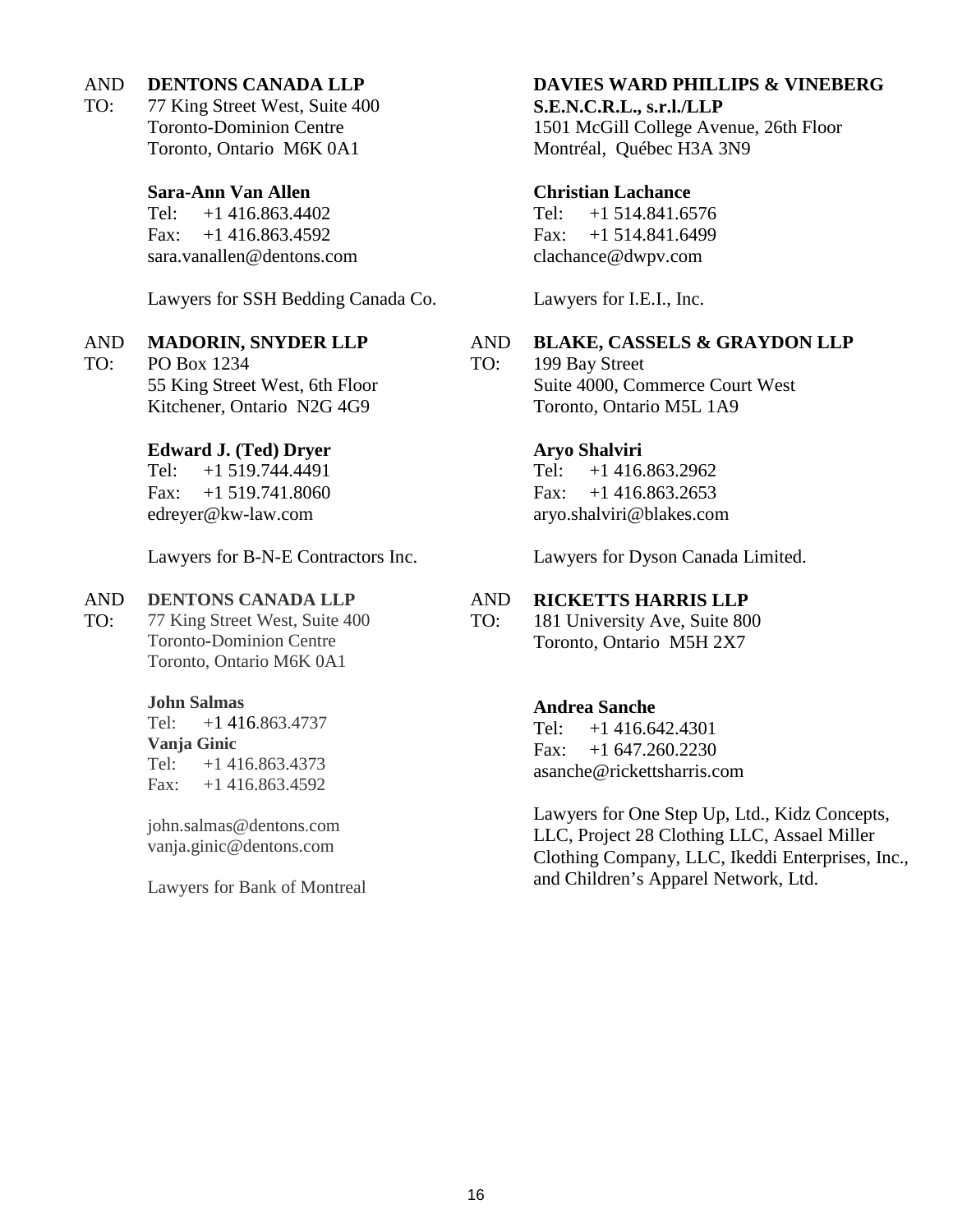AND TO: **DENTONS CANADA LLP**
77 King Street West, Suite 400
Toronto-Dominion Centre
Toronto, Ontario M6K 0A1

**Sara-Ann Van Allen**
Tel: +1 416.863.4402
Fax: +1 416.863.4592
sara.vanallen@dentons.com

Lawyers for SSH Bedding Canada Co.

AND TO: **MADORIN, SNYDER LLP**
PO Box 1234
55 King Street West, 6th Floor
Kitchener, Ontario N2G 4G9

**Edward J. (Ted) Dryer**
Tel: +1 519.744.4491
Fax: +1 519.741.8060
edreyer@kw-law.com

Lawyers for B-N-E Contractors Inc.

AND TO: **DENTONS CANADA LLP**
77 King Street West, Suite 400
Toronto-Dominion Centre
Toronto, Ontario M6K 0A1

**John Salmas**
Tel: +1 416.863.4737
**Vanja Ginic**
Tel: +1 416.863.4373
Fax: +1 416.863.4592

john.salmas@dentons.com
vanja.ginic@dentons.com

Lawyers for Bank of Montreal

**DAVIES WARD PHILLIPS & VINEBERG S.E.N.C.R.L., s.r.l./LLP**
1501 McGill College Avenue, 26th Floor
Montréal, Québec H3A 3N9

**Christian Lachance**
Tel: +1 514.841.6576
Fax: +1 514.841.6499
clachance@dwpv.com

Lawyers for I.E.I., Inc.

AND TO: **BLAKE, CASSELS & GRAYDON LLP**
199 Bay Street
Suite 4000, Commerce Court West
Toronto, Ontario M5L 1A9

**Aryo Shalviri**
Tel: +1 416.863.2962
Fax: +1 416.863.2653
aryo.shalviri@blakes.com

Lawyers for Dyson Canada Limited.

AND TO: **RICKETTS HARRIS LLP**
181 University Ave, Suite 800
Toronto, Ontario M5H 2X7

**Andrea Sanche**
Tel: +1 416.642.4301
Fax: +1 647.260.2230
asanche@rickettsharris.com

Lawyers for One Step Up, Ltd., Kidz Concepts, LLC, Project 28 Clothing LLC, Assael Miller Clothing Company, LLC, Ikeddi Enterprises, Inc., and Children's Apparel Network, Ltd.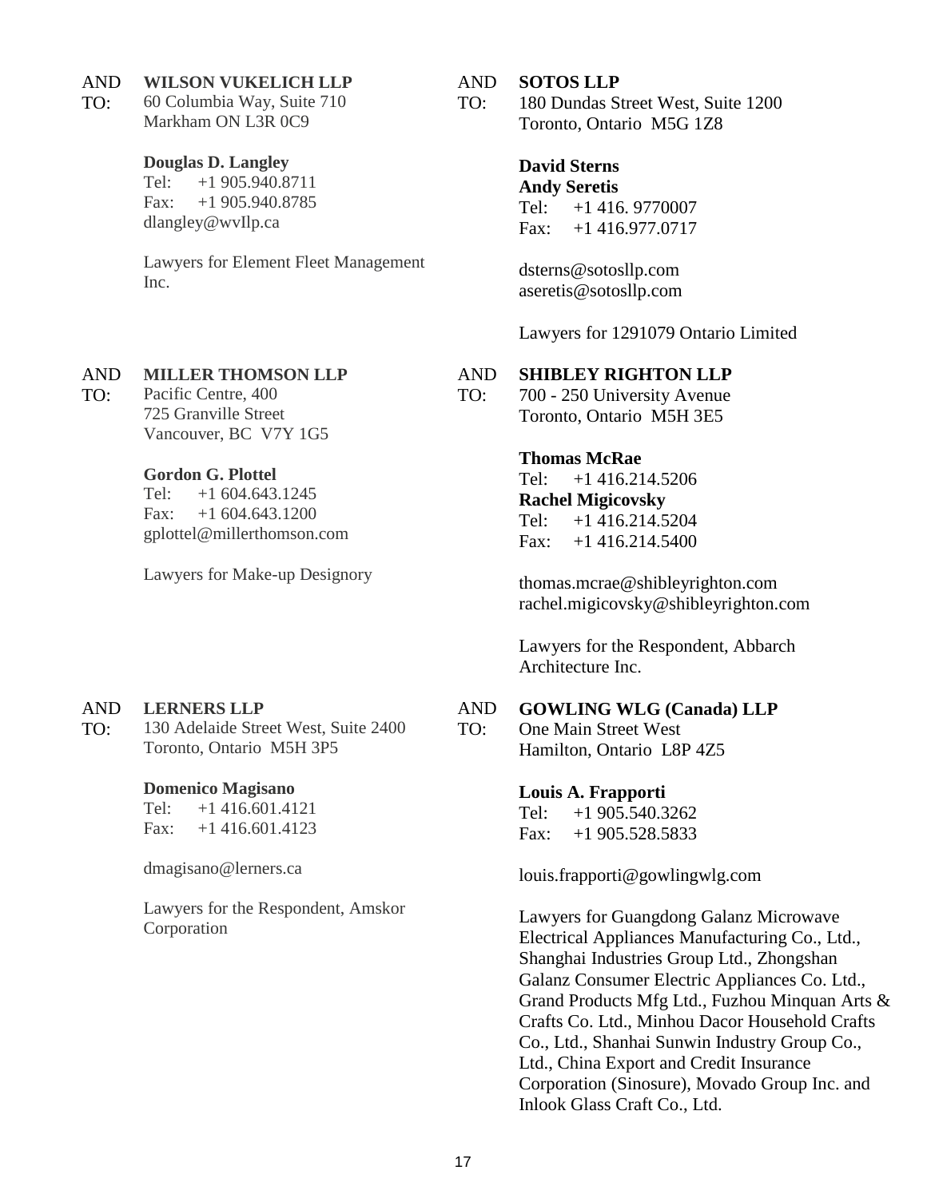AND TO: **WILSON VUKELICH LLP**
60 Columbia Way, Suite 710
Markham ON L3R 0C9

**Douglas D. Langley**
Tel: +1 905.940.8711
Fax: +1 905.940.8785
dlangley@wvllp.ca

Lawyers for Element Fleet Management Inc.

AND TO: **MILLER THOMSON LLP**
Pacific Centre, 400
725 Granville Street
Vancouver, BC V7Y 1G5

**Gordon G. Plottel**
Tel: +1 604.643.1245
Fax: +1 604.643.1200
gplottel@millerthomson.com

Lawyers for Make-up Designory

AND TO: **LERNERS LLP**
130 Adelaide Street West, Suite 2400
Toronto, Ontario M5H 3P5

**Domenico Magisano**
Tel: +1 416.601.4121
Fax: +1 416.601.4123

dmagisano@lerners.ca

Lawyers for the Respondent, Amskor Corporation

AND TO: **SOTOS LLP**
180 Dundas Street West, Suite 1200
Toronto, Ontario M5G 1Z8

**David Sterns**
**Andy Seretis**
Tel: +1 416. 9770007
Fax: +1 416.977.0717

dsterns@sotosllp.com
aseretis@sotosllp.com

Lawyers for 1291079 Ontario Limited

AND TO: **SHIBLEY RIGHTON LLP**
700 - 250 University Avenue
Toronto, Ontario M5H 3E5

**Thomas McRae**
Tel: +1 416.214.5206
**Rachel Migicovsky**
Tel: +1 416.214.5204
Fax: +1 416.214.5400

thomas.mcrae@shibleyrighton.com
rachel.migicovsky@shibleyrighton.com

Lawyers for the Respondent, Abbarch Architecture Inc.

AND TO: **GOWLING WLG (Canada) LLP**
One Main Street West
Hamilton, Ontario L8P 4Z5

**Louis A. Frapporti**
Tel: +1 905.540.3262
Fax: +1 905.528.5833

louis.frapporti@gowlingwlg.com

Lawyers for Guangdong Galanz Microwave Electrical Appliances Manufacturing Co., Ltd., Shanghai Industries Group Ltd., Zhongshan Galanz Consumer Electric Appliances Co. Ltd., Grand Products Mfg Ltd., Fuzhou Minquan Arts & Crafts Co. Ltd., Minhou Dacor Household Crafts Co., Ltd., Shanhai Sunwin Industry Group Co., Ltd., China Export and Credit Insurance Corporation (Sinosure), Movado Group Inc. and Inlook Glass Craft Co., Ltd.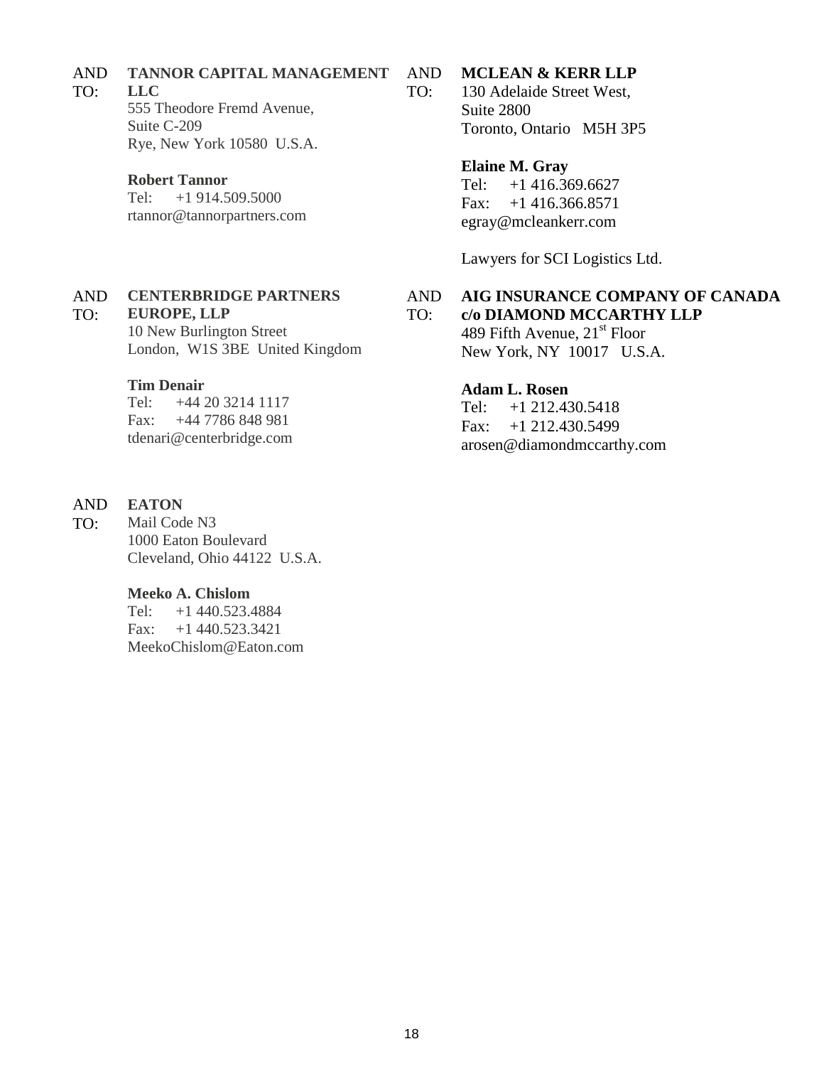AND TO: **TANNOR CAPITAL MANAGEMENT LLC**
555 Theodore Fremd Avenue,
Suite C-209
Rye, New York 10580 U.S.A.

**Robert Tannor**
Tel: +1 914.509.5000
rtannor@tannorpartners.com

AND TO: **CENTERBRIDGE PARTNERS EUROPE, LLP**
10 New Burlington Street
London, W1S 3BE United Kingdom

**Tim Denair**
Tel: +44 20 3214 1117
Fax: +44 7786 848 981
tdenari@centerbridge.com

AND TO: **EATON**
Mail Code N3
1000 Eaton Boulevard
Cleveland, Ohio 44122 U.S.A.

**Meeko A. Chislom**
Tel: +1 440.523.4884
Fax: +1 440.523.3421
MeekoChislom@Eaton.com

AND TO: **MCLEAN & KERR LLP**
130 Adelaide Street West,
Suite 2800
Toronto, Ontario M5H 3P5

**Elaine M. Gray**
Tel: +1 416.369.6627
Fax: +1 416.366.8571
egray@mcleankerr.com

Lawyers for SCI Logistics Ltd.

AND TO: **AIG INSURANCE COMPANY OF CANADA c/o DIAMOND MCCARTHY LLP**
489 Fifth Avenue, 21st Floor
New York, NY 10017 U.S.A.

**Adam L. Rosen**
Tel: +1 212.430.5418
Fax: +1 212.430.5499
arosen@diamondmccarthy.com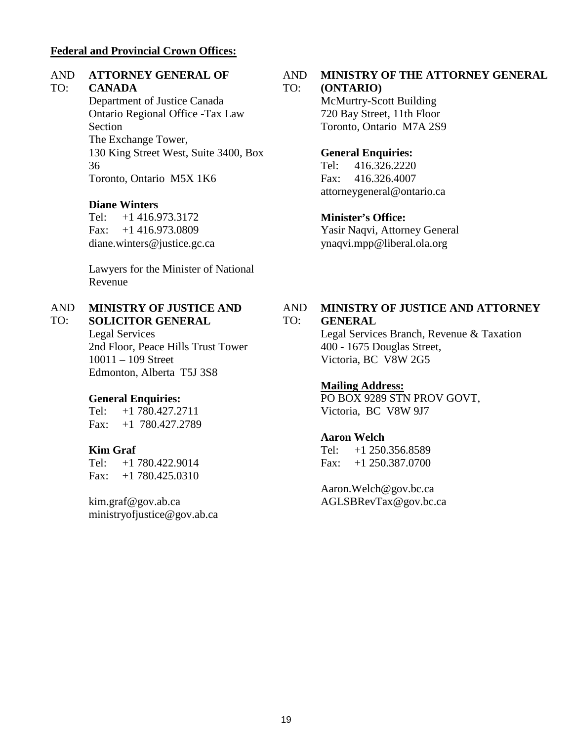**Federal and Provincial Crown Offices:**

AND TO: **ATTORNEY GENERAL OF CANADA**
Department of Justice Canada
Ontario Regional Office -Tax Law Section
The Exchange Tower,
130 King Street West, Suite 3400, Box 36
Toronto, Ontario M5X 1K6

**Diane Winters**
Tel: +1 416.973.3172
Fax: +1 416.973.0809
diane.winters@justice.gc.ca

Lawyers for the Minister of National Revenue

AND TO: **MINISTRY OF THE ATTORNEY GENERAL (ONTARIO)**
McMurtry-Scott Building
720 Bay Street, 11th Floor
Toronto, Ontario M7A 2S9

**General Enquiries:**
Tel: 416.326.2220
Fax: 416.326.4007
attorneygeneral@ontario.ca

**Minister's Office:**
Yasir Naqvi, Attorney General
ynaqvi.mpp@liberal.ola.org

AND TO: **MINISTRY OF JUSTICE AND SOLICITOR GENERAL**
Legal Services
2nd Floor, Peace Hills Trust Tower
10011 – 109 Street
Edmonton, Alberta T5J 3S8

**General Enquiries:**
Tel: +1 780.427.2711
Fax: +1 780.427.2789

**Kim Graf**
Tel: +1 780.422.9014
Fax: +1 780.425.0310

kim.graf@gov.ab.ca
ministryofjustice@gov.ab.ca

AND TO: **MINISTRY OF JUSTICE AND ATTORNEY GENERAL**
Legal Services Branch, Revenue & Taxation
400 - 1675 Douglas Street,
Victoria, BC V8W 2G5

**Mailing Address:**
PO BOX 9289 STN PROV GOVT,
Victoria, BC V8W 9J7

**Aaron Welch**
Tel: +1 250.356.8589
Fax: +1 250.387.0700

Aaron.Welch@gov.bc.ca
AGLSBRevTax@gov.bc.ca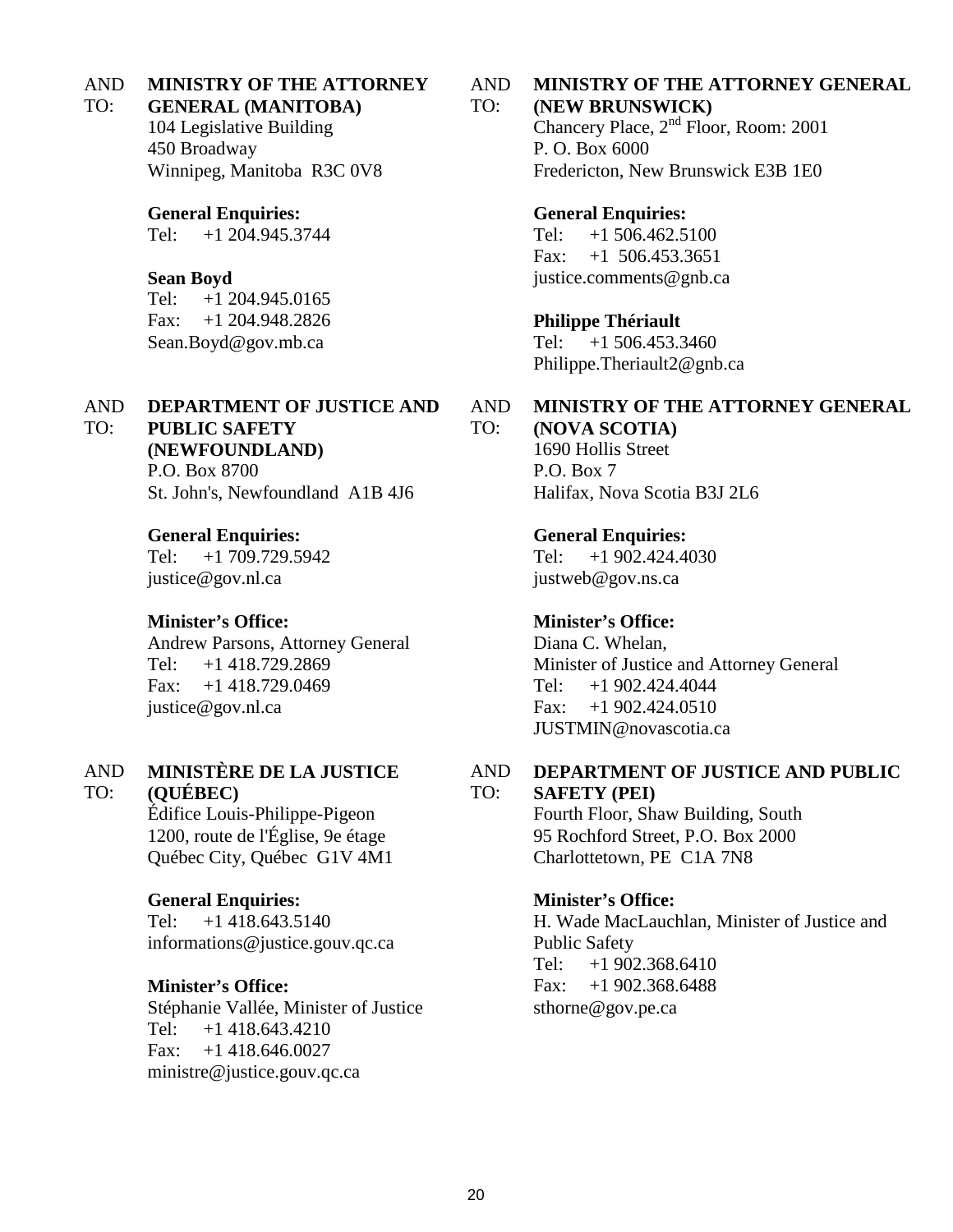AND TO: **MINISTRY OF THE ATTORNEY GENERAL (MANITOBA)**
104 Legislative Building
450 Broadway
Winnipeg, Manitoba R3C 0V8

**General Enquiries:**
Tel: +1 204.945.3744

**Sean Boyd**
Tel: +1 204.945.0165
Fax: +1 204.948.2826
Sean.Boyd@gov.mb.ca

AND TO: **DEPARTMENT OF JUSTICE AND PUBLIC SAFETY (NEWFOUNDLAND)**
P.O. Box 8700
St. John's, Newfoundland A1B 4J6

**General Enquiries:**
Tel: +1 709.729.5942
justice@gov.nl.ca

**Minister's Office:**
Andrew Parsons, Attorney General
Tel: +1 418.729.2869
Fax: +1 418.729.0469
justice@gov.nl.ca

AND TO: **MINISTÈRE DE LA JUSTICE (QUÉBEC)**
Édifice Louis-Philippe-Pigeon
1200, route de l'Église, 9e étage
Québec City, Québec G1V 4M1

**General Enquiries:**
Tel: +1 418.643.5140
informations@justice.gouv.qc.ca

**Minister's Office:**
Stéphanie Vallée, Minister of Justice
Tel: +1 418.643.4210
Fax: +1 418.646.0027
ministre@justice.gouv.qc.ca

AND TO: **MINISTRY OF THE ATTORNEY GENERAL (NEW BRUNSWICK)**
Chancery Place, 2nd Floor, Room: 2001
P. O. Box 6000
Fredericton, New Brunswick E3B 1E0

**General Enquiries:**
Tel: +1 506.462.5100
Fax: +1 506.453.3651
justice.comments@gnb.ca

**Philippe Thériault**
Tel: +1 506.453.3460
Philippe.Theriault2@gnb.ca

AND TO: **MINISTRY OF THE ATTORNEY GENERAL (NOVA SCOTIA)**
1690 Hollis Street
P.O. Box 7
Halifax, Nova Scotia B3J 2L6

**General Enquiries:**
Tel: +1 902.424.4030
justweb@gov.ns.ca

**Minister's Office:**
Diana C. Whelan,
Minister of Justice and Attorney General
Tel: +1 902.424.4044
Fax: +1 902.424.0510
JUSTMIN@novascotia.ca

AND TO: **DEPARTMENT OF JUSTICE AND PUBLIC SAFETY (PEI)**
Fourth Floor, Shaw Building, South
95 Rochford Street, P.O. Box 2000
Charlottetown, PE C1A 7N8

**Minister's Office:**
H. Wade MacLauchlan, Minister of Justice and Public Safety
Tel: +1 902.368.6410
Fax: +1 902.368.6488
sthorne@gov.pe.ca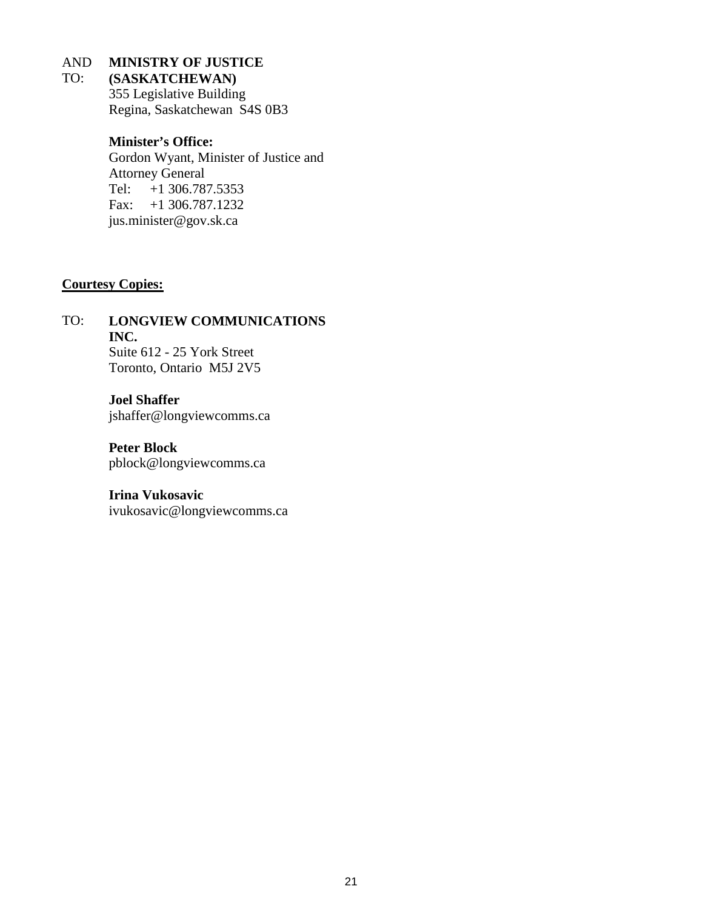AND TO: **MINISTRY OF JUSTICE (SASKATCHEWAN)**
355 Legislative Building
Regina, Saskatchewan S4S 0B3

**Minister's Office:**
Gordon Wyant, Minister of Justice and Attorney General
Tel: +1 306.787.5353
Fax: +1 306.787.1232
jus.minister@gov.sk.ca

**<u>Courtesy Copies:</u>**

TO: **LONGVIEW COMMUNICATIONS INC.**
Suite 612 - 25 York Street
Toronto, Ontario M5J 2V5

**Joel Shaffer**
jshaffer@longviewcomms.ca

**Peter Block**
pblock@longviewcomms.ca

**Irina Vukosavic**
ivukosavic@longviewcomms.ca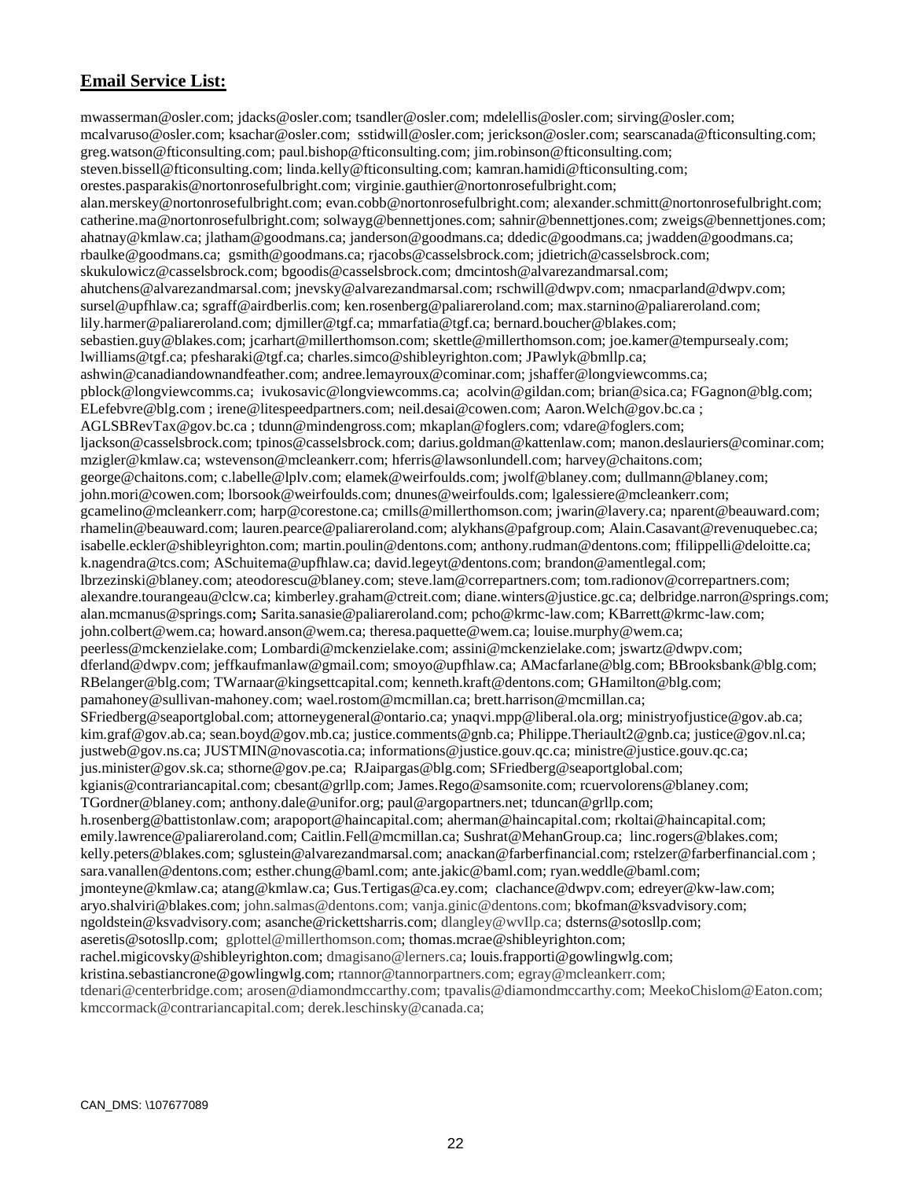## **Email Service List:**

mwasserman@osler.com; jdacks@osler.com; tsandler@osler.com; mdelellis@osler.com; sirving@osler.com; mcalvaruso@osler.com; ksachar@osler.com; sstidwill@osler.com; jerickson@osler.com; searscanada@fticonsulting.com; greg.watson@fticonsulting.com; paul.bishop@fticonsulting.com; jim.robinson@fticonsulting.com; steven.bissell@fticonsulting.com; linda.kelly@fticonsulting.com; kamran.hamidi@fticonsulting.com; orestes.pasparakis@nortonrosefulbright.com; virginie.gauthier@nortonrosefulbright.com; alan.merskey@nortonrosefulbright.com; evan.cobb@nortonrosefulbright.com; alexander.schmitt@nortonrosefulbright.com; catherine.ma@nortonrosefulbright.com; solwayg@bennettjones.com; sahnir@bennettjones.com; zweigs@bennettjones.com; ahatnay@kmlaw.ca; jlatham@goodmans.ca; janderson@goodmans.ca; ddedic@goodmans.ca; jwadden@goodmans.ca; rbaulke@goodmans.ca; gsmith@goodmans.ca; rjacobs@casselsbrock.com; jdietrich@casselsbrock.com; skukulowicz@casselsbrock.com; bgoodis@casselsbrock.com; dmcintosh@alvarezandmarsal.com; ahutchens@alvarezandmarsal.com; jnevsky@alvarezandmarsal.com; rschwill@dwpv.com; nmacparland@dwpv.com; sursel@upfhlaw.ca; sgraff@airdberlis.com; ken.rosenberg@paliareroland.com; max.starnino@paliareroland.com; lily.harmer@paliareroland.com; djmiller@tgf.ca; mmarfatia@tgf.ca; bernard.boucher@blakes.com; sebastien.guy@blakes.com; jcarhart@millerthomson.com; skettle@millerthomson.com; joe.kamer@tempursealy.com; lwilliams@tgf.ca; pfesharaki@tgf.ca; charles.simco@shibleyrighton.com; JPawlyk@bmllp.ca; ashwin@canadiandownandfeather.com; andree.lemayroux@cominar.com; jshaffer@longviewcomms.ca; pblock@longviewcomms.ca; ivukosavic@longviewcomms.ca; acolvin@gildan.com; brian@sica.ca; FGagnon@blg.com; ELefebvre@blg.com ; irene@litespeedpartners.com; neil.desai@cowen.com; Aaron.Welch@gov.bc.ca ; AGLSBRevTax@gov.bc.ca ; tdunn@mindengross.com; mkaplan@foglers.com; vdare@foglers.com; ljackson@casselsbrock.com; tpinos@casselsbrock.com; darius.goldman@kattenlaw.com; manon.deslauriers@cominar.com; mzigler@kmlaw.ca; wstevenson@mcleankerr.com; hferris@lawsonlundell.com; harvey@chaitons.com; george@chaitons.com; c.labelle@lplv.com; elamek@weirfoulds.com; jwolf@blaney.com; dullmann@blaney.com; john.mori@cowen.com; lborsook@weirfoulds.com; dnunes@weirfoulds.com; lgalessiere@mcleankerr.com; gcamelino@mcleankerr.com; harp@corestone.ca; cmills@millerthomson.com; jwarin@lavery.ca; nparent@beauward.com; rhamelin@beauward.com; lauren.pearce@paliareroland.com; alykhans@pafgroup.com; Alain.Casavant@revenuquebec.ca; isabelle.eckler@shibleyrighton.com; martin.poulin@dentons.com; anthony.rudman@dentons.com; ffilippelli@deloitte.ca; k.nagendra@tcs.com; ASchuitema@upfhlaw.ca; david.legeyt@dentons.com; brandon@amentlegal.com; lbrzezinski@blaney.com; ateodorescu@blaney.com; steve.lam@correpartners.com; tom.radionov@correpartners.com; alexandre.tourangeau@clcw.ca; kimberley.graham@ctreit.com; diane.winters@justice.gc.ca; delbridge.narron@springs.com; alan.mcmanus@springs.com**;** Sarita.sanasie@paliareroland.com; pcho@krmc-law.com; KBarrett@krmc-law.com; john.colbert@wem.ca; howard.anson@wem.ca; theresa.paquette@wem.ca; louise.murphy@wem.ca; peerless@mckenzielake.com; Lombardi@mckenzielake.com; assini@mckenzielake.com; jswartz@dwpv.com; dferland@dwpv.com; jeffkaufmanlaw@gmail.com; smoyo@upfhlaw.ca; AMacfarlane@blg.com; BBrooksbank@blg.com; RBelanger@blg.com; TWarnaar@kingsettcapital.com; kenneth.kraft@dentons.com; GHamilton@blg.com; pamahoney@sullivan-mahoney.com; wael.rostom@mcmillan.ca; brett.harrison@mcmillan.ca; SFriedberg@seaportglobal.com; attorneygeneral@ontario.ca; ynaqvi.mpp@liberal.ola.org; ministryofjustice@gov.ab.ca; kim.graf@gov.ab.ca; sean.boyd@gov.mb.ca; justice.comments@gnb.ca; Philippe.Theriault2@gnb.ca; justice@gov.nl.ca; justweb@gov.ns.ca; JUSTMIN@novascotia.ca; informations@justice.gouv.qc.ca; ministre@justice.gouv.qc.ca; jus.minister@gov.sk.ca; sthorne@gov.pe.ca; RJaipargas@blg.com; SFriedberg@seaportglobal.com; kgianis@contrariancapital.com; cbesant@grllp.com; James.Rego@samsonite.com; rcuervolorens@blaney.com; TGordner@blaney.com; anthony.dale@unifor.org; paul@argopartners.net; tduncan@grllp.com; h.rosenberg@battistonlaw.com; arapoport@haincapital.com; aherman@haincapital.com; rkoltai@haincapital.com; emily.lawrence@paliareroland.com; Caitlin.Fell@mcmillan.ca; Sushrat@MehanGroup.ca; linc.rogers@blakes.com; kelly.peters@blakes.com; sglustein@alvarezandmarsal.com; anackan@farberfinancial.com; rstelzer@farberfinancial.com ; sara.vanallen@dentons.com; esther.chung@baml.com; ante.jakic@baml.com; ryan.weddle@baml.com; jmonteyne@kmlaw.ca; atang@kmlaw.ca; Gus.Tertigas@ca.ey.com; clachance@dwpv.com; edreyer@kw-law.com; aryo.shalviri@blakes.com; john.salmas@dentons.com; vanja.ginic@dentons.com; bkofman@ksvadvisory.com; ngoldstein@ksvadvisory.com; asanche@rickettsharris.com; dlangley@wvllp.ca; dsterns@sotosllp.com; aseretis@sotosllp.com; gplottel@millerthomson.com; thomas.mcrae@shibleyrighton.com; rachel.migicovsky@shibleyrighton.com; dmagisano@lerners.ca; louis.frapporti@gowlingwlg.com; kristina.sebastiancrone@gowlingwlg.com; rtannor@tannorpartners.com; egray@mcleankerr.com; tdenari@centerbridge.com; arosen@diamondmccarthy.com; tpavalis@diamondmccarthy.com; MeekoChislom@Eaton.com; kmccormack@contrariancapital.com; derek.leschinsky@canada.ca;

CAN_DMS: \107677089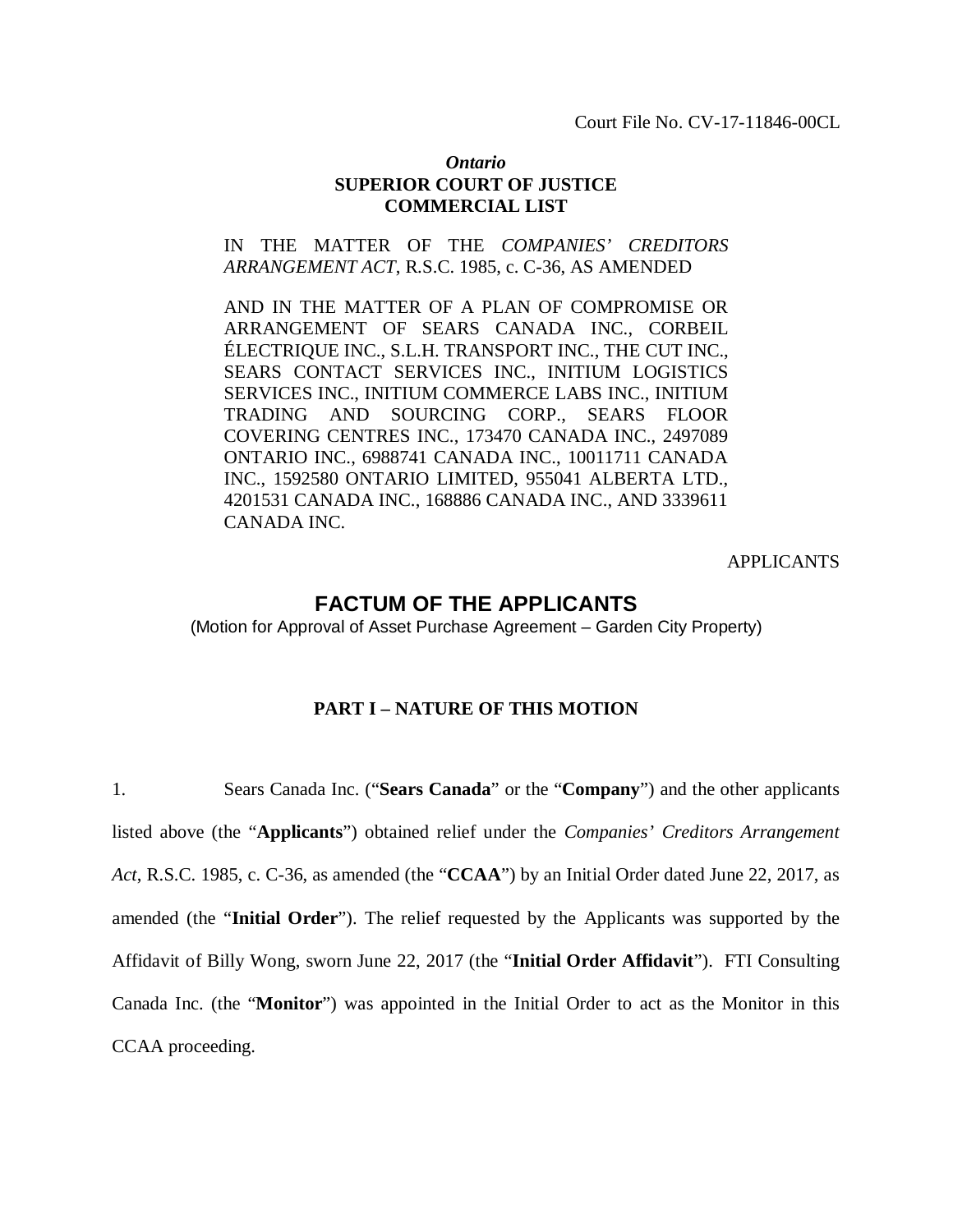Court File No. CV-17-11846-00CL

***Ontario***
**SUPERIOR COURT OF JUSTICE**
**COMMERCIAL LIST**

IN THE MATTER OF THE *COMPANIES' CREDITORS ARRANGEMENT ACT*, R.S.C. 1985, c. C-36, AS AMENDED

AND IN THE MATTER OF A PLAN OF COMPROMISE OR ARRANGEMENT OF SEARS CANADA INC., CORBEIL ÉLECTRIQUE INC., S.L.H. TRANSPORT INC., THE CUT INC., SEARS CONTACT SERVICES INC., INITIUM LOGISTICS SERVICES INC., INITIUM COMMERCE LABS INC., INITIUM TRADING AND SOURCING CORP., SEARS FLOOR COVERING CENTRES INC., 173470 CANADA INC., 2497089 ONTARIO INC., 6988741 CANADA INC., 10011711 CANADA INC., 1592580 ONTARIO LIMITED, 955041 ALBERTA LTD., 4201531 CANADA INC., 168886 CANADA INC., AND 3339611 CANADA INC.

APPLICANTS

# FACTUM OF THE APPLICANTS

(Motion for Approval of Asset Purchase Agreement – Garden City Property)

## PART I – NATURE OF THIS MOTION

1. Sears Canada Inc. ("**Sears Canada**" or the "**Company**") and the other applicants listed above (the "**Applicants**") obtained relief under the *Companies' Creditors Arrangement Act*, R.S.C. 1985, c. C-36, as amended (the "**CCAA**") by an Initial Order dated June 22, 2017, as amended (the "**Initial Order**"). The relief requested by the Applicants was supported by the Affidavit of Billy Wong, sworn June 22, 2017 (the "**Initial Order Affidavit**"). FTI Consulting Canada Inc. (the "**Monitor**") was appointed in the Initial Order to act as the Monitor in this CCAA proceeding.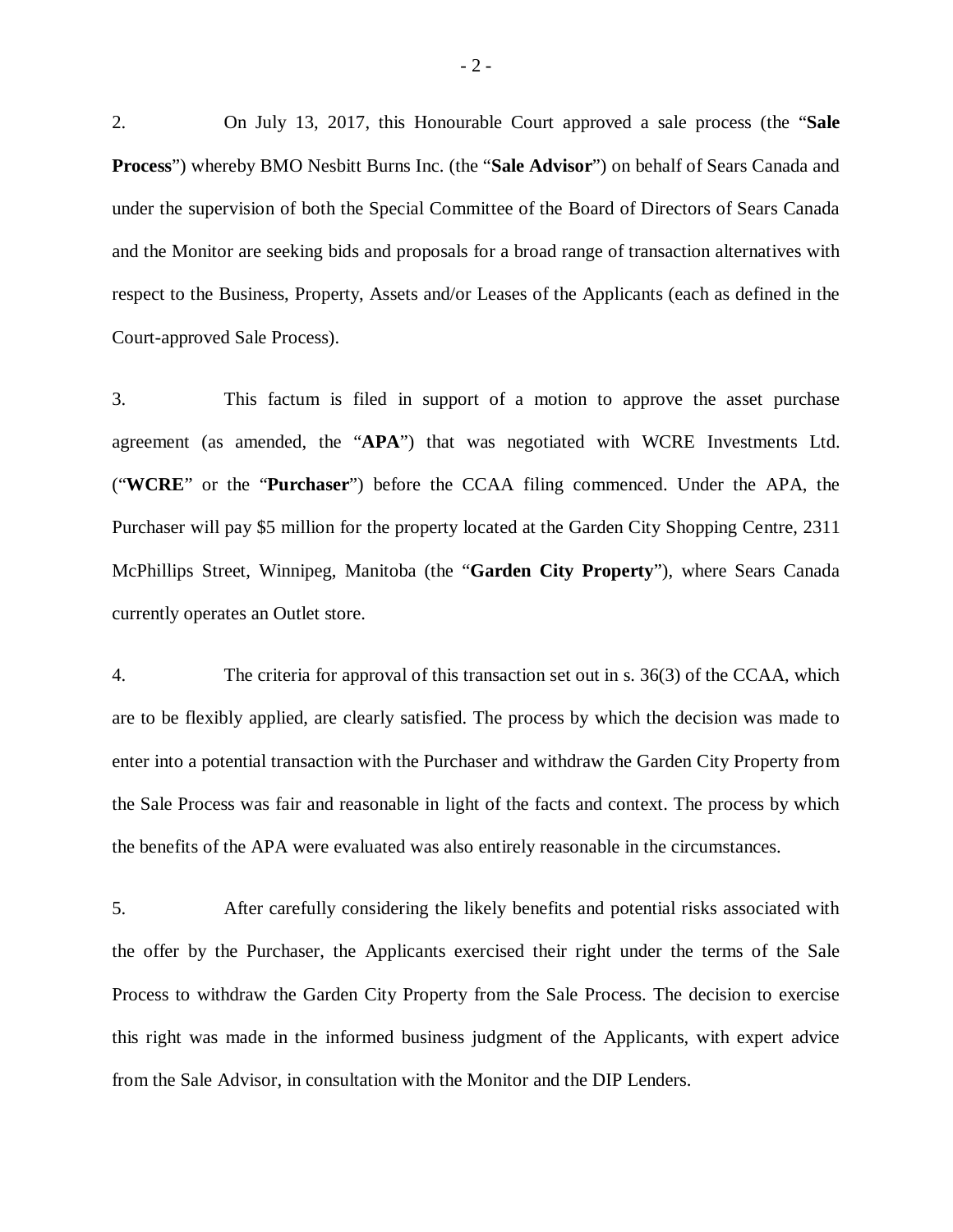2. On July 13, 2017, this Honourable Court approved a sale process (the "**Sale Process**") whereby BMO Nesbitt Burns Inc. (the "**Sale Advisor**") on behalf of Sears Canada and under the supervision of both the Special Committee of the Board of Directors of Sears Canada and the Monitor are seeking bids and proposals for a broad range of transaction alternatives with respect to the Business, Property, Assets and/or Leases of the Applicants (each as defined in the Court-approved Sale Process).

3. This factum is filed in support of a motion to approve the asset purchase agreement (as amended, the "**APA**") that was negotiated with WCRE Investments Ltd. ("**WCRE**" or the "**Purchaser**") before the CCAA filing commenced. Under the APA, the Purchaser will pay $5 million for the property located at the Garden City Shopping Centre, 2311 McPhillips Street, Winnipeg, Manitoba (the "**Garden City Property**"), where Sears Canada currently operates an Outlet store.

4. The criteria for approval of this transaction set out in s. 36(3) of the CCAA, which are to be flexibly applied, are clearly satisfied. The process by which the decision was made to enter into a potential transaction with the Purchaser and withdraw the Garden City Property from the Sale Process was fair and reasonable in light of the facts and context. The process by which the benefits of the APA were evaluated was also entirely reasonable in the circumstances.

5. After carefully considering the likely benefits and potential risks associated with the offer by the Purchaser, the Applicants exercised their right under the terms of the Sale Process to withdraw the Garden City Property from the Sale Process. The decision to exercise this right was made in the informed business judgment of the Applicants, with expert advice from the Sale Advisor, in consultation with the Monitor and the DIP Lenders.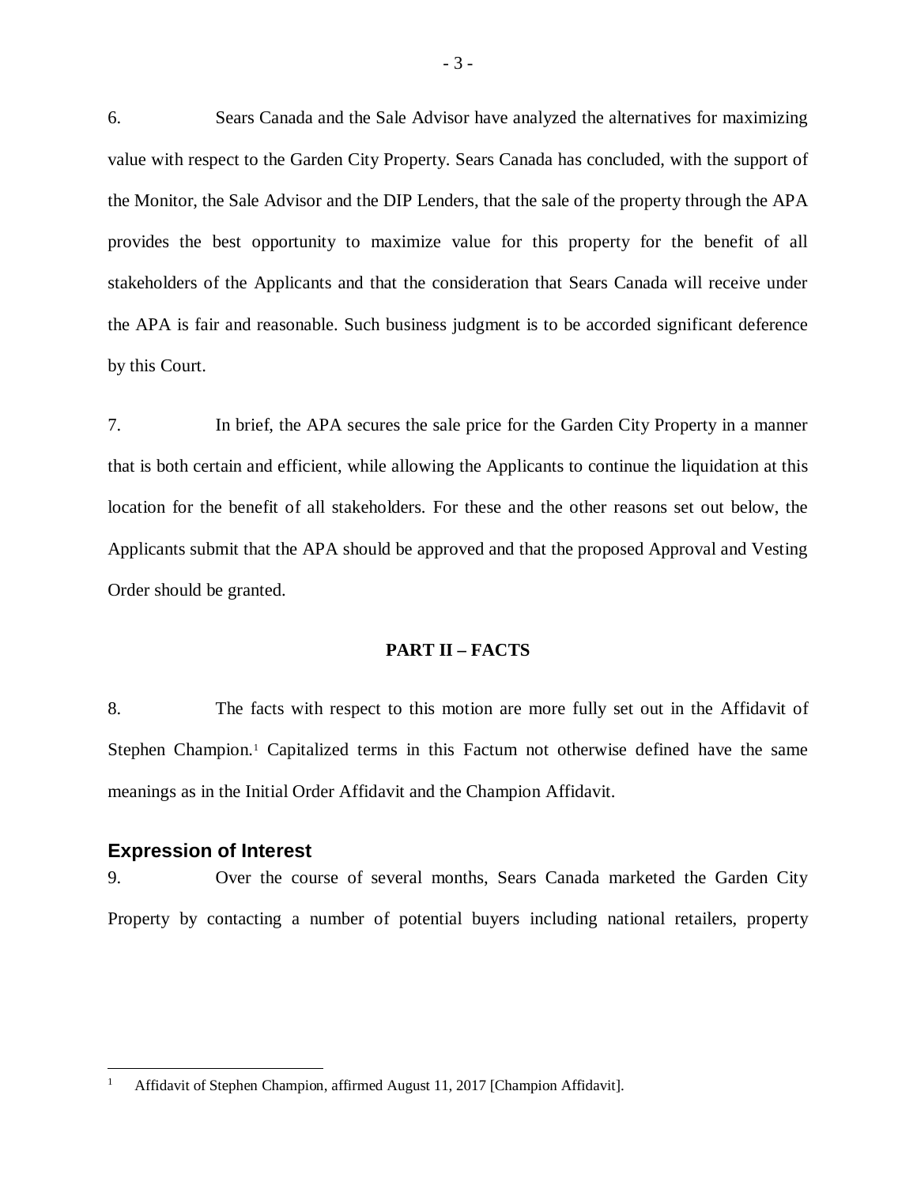6. Sears Canada and the Sale Advisor have analyzed the alternatives for maximizing value with respect to the Garden City Property. Sears Canada has concluded, with the support of the Monitor, the Sale Advisor and the DIP Lenders, that the sale of the property through the APA provides the best opportunity to maximize value for this property for the benefit of all stakeholders of the Applicants and that the consideration that Sears Canada will receive under the APA is fair and reasonable. Such business judgment is to be accorded significant deference by this Court.

7. In brief, the APA secures the sale price for the Garden City Property in a manner that is both certain and efficient, while allowing the Applicants to continue the liquidation at this location for the benefit of all stakeholders. For these and the other reasons set out below, the Applicants submit that the APA should be approved and that the proposed Approval and Vesting Order should be granted.

## PART II – FACTS

8. The facts with respect to this motion are more fully set out in the Affidavit of Stephen Champion.[1] Capitalized terms in this Factum not otherwise defined have the same meanings as in the Initial Order Affidavit and the Champion Affidavit.

### Expression of Interest

9. Over the course of several months, Sears Canada marketed the Garden City Property by contacting a number of potential buyers including national retailers, property

[1] Affidavit of Stephen Champion, affirmed August 11, 2017 [Champion Affidavit].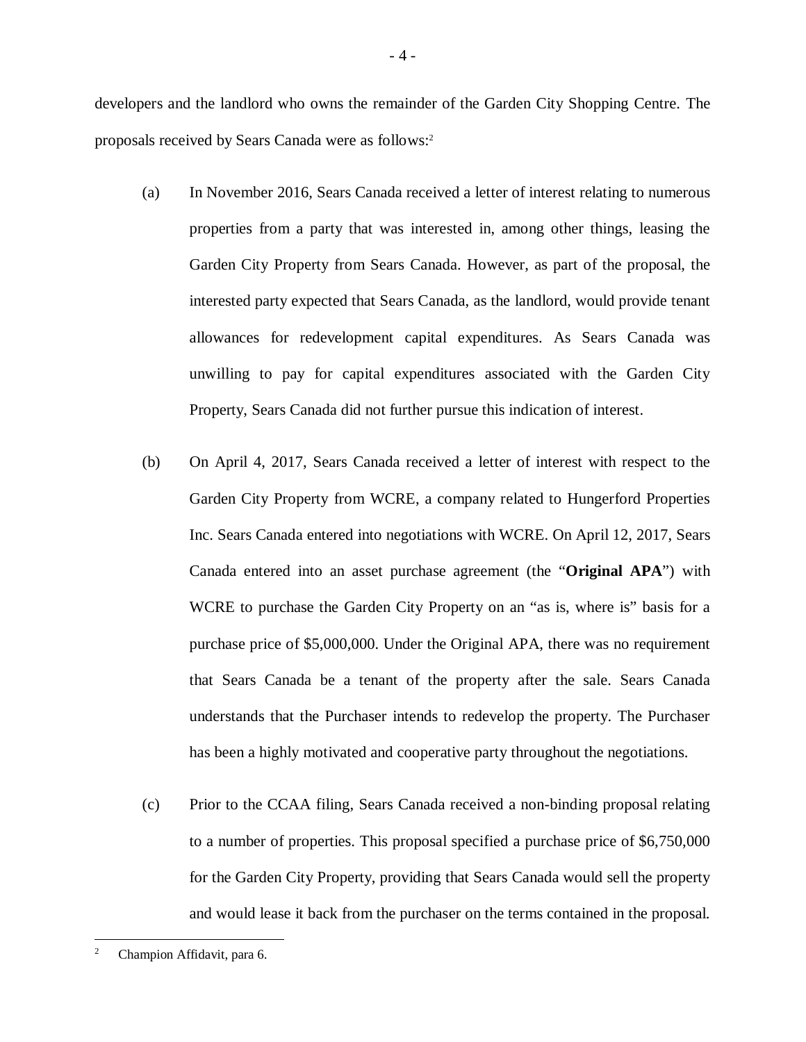developers and the landlord who owns the remainder of the Garden City Shopping Centre. The proposals received by Sears Canada were as follows:[2]

(a) In November 2016, Sears Canada received a letter of interest relating to numerous properties from a party that was interested in, among other things, leasing the Garden City Property from Sears Canada. However, as part of the proposal, the interested party expected that Sears Canada, as the landlord, would provide tenant allowances for redevelopment capital expenditures. As Sears Canada was unwilling to pay for capital expenditures associated with the Garden City Property, Sears Canada did not further pursue this indication of interest.

(b) On April 4, 2017, Sears Canada received a letter of interest with respect to the Garden City Property from WCRE, a company related to Hungerford Properties Inc. Sears Canada entered into negotiations with WCRE. On April 12, 2017, Sears Canada entered into an asset purchase agreement (the "**Original APA**") with WCRE to purchase the Garden City Property on an "as is, where is" basis for a purchase price of $5,000,000. Under the Original APA, there was no requirement that Sears Canada be a tenant of the property after the sale. Sears Canada understands that the Purchaser intends to redevelop the property. The Purchaser has been a highly motivated and cooperative party throughout the negotiations.

(c) Prior to the CCAA filing, Sears Canada received a non-binding proposal relating to a number of properties. This proposal specified a purchase price of $6,750,000 for the Garden City Property, providing that Sears Canada would sell the property and would lease it back from the purchaser on the terms contained in the proposal.

[2] Champion Affidavit, para 6.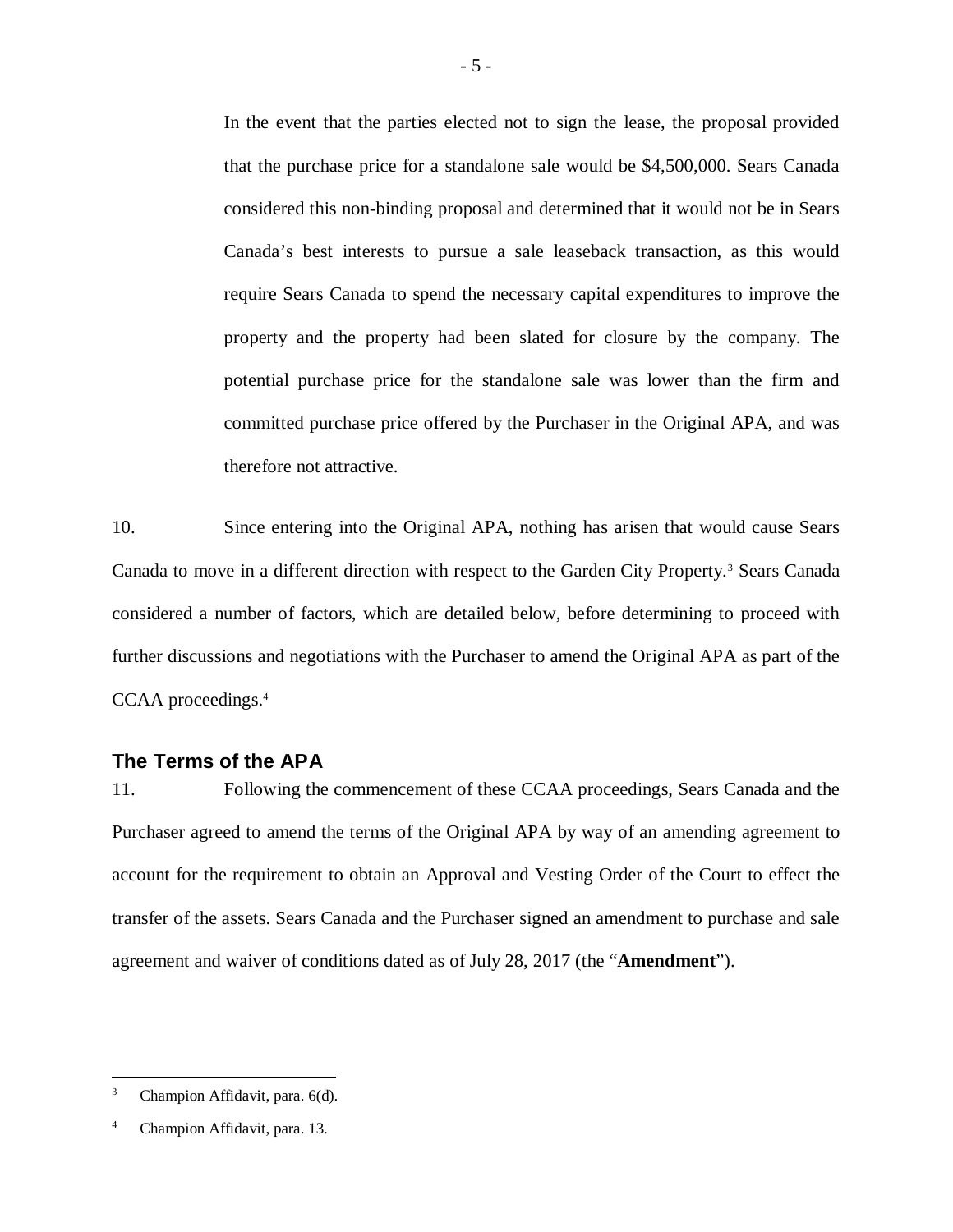In the event that the parties elected not to sign the lease, the proposal provided that the purchase price for a standalone sale would be $4,500,000. Sears Canada considered this non-binding proposal and determined that it would not be in Sears Canada's best interests to pursue a sale leaseback transaction, as this would require Sears Canada to spend the necessary capital expenditures to improve the property and the property had been slated for closure by the company. The potential purchase price for the standalone sale was lower than the firm and committed purchase price offered by the Purchaser in the Original APA, and was therefore not attractive.

10. Since entering into the Original APA, nothing has arisen that would cause Sears Canada to move in a different direction with respect to the Garden City Property.[3] Sears Canada considered a number of factors, which are detailed below, before determining to proceed with further discussions and negotiations with the Purchaser to amend the Original APA as part of the CCAA proceedings.[4]

## The Terms of the APA

11. Following the commencement of these CCAA proceedings, Sears Canada and the Purchaser agreed to amend the terms of the Original APA by way of an amending agreement to account for the requirement to obtain an Approval and Vesting Order of the Court to effect the transfer of the assets. Sears Canada and the Purchaser signed an amendment to purchase and sale agreement and waiver of conditions dated as of July 28, 2017 (the "**Amendment**").

---

[3] Champion Affidavit, para. 6(d).

[4] Champion Affidavit, para. 13.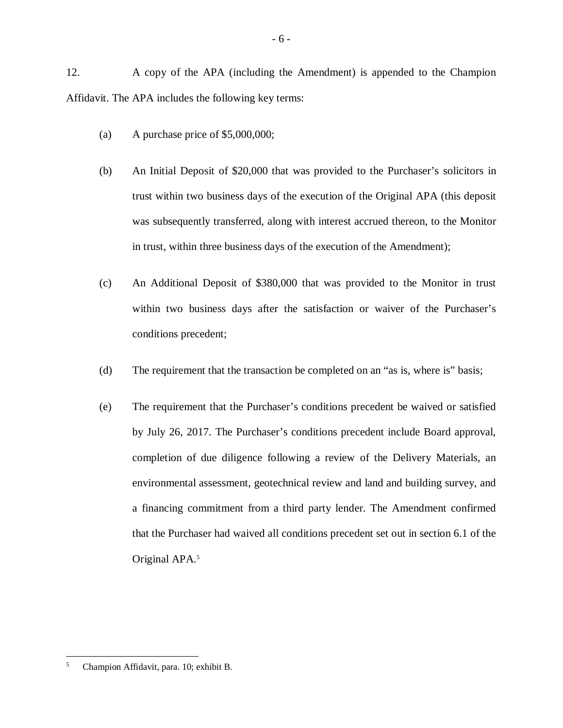12. A copy of the APA (including the Amendment) is appended to the Champion Affidavit. The APA includes the following key terms:

(a) A purchase price of $5,000,000;

(b) An Initial Deposit of $20,000 that was provided to the Purchaser's solicitors in trust within two business days of the execution of the Original APA (this deposit was subsequently transferred, along with interest accrued thereon, to the Monitor in trust, within three business days of the execution of the Amendment);

(c) An Additional Deposit of $380,000 that was provided to the Monitor in trust within two business days after the satisfaction or waiver of the Purchaser's conditions precedent;

(d) The requirement that the transaction be completed on an "as is, where is" basis;

(e) The requirement that the Purchaser's conditions precedent be waived or satisfied by July 26, 2017. The Purchaser's conditions precedent include Board approval, completion of due diligence following a review of the Delivery Materials, an environmental assessment, geotechnical review and land and building survey, and a financing commitment from a third party lender. The Amendment confirmed that the Purchaser had waived all conditions precedent set out in section 6.1 of the Original APA.[5]

[5] Champion Affidavit, para. 10; exhibit B.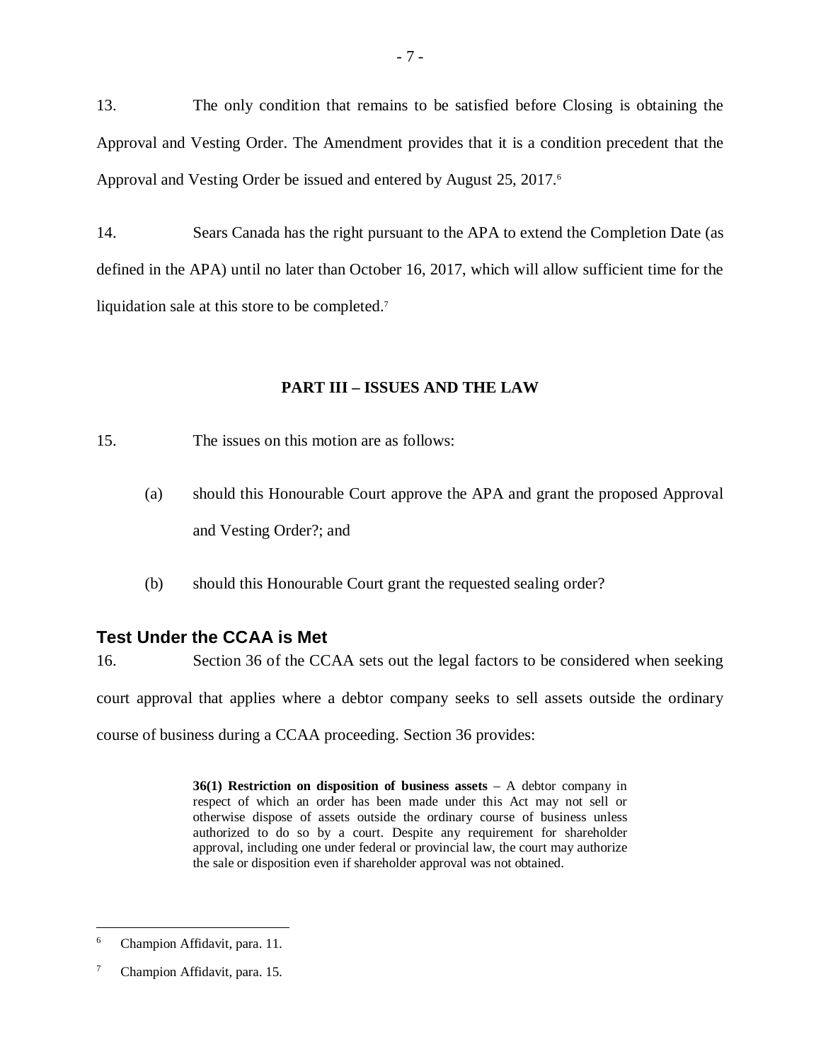13. The only condition that remains to be satisfied before Closing is obtaining the Approval and Vesting Order. The Amendment provides that it is a condition precedent that the Approval and Vesting Order be issued and entered by August 25, 2017.[6]

14. Sears Canada has the right pursuant to the APA to extend the Completion Date (as defined in the APA) until no later than October 16, 2017, which will allow sufficient time for the liquidation sale at this store to be completed.[7]

## PART III – ISSUES AND THE LAW

15. The issues on this motion are as follows:

(a) should this Honourable Court approve the APA and grant the proposed Approval and Vesting Order?; and

(b) should this Honourable Court grant the requested sealing order?

### Test Under the CCAA is Met

16. Section 36 of the CCAA sets out the legal factors to be considered when seeking court approval that applies where a debtor company seeks to sell assets outside the ordinary course of business during a CCAA proceeding. Section 36 provides:

> **36(1) Restriction on disposition of business assets** – A debtor company in respect of which an order has been made under this Act may not sell or otherwise dispose of assets outside the ordinary course of business unless authorized to do so by a court. Despite any requirement for shareholder approval, including one under federal or provincial law, the court may authorize the sale or disposition even if shareholder approval was not obtained.

---

[6] Champion Affidavit, para. 11.

[7] Champion Affidavit, para. 15.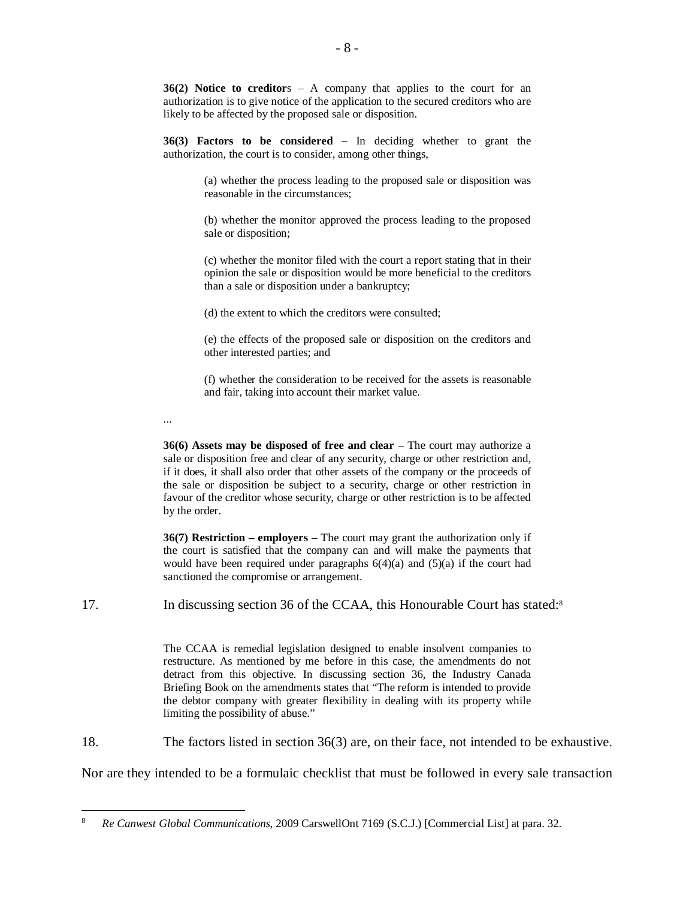> **36(2) Notice to creditors** – A company that applies to the court for an authorization is to give notice of the application to the secured creditors who are likely to be affected by the proposed sale or disposition.
>
> **36(3) Factors to be considered** – In deciding whether to grant the authorization, the court is to consider, among other things,
>
> > (a) whether the process leading to the proposed sale or disposition was reasonable in the circumstances;
> >
> > (b) whether the monitor approved the process leading to the proposed sale or disposition;
> >
> > (c) whether the monitor filed with the court a report stating that in their opinion the sale or disposition would be more beneficial to the creditors than a sale or disposition under a bankruptcy;
> >
> > (d) the extent to which the creditors were consulted;
> >
> > (e) the effects of the proposed sale or disposition on the creditors and other interested parties; and
> >
> > (f) whether the consideration to be received for the assets is reasonable and fair, taking into account their market value.
>
> ...
>
> **36(6) Assets may be disposed of free and clear** – The court may authorize a sale or disposition free and clear of any security, charge or other restriction and, if it does, it shall also order that other assets of the company or the proceeds of the sale or disposition be subject to a security, charge or other restriction in favour of the creditor whose security, charge or other restriction is to be affected by the order.
>
> **36(7) Restriction – employers** – The court may grant the authorization only if the court is satisfied that the company can and will make the payments that would have been required under paragraphs 6(4)(a) and (5)(a) if the court had sanctioned the compromise or arrangement.

17. In discussing section 36 of the CCAA, this Honourable Court has stated:[8]

> The CCAA is remedial legislation designed to enable insolvent companies to restructure. As mentioned by me before in this case, the amendments do not detract from this objective. In discussing section 36, the Industry Canada Briefing Book on the amendments states that "The reform is intended to provide the debtor company with greater flexibility in dealing with its property while limiting the possibility of abuse."

18. The factors listed in section 36(3) are, on their face, not intended to be exhaustive. Nor are they intended to be a formulaic checklist that must be followed in every sale transaction

[8] *Re Canwest Global Communications*, 2009 CarswellOnt 7169 (S.C.J.) [Commercial List] at para. 32.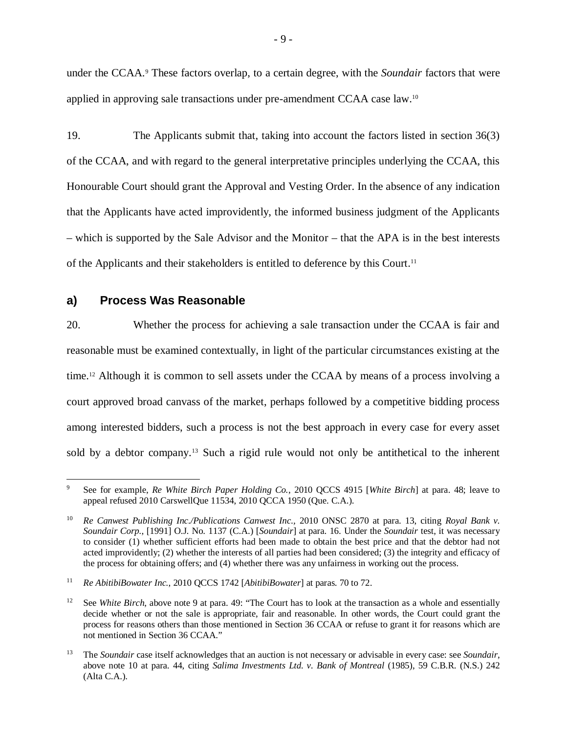under the CCAA.[9] These factors overlap, to a certain degree, with the *Soundair* factors that were applied in approving sale transactions under pre-amendment CCAA case law.[10]

19. The Applicants submit that, taking into account the factors listed in section 36(3) of the CCAA, and with regard to the general interpretative principles underlying the CCAA, this Honourable Court should grant the Approval and Vesting Order. In the absence of any indication that the Applicants have acted improvidently, the informed business judgment of the Applicants – which is supported by the Sale Advisor and the Monitor – that the APA is in the best interests of the Applicants and their stakeholders is entitled to deference by this Court.[11]

## a) Process Was Reasonable

20. Whether the process for achieving a sale transaction under the CCAA is fair and reasonable must be examined contextually, in light of the particular circumstances existing at the time.[12] Although it is common to sell assets under the CCAA by means of a process involving a court approved broad canvass of the market, perhaps followed by a competitive bidding process among interested bidders, such a process is not the best approach in every case for every asset sold by a debtor company.[13] Such a rigid rule would not only be antithetical to the inherent

---

[9] See for example, *Re White Birch Paper Holding Co.*, 2010 QCCS 4915 [*White Birch*] at para. 48; leave to appeal refused 2010 CarswellQue 11534, 2010 QCCA 1950 (Que. C.A.).

[10] *Re Canwest Publishing Inc./Publications Canwest Inc.*, 2010 ONSC 2870 at para. 13, citing *Royal Bank v. Soundair Corp.*, [1991] O.J. No. 1137 (C.A.) [*Soundair*] at para. 16. Under the *Soundair* test, it was necessary to consider (1) whether sufficient efforts had been made to obtain the best price and that the debtor had not acted improvidently; (2) whether the interests of all parties had been considered; (3) the integrity and efficacy of the process for obtaining offers; and (4) whether there was any unfairness in working out the process.

[11] *Re AbitibiBowater Inc.*, 2010 QCCS 1742 [*AbitibiBowater*] at paras. 70 to 72.

[12] See *White Birch*, above note 9 at para. 49: "The Court has to look at the transaction as a whole and essentially decide whether or not the sale is appropriate, fair and reasonable. In other words, the Court could grant the process for reasons others than those mentioned in Section 36 CCAA or refuse to grant it for reasons which are not mentioned in Section 36 CCAA."

[13] The *Soundair* case itself acknowledges that an auction is not necessary or advisable in every case: see *Soundair*, above note 10 at para. 44, citing *Salima Investments Ltd. v. Bank of Montreal* (1985), 59 C.B.R. (N.S.) 242 (Alta C.A.).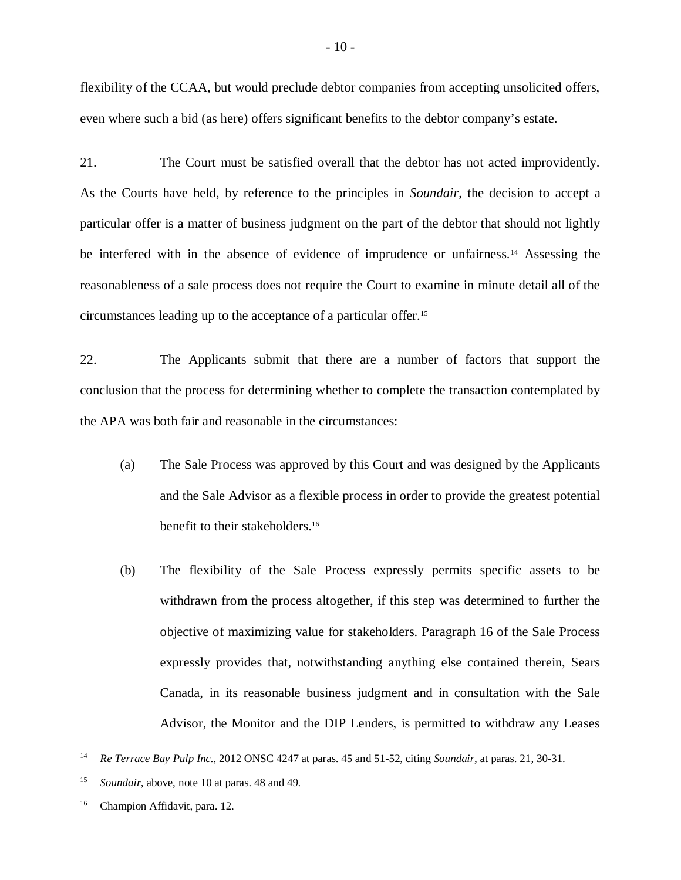flexibility of the CCAA, but would preclude debtor companies from accepting unsolicited offers, even where such a bid (as here) offers significant benefits to the debtor company's estate.

21. The Court must be satisfied overall that the debtor has not acted improvidently. As the Courts have held, by reference to the principles in *Soundair*, the decision to accept a particular offer is a matter of business judgment on the part of the debtor that should not lightly be interfered with in the absence of evidence of imprudence or unfairness.[14] Assessing the reasonableness of a sale process does not require the Court to examine in minute detail all of the circumstances leading up to the acceptance of a particular offer.[15]

22. The Applicants submit that there are a number of factors that support the conclusion that the process for determining whether to complete the transaction contemplated by the APA was both fair and reasonable in the circumstances:

(a) The Sale Process was approved by this Court and was designed by the Applicants and the Sale Advisor as a flexible process in order to provide the greatest potential benefit to their stakeholders.[16]

(b) The flexibility of the Sale Process expressly permits specific assets to be withdrawn from the process altogether, if this step was determined to further the objective of maximizing value for stakeholders. Paragraph 16 of the Sale Process expressly provides that, notwithstanding anything else contained therein, Sears Canada, in its reasonable business judgment and in consultation with the Sale Advisor, the Monitor and the DIP Lenders, is permitted to withdraw any Leases

---

[14] *Re Terrace Bay Pulp Inc.*, 2012 ONSC 4247 at paras. 45 and 51-52, citing *Soundair*, at paras. 21, 30-31.

[15] *Soundair*, above, note 10 at paras. 48 and 49.

[16] Champion Affidavit, para. 12.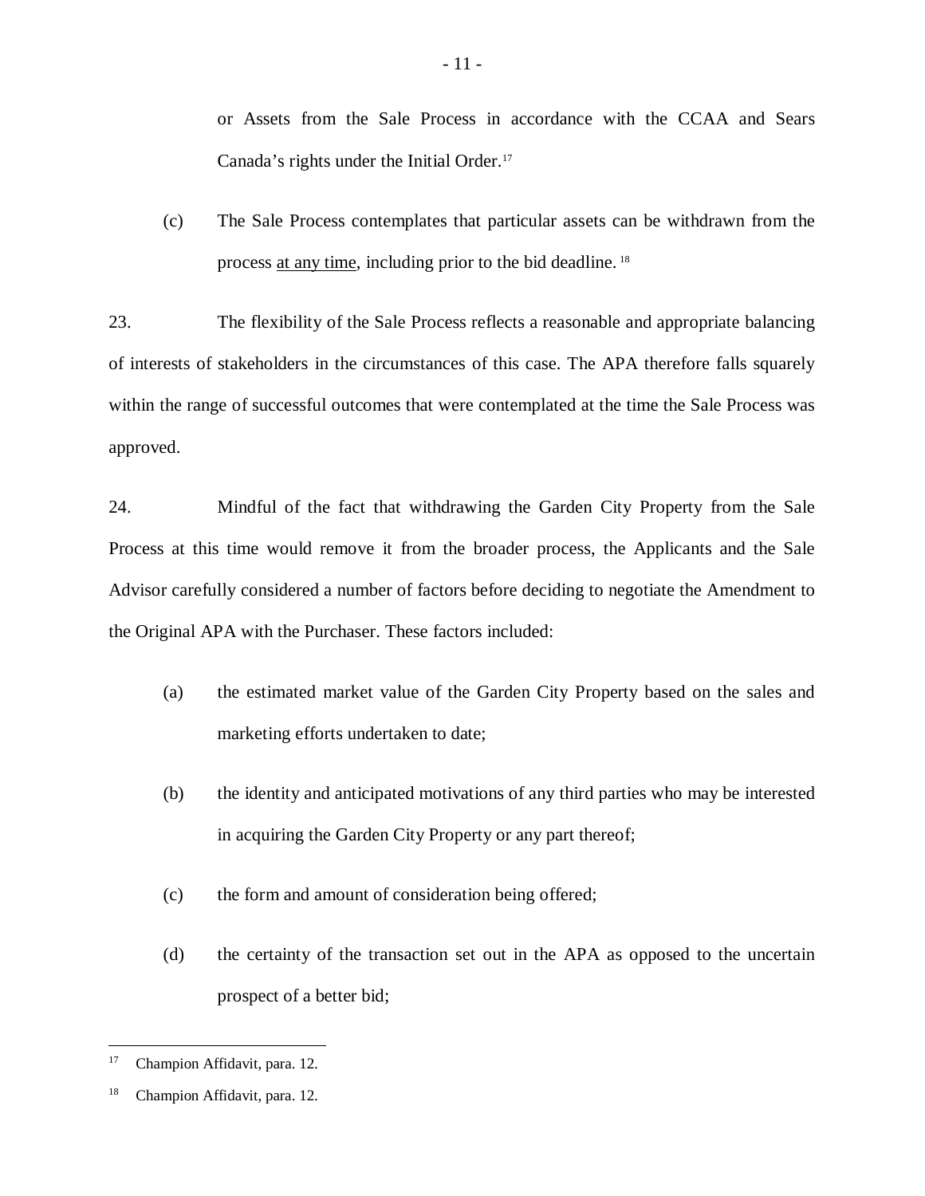or Assets from the Sale Process in accordance with the CCAA and Sears Canada's rights under the Initial Order.[17]

(c) The Sale Process contemplates that particular assets can be withdrawn from the process <u>at any time</u>, including prior to the bid deadline.[18]

23. The flexibility of the Sale Process reflects a reasonable and appropriate balancing of interests of stakeholders in the circumstances of this case. The APA therefore falls squarely within the range of successful outcomes that were contemplated at the time the Sale Process was approved.

24. Mindful of the fact that withdrawing the Garden City Property from the Sale Process at this time would remove it from the broader process, the Applicants and the Sale Advisor carefully considered a number of factors before deciding to negotiate the Amendment to the Original APA with the Purchaser. These factors included:

(a) the estimated market value of the Garden City Property based on the sales and marketing efforts undertaken to date;

(b) the identity and anticipated motivations of any third parties who may be interested in acquiring the Garden City Property or any part thereof;

(c) the form and amount of consideration being offered;

(d) the certainty of the transaction set out in the APA as opposed to the uncertain prospect of a better bid;

---

[17] Champion Affidavit, para. 12.

[18] Champion Affidavit, para. 12.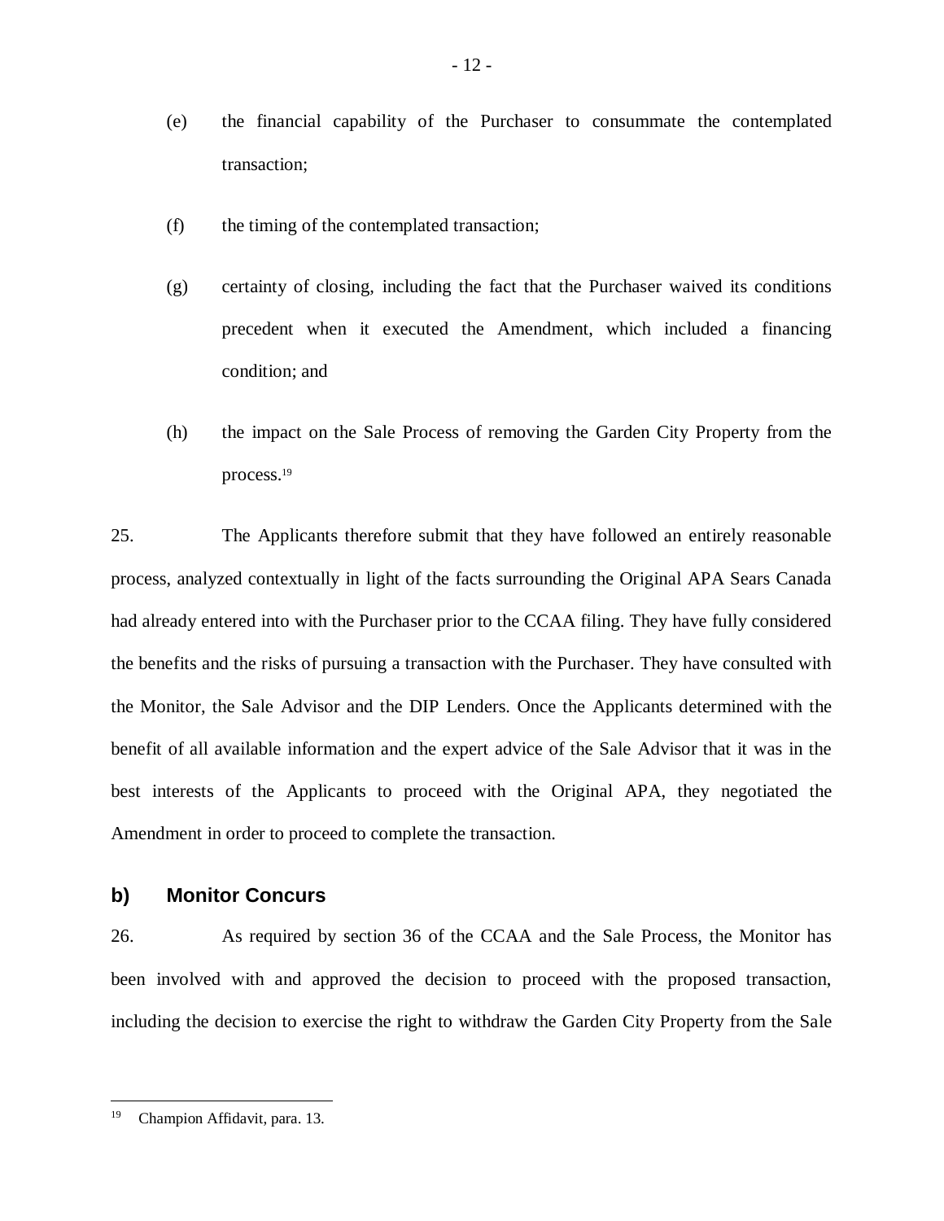(e) the financial capability of the Purchaser to consummate the contemplated transaction;

(f) the timing of the contemplated transaction;

(g) certainty of closing, including the fact that the Purchaser waived its conditions precedent when it executed the Amendment, which included a financing condition; and

(h) the impact on the Sale Process of removing the Garden City Property from the process.[19]

25. The Applicants therefore submit that they have followed an entirely reasonable process, analyzed contextually in light of the facts surrounding the Original APA Sears Canada had already entered into with the Purchaser prior to the CCAA filing. They have fully considered the benefits and the risks of pursuing a transaction with the Purchaser. They have consulted with the Monitor, the Sale Advisor and the DIP Lenders. Once the Applicants determined with the benefit of all available information and the expert advice of the Sale Advisor that it was in the best interests of the Applicants to proceed with the Original APA, they negotiated the Amendment in order to proceed to complete the transaction.

### b) Monitor Concurs

26. As required by section 36 of the CCAA and the Sale Process, the Monitor has been involved with and approved the decision to proceed with the proposed transaction, including the decision to exercise the right to withdraw the Garden City Property from the Sale

[19] Champion Affidavit, para. 13.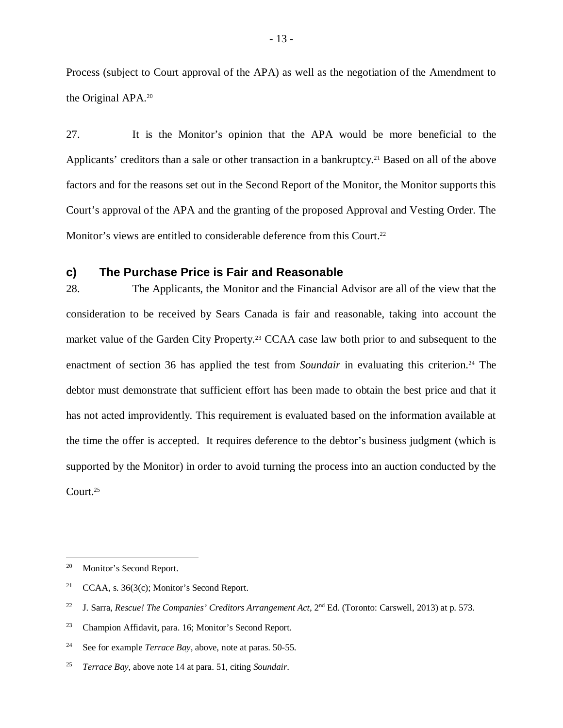Process (subject to Court approval of the APA) as well as the negotiation of the Amendment to the Original APA.[20]

27. It is the Monitor's opinion that the APA would be more beneficial to the Applicants' creditors than a sale or other transaction in a bankruptcy.[21] Based on all of the above factors and for the reasons set out in the Second Report of the Monitor, the Monitor supports this Court's approval of the APA and the granting of the proposed Approval and Vesting Order. The Monitor's views are entitled to considerable deference from this Court.[22]

### c) The Purchase Price is Fair and Reasonable

28. The Applicants, the Monitor and the Financial Advisor are all of the view that the consideration to be received by Sears Canada is fair and reasonable, taking into account the market value of the Garden City Property.[23] CCAA case law both prior to and subsequent to the enactment of section 36 has applied the test from *Soundair* in evaluating this criterion.[24] The debtor must demonstrate that sufficient effort has been made to obtain the best price and that it has not acted improvidently. This requirement is evaluated based on the information available at the time the offer is accepted. It requires deference to the debtor's business judgment (which is supported by the Monitor) in order to avoid turning the process into an auction conducted by the Court.[25]

---

[20] Monitor's Second Report.

[21] CCAA, s. 36(3(c); Monitor's Second Report.

[22] J. Sarra, *Rescue! The Companies' Creditors Arrangement Act*, 2nd Ed. (Toronto: Carswell, 2013) at p. 573.

[23] Champion Affidavit, para. 16; Monitor's Second Report.

[24] See for example *Terrace Bay*, above, note at paras. 50-55.

[25] *Terrace Bay*, above note 14 at para. 51, citing *Soundair*.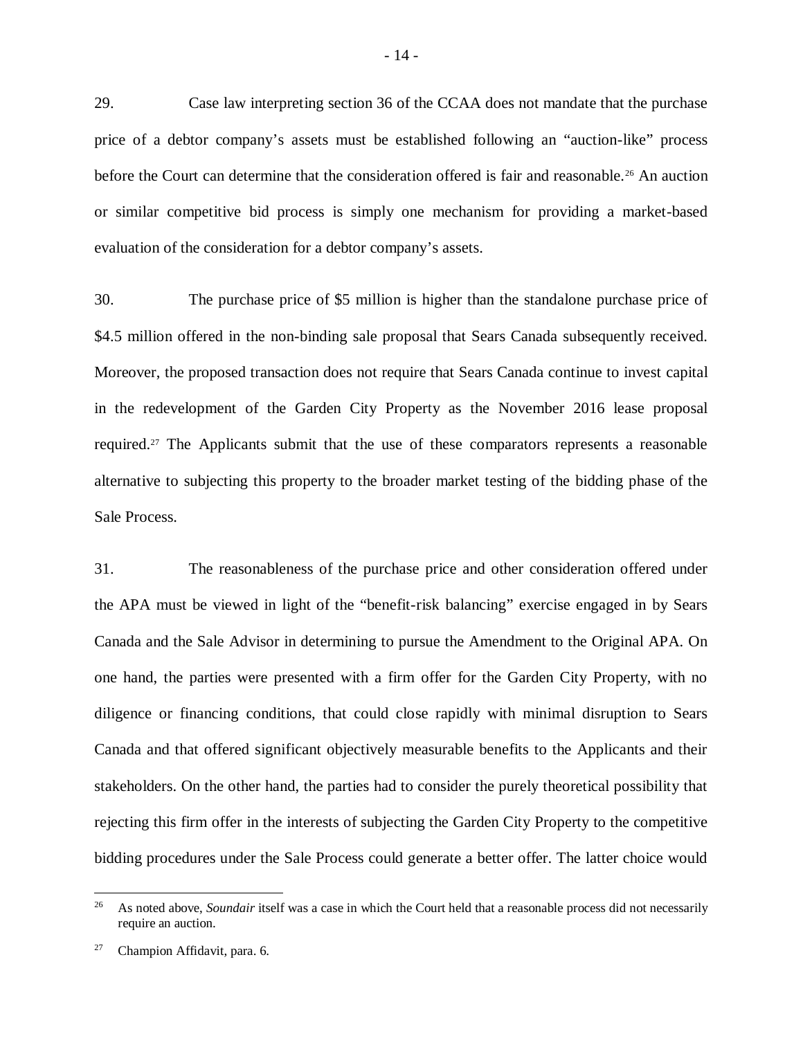29. Case law interpreting section 36 of the CCAA does not mandate that the purchase price of a debtor company's assets must be established following an "auction-like" process before the Court can determine that the consideration offered is fair and reasonable.[26] An auction or similar competitive bid process is simply one mechanism for providing a market-based evaluation of the consideration for a debtor company's assets.

30. The purchase price of $5 million is higher than the standalone purchase price of $4.5 million offered in the non-binding sale proposal that Sears Canada subsequently received. Moreover, the proposed transaction does not require that Sears Canada continue to invest capital in the redevelopment of the Garden City Property as the November 2016 lease proposal required.[27] The Applicants submit that the use of these comparators represents a reasonable alternative to subjecting this property to the broader market testing of the bidding phase of the Sale Process.

31. The reasonableness of the purchase price and other consideration offered under the APA must be viewed in light of the "benefit-risk balancing" exercise engaged in by Sears Canada and the Sale Advisor in determining to pursue the Amendment to the Original APA. On one hand, the parties were presented with a firm offer for the Garden City Property, with no diligence or financing conditions, that could close rapidly with minimal disruption to Sears Canada and that offered significant objectively measurable benefits to the Applicants and their stakeholders. On the other hand, the parties had to consider the purely theoretical possibility that rejecting this firm offer in the interests of subjecting the Garden City Property to the competitive bidding procedures under the Sale Process could generate a better offer. The latter choice would

[26] As noted above, *Soundair* itself was a case in which the Court held that a reasonable process did not necessarily require an auction.

[27] Champion Affidavit, para. 6.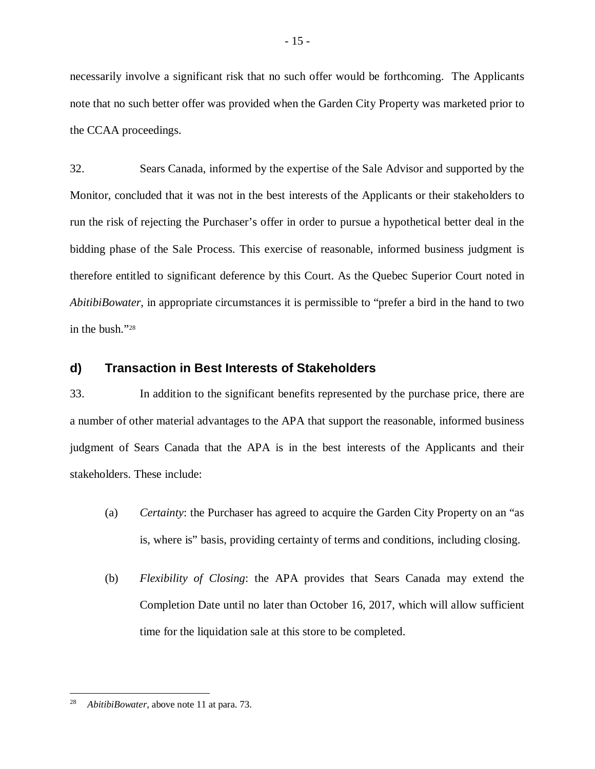necessarily involve a significant risk that no such offer would be forthcoming. The Applicants note that no such better offer was provided when the Garden City Property was marketed prior to the CCAA proceedings.

32. Sears Canada, informed by the expertise of the Sale Advisor and supported by the Monitor, concluded that it was not in the best interests of the Applicants or their stakeholders to run the risk of rejecting the Purchaser's offer in order to pursue a hypothetical better deal in the bidding phase of the Sale Process. This exercise of reasonable, informed business judgment is therefore entitled to significant deference by this Court. As the Quebec Superior Court noted in *AbitibiBowater*, in appropriate circumstances it is permissible to "prefer a bird in the hand to two in the bush."[28]

### d) Transaction in Best Interests of Stakeholders

33. In addition to the significant benefits represented by the purchase price, there are a number of other material advantages to the APA that support the reasonable, informed business judgment of Sears Canada that the APA is in the best interests of the Applicants and their stakeholders. These include:

(a) *Certainty*: the Purchaser has agreed to acquire the Garden City Property on an "as is, where is" basis, providing certainty of terms and conditions, including closing.

(b) *Flexibility of Closing*: the APA provides that Sears Canada may extend the Completion Date until no later than October 16, 2017, which will allow sufficient time for the liquidation sale at this store to be completed.

---

[28] *AbitibiBowater*, above note 11 at para. 73.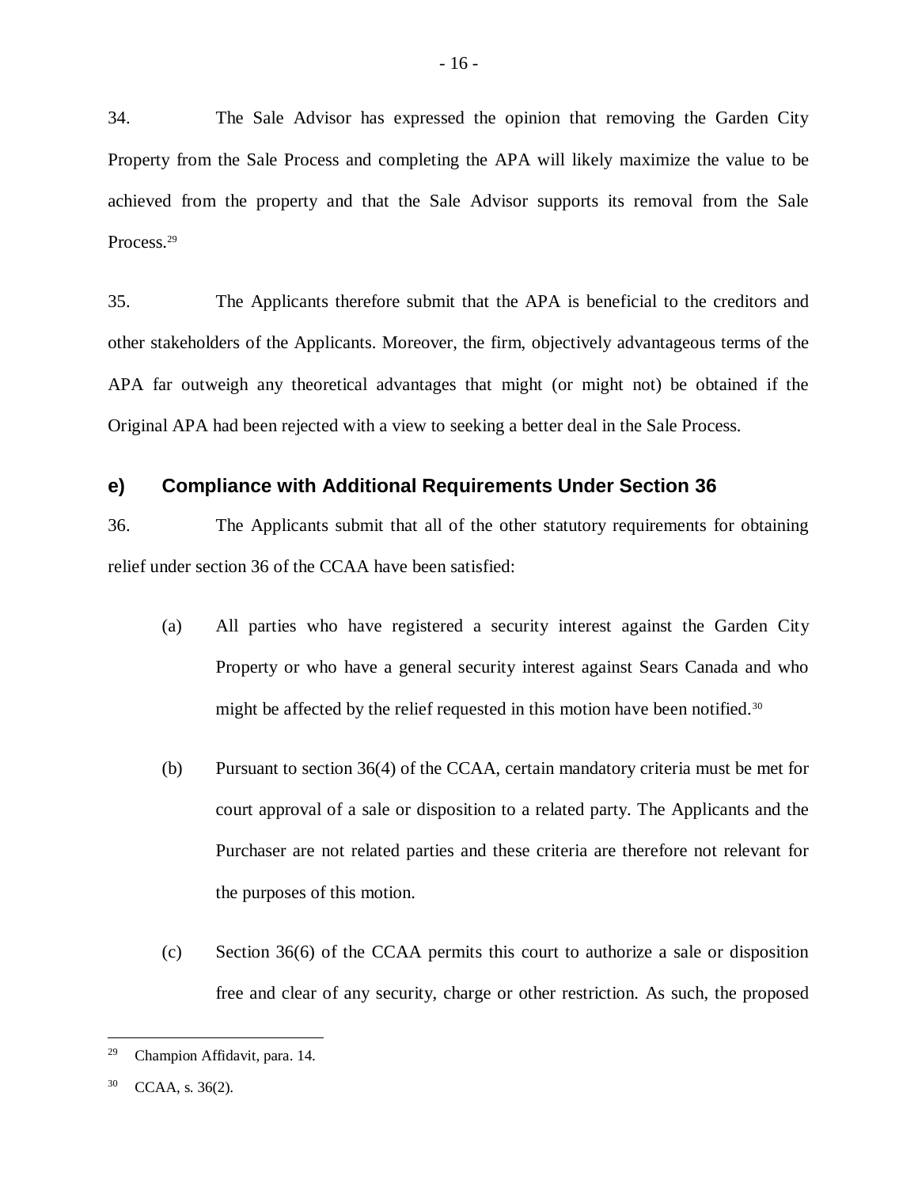34. The Sale Advisor has expressed the opinion that removing the Garden City Property from the Sale Process and completing the APA will likely maximize the value to be achieved from the property and that the Sale Advisor supports its removal from the Sale Process.[29]

35. The Applicants therefore submit that the APA is beneficial to the creditors and other stakeholders of the Applicants. Moreover, the firm, objectively advantageous terms of the APA far outweigh any theoretical advantages that might (or might not) be obtained if the Original APA had been rejected with a view to seeking a better deal in the Sale Process.

### e) Compliance with Additional Requirements Under Section 36

36. The Applicants submit that all of the other statutory requirements for obtaining relief under section 36 of the CCAA have been satisfied:

(a) All parties who have registered a security interest against the Garden City Property or who have a general security interest against Sears Canada and who might be affected by the relief requested in this motion have been notified.[30]

(b) Pursuant to section 36(4) of the CCAA, certain mandatory criteria must be met for court approval of a sale or disposition to a related party. The Applicants and the Purchaser are not related parties and these criteria are therefore not relevant for the purposes of this motion.

(c) Section 36(6) of the CCAA permits this court to authorize a sale or disposition free and clear of any security, charge or other restriction. As such, the proposed

---

[29] Champion Affidavit, para. 14.

[30] CCAA, s. 36(2).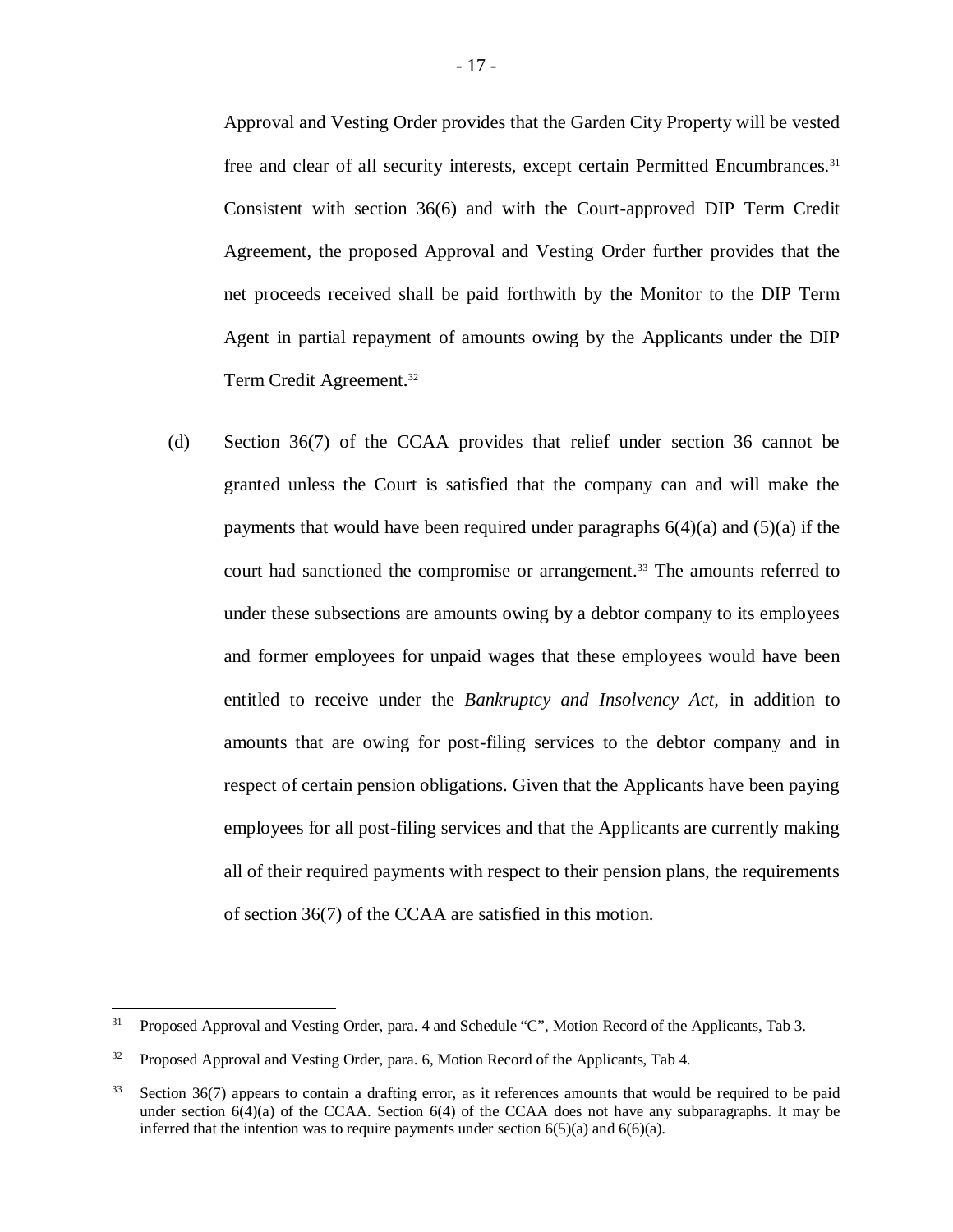Approval and Vesting Order provides that the Garden City Property will be vested free and clear of all security interests, except certain Permitted Encumbrances.[31] Consistent with section 36(6) and with the Court-approved DIP Term Credit Agreement, the proposed Approval and Vesting Order further provides that the net proceeds received shall be paid forthwith by the Monitor to the DIP Term Agent in partial repayment of amounts owing by the Applicants under the DIP Term Credit Agreement.[32]

(d) Section 36(7) of the CCAA provides that relief under section 36 cannot be granted unless the Court is satisfied that the company can and will make the payments that would have been required under paragraphs 6(4)(a) and (5)(a) if the court had sanctioned the compromise or arrangement.[33] The amounts referred to under these subsections are amounts owing by a debtor company to its employees and former employees for unpaid wages that these employees would have been entitled to receive under the *Bankruptcy and Insolvency Act*, in addition to amounts that are owing for post-filing services to the debtor company and in respect of certain pension obligations. Given that the Applicants have been paying employees for all post-filing services and that the Applicants are currently making all of their required payments with respect to their pension plans, the requirements of section 36(7) of the CCAA are satisfied in this motion.

---

[31] Proposed Approval and Vesting Order, para. 4 and Schedule "C", Motion Record of the Applicants, Tab 3.

[32] Proposed Approval and Vesting Order, para. 6, Motion Record of the Applicants, Tab 4.

[33] Section 36(7) appears to contain a drafting error, as it references amounts that would be required to be paid under section 6(4)(a) of the CCAA. Section 6(4) of the CCAA does not have any subparagraphs. It may be inferred that the intention was to require payments under section 6(5)(a) and 6(6)(a).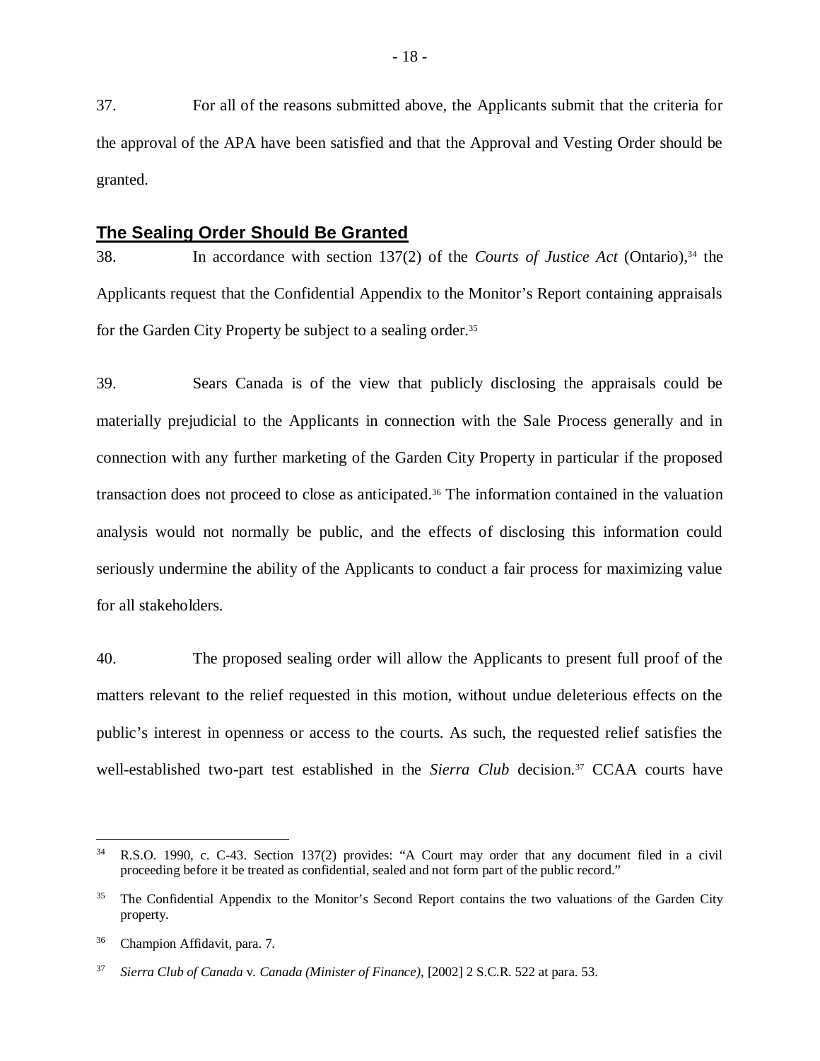37. For all of the reasons submitted above, the Applicants submit that the criteria for the approval of the APA have been satisfied and that the Approval and Vesting Order should be granted.

## The Sealing Order Should Be Granted

38. In accordance with section 137(2) of the *Courts of Justice Act* (Ontario),[34] the Applicants request that the Confidential Appendix to the Monitor's Report containing appraisals for the Garden City Property be subject to a sealing order.[35]

39. Sears Canada is of the view that publicly disclosing the appraisals could be materially prejudicial to the Applicants in connection with the Sale Process generally and in connection with any further marketing of the Garden City Property in particular if the proposed transaction does not proceed to close as anticipated.[36] The information contained in the valuation analysis would not normally be public, and the effects of disclosing this information could seriously undermine the ability of the Applicants to conduct a fair process for maximizing value for all stakeholders.

40. The proposed sealing order will allow the Applicants to present full proof of the matters relevant to the relief requested in this motion, without undue deleterious effects on the public's interest in openness or access to the courts. As such, the requested relief satisfies the well-established two-part test established in the *Sierra Club* decision.[37] CCAA courts have

---

[34] R.S.O. 1990, c. C-43. Section 137(2) provides: "A Court may order that any document filed in a civil proceeding before it be treated as confidential, sealed and not form part of the public record."

[35] The Confidential Appendix to the Monitor's Second Report contains the two valuations of the Garden City property.

[36] Champion Affidavit, para. 7.

[37] *Sierra Club of Canada* v. *Canada (Minister of Finance)*, [2002] 2 S.C.R. 522 at para. 53.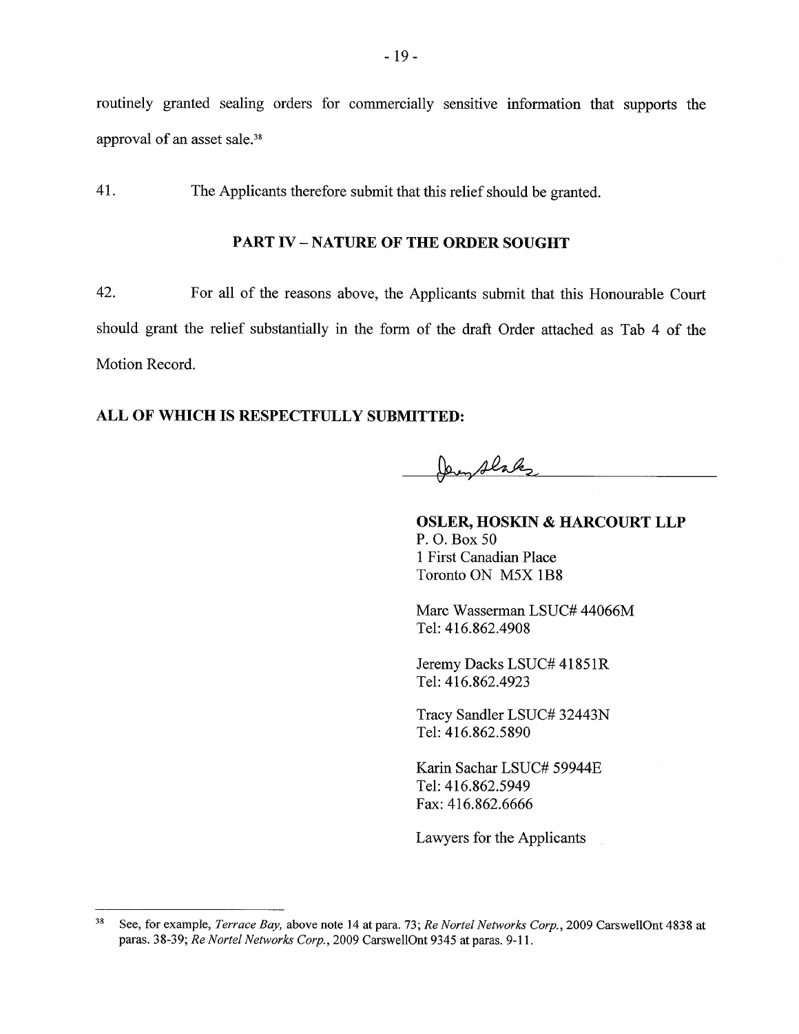routinely granted sealing orders for commercially sensitive information that supports the approval of an asset sale.[38]

41. The Applicants therefore submit that this relief should be granted.

## PART IV – NATURE OF THE ORDER SOUGHT

42. For all of the reasons above, the Applicants submit that this Honourable Court should grant the relief substantially in the form of the draft Order attached as Tab 4 of the Motion Record.

**ALL OF WHICH IS RESPECTFULLY SUBMITTED:**

**OSLER, HOSKIN & HARCOURT LLP**
P. O. Box 50
1 First Canadian Place
Toronto ON M5X 1B8

Marc Wasserman LSUC# 44066M
Tel: 416.862.4908

Jeremy Dacks LSUC# 41851R
Tel: 416.862.4923

Tracy Sandler LSUC# 32443N
Tel: 416.862.5890

Karin Sachar LSUC# 59944E
Tel: 416.862.5949
Fax: 416.862.6666

Lawyers for the Applicants

---

[38] See, for example, *Terrace Bay,* above note 14 at para. 73; *Re Nortel Networks Corp.*, 2009 CarswellOnt 4838 at paras. 38-39; *Re Nortel Networks Corp.*, 2009 CarswellOnt 9345 at paras. 9-11.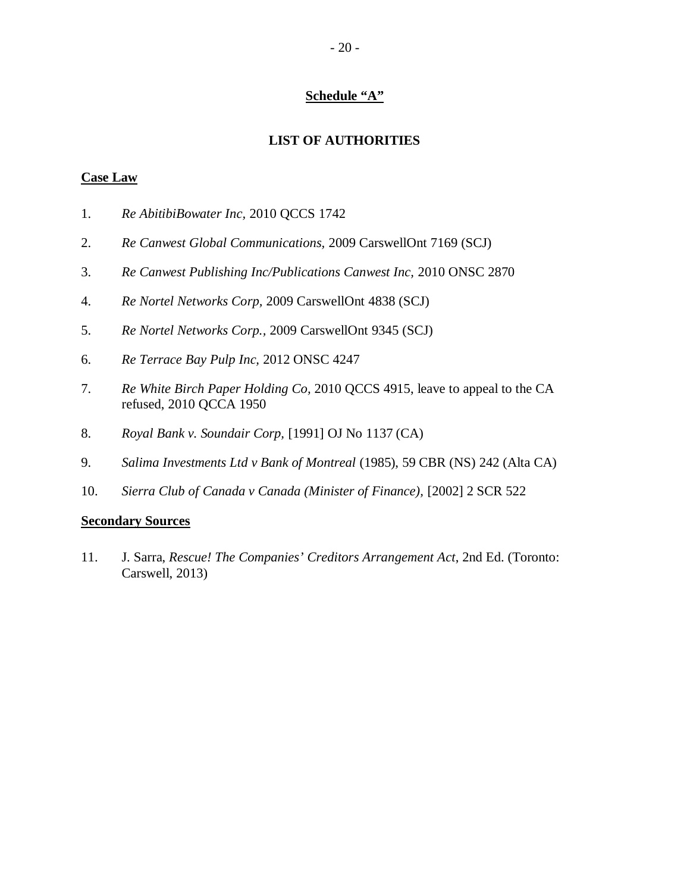**Schedule "A"**

## LIST OF AUTHORITIES

**Case Law**

1. *Re AbitibiBowater Inc*, 2010 QCCS 1742
2. *Re Canwest Global Communications*, 2009 CarswellOnt 7169 (SCJ)
3. *Re Canwest Publishing Inc/Publications Canwest Inc*, 2010 ONSC 2870
4. *Re Nortel Networks Corp*, 2009 CarswellOnt 4838 (SCJ)
5. *Re Nortel Networks Corp.*, 2009 CarswellOnt 9345 (SCJ)
6. *Re Terrace Bay Pulp Inc*, 2012 ONSC 4247
7. *Re White Birch Paper Holding Co*, 2010 QCCS 4915, leave to appeal to the CA refused, 2010 QCCA 1950
8. *Royal Bank v. Soundair Corp*, [1991] OJ No 1137 (CA)
9. *Salima Investments Ltd v Bank of Montreal* (1985), 59 CBR (NS) 242 (Alta CA)
10. *Sierra Club of Canada v Canada (Minister of Finance)*, [2002] 2 SCR 522

**Secondary Sources**

11. J. Sarra, *Rescue! The Companies' Creditors Arrangement Act*, 2nd Ed. (Toronto: Carswell, 2013)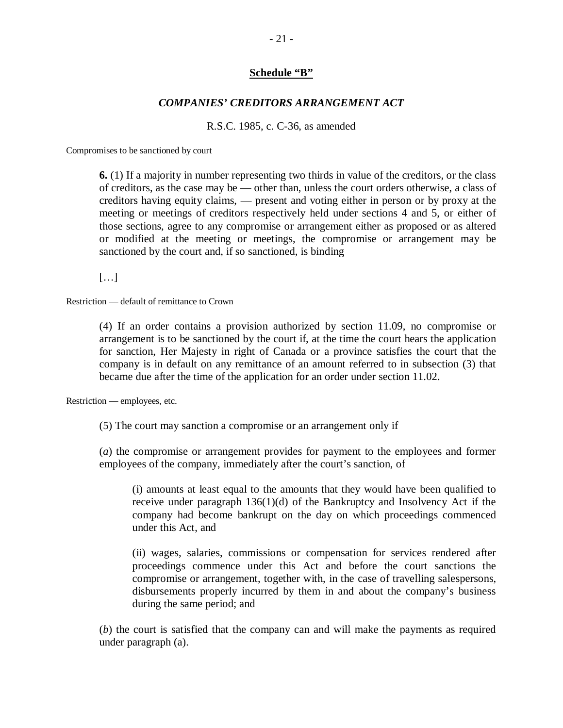## Schedule "B"

### *COMPANIES' CREDITORS ARRANGEMENT ACT*

R.S.C. 1985, c. C-36, as amended

Compromises to be sanctioned by court

**6.** (1) If a majority in number representing two thirds in value of the creditors, or the class of creditors, as the case may be — other than, unless the court orders otherwise, a class of creditors having equity claims, — present and voting either in person or by proxy at the meeting or meetings of creditors respectively held under sections 4 and 5, or either of those sections, agree to any compromise or arrangement either as proposed or as altered or modified at the meeting or meetings, the compromise or arrangement may be sanctioned by the court and, if so sanctioned, is binding

[…]

Restriction — default of remittance to Crown

(4) If an order contains a provision authorized by section 11.09, no compromise or arrangement is to be sanctioned by the court if, at the time the court hears the application for sanction, Her Majesty in right of Canada or a province satisfies the court that the company is in default on any remittance of an amount referred to in subsection (3) that became due after the time of the application for an order under section 11.02.

Restriction — employees, etc.

(5) The court may sanction a compromise or an arrangement only if

(*a*) the compromise or arrangement provides for payment to the employees and former employees of the company, immediately after the court's sanction, of

(i) amounts at least equal to the amounts that they would have been qualified to receive under paragraph 136(1)(d) of the Bankruptcy and Insolvency Act if the company had become bankrupt on the day on which proceedings commenced under this Act, and

(ii) wages, salaries, commissions or compensation for services rendered after proceedings commence under this Act and before the court sanctions the compromise or arrangement, together with, in the case of travelling salespersons, disbursements properly incurred by them in and about the company's business during the same period; and

(*b*) the court is satisfied that the company can and will make the payments as required under paragraph (a).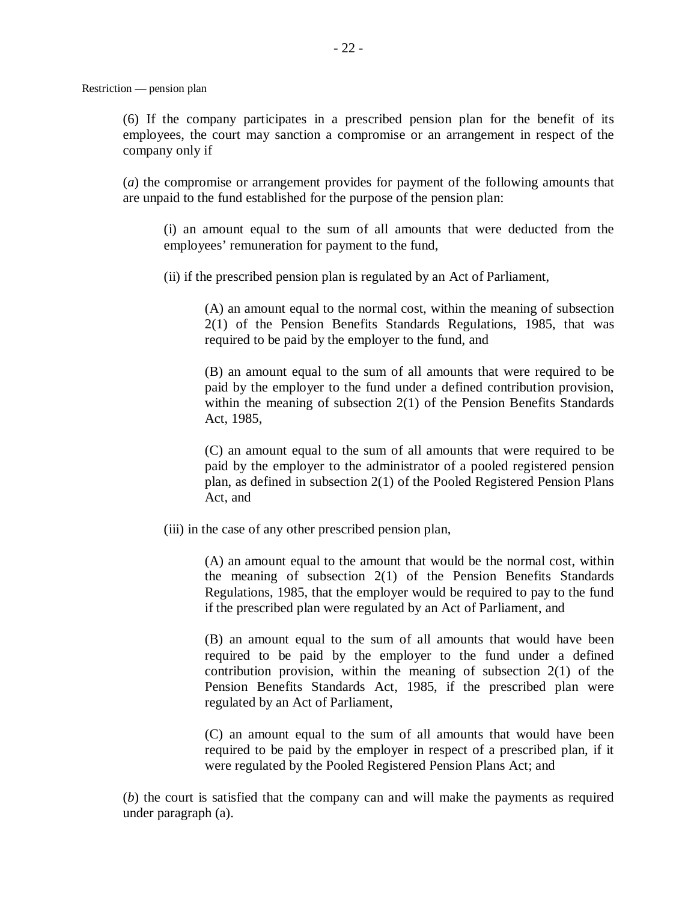Restriction — pension plan

(6) If the company participates in a prescribed pension plan for the benefit of its employees, the court may sanction a compromise or an arrangement in respect of the company only if

(*a*) the compromise or arrangement provides for payment of the following amounts that are unpaid to the fund established for the purpose of the pension plan:

(i) an amount equal to the sum of all amounts that were deducted from the employees' remuneration for payment to the fund,

(ii) if the prescribed pension plan is regulated by an Act of Parliament,

(A) an amount equal to the normal cost, within the meaning of subsection 2(1) of the Pension Benefits Standards Regulations, 1985, that was required to be paid by the employer to the fund, and

(B) an amount equal to the sum of all amounts that were required to be paid by the employer to the fund under a defined contribution provision, within the meaning of subsection 2(1) of the Pension Benefits Standards Act, 1985,

(C) an amount equal to the sum of all amounts that were required to be paid by the employer to the administrator of a pooled registered pension plan, as defined in subsection 2(1) of the Pooled Registered Pension Plans Act, and

(iii) in the case of any other prescribed pension plan,

(A) an amount equal to the amount that would be the normal cost, within the meaning of subsection 2(1) of the Pension Benefits Standards Regulations, 1985, that the employer would be required to pay to the fund if the prescribed plan were regulated by an Act of Parliament, and

(B) an amount equal to the sum of all amounts that would have been required to be paid by the employer to the fund under a defined contribution provision, within the meaning of subsection 2(1) of the Pension Benefits Standards Act, 1985, if the prescribed plan were regulated by an Act of Parliament,

(C) an amount equal to the sum of all amounts that would have been required to be paid by the employer in respect of a prescribed plan, if it were regulated by the Pooled Registered Pension Plans Act; and

(*b*) the court is satisfied that the company can and will make the payments as required under paragraph (a).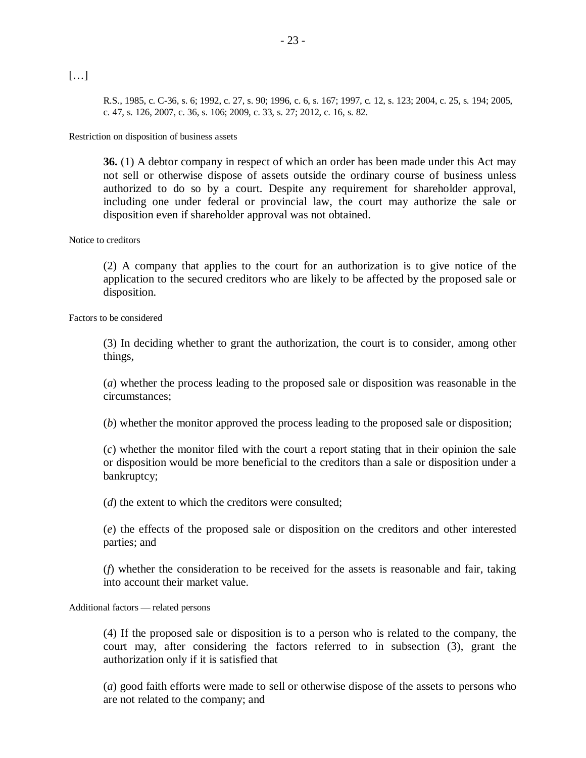[…]

> R.S., 1985, c. C-36, s. 6; 1992, c. 27, s. 90; 1996, c. 6, s. 167; 1997, c. 12, s. 123; 2004, c. 25, s. 194; 2005, c. 47, s. 126, 2007, c. 36, s. 106; 2009, c. 33, s. 27; 2012, c. 16, s. 82.

Restriction on disposition of business assets

> **36.** (1) A debtor company in respect of which an order has been made under this Act may not sell or otherwise dispose of assets outside the ordinary course of business unless authorized to do so by a court. Despite any requirement for shareholder approval, including one under federal or provincial law, the court may authorize the sale or disposition even if shareholder approval was not obtained.

Notice to creditors

> (2) A company that applies to the court for an authorization is to give notice of the application to the secured creditors who are likely to be affected by the proposed sale or disposition.

Factors to be considered

> (3) In deciding whether to grant the authorization, the court is to consider, among other things,
>
> (*a*) whether the process leading to the proposed sale or disposition was reasonable in the circumstances;
>
> (*b*) whether the monitor approved the process leading to the proposed sale or disposition;
>
> (*c*) whether the monitor filed with the court a report stating that in their opinion the sale or disposition would be more beneficial to the creditors than a sale or disposition under a bankruptcy;
>
> (*d*) the extent to which the creditors were consulted;
>
> (*e*) the effects of the proposed sale or disposition on the creditors and other interested parties; and
>
> (*f*) whether the consideration to be received for the assets is reasonable and fair, taking into account their market value.

Additional factors — related persons

> (4) If the proposed sale or disposition is to a person who is related to the company, the court may, after considering the factors referred to in subsection (3), grant the authorization only if it is satisfied that
>
> (*a*) good faith efforts were made to sell or otherwise dispose of the assets to persons who are not related to the company; and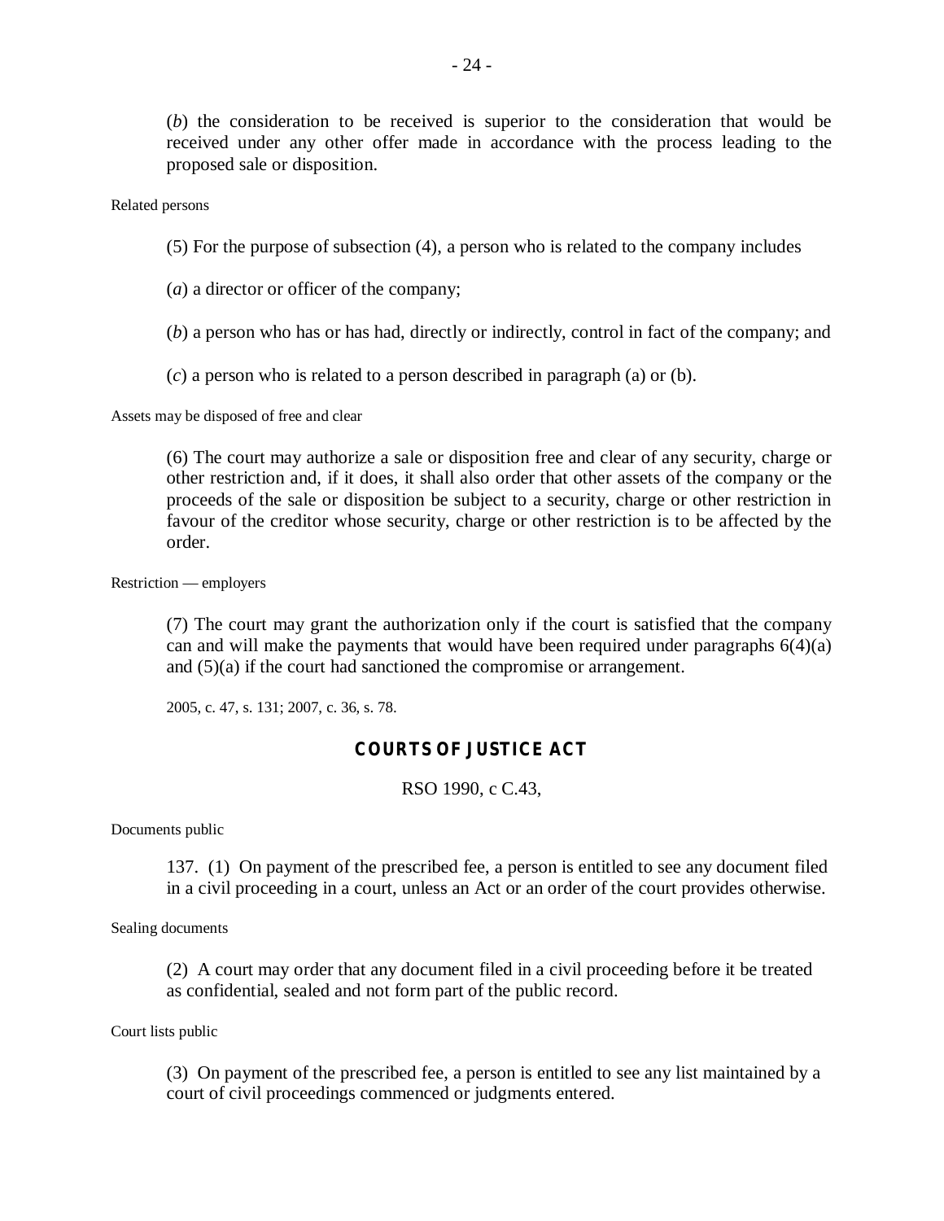(*b*) the consideration to be received is superior to the consideration that would be received under any other offer made in accordance with the process leading to the proposed sale or disposition.

Related persons

(5) For the purpose of subsection (4), a person who is related to the company includes

(*a*) a director or officer of the company;

(*b*) a person who has or has had, directly or indirectly, control in fact of the company; and

(*c*) a person who is related to a person described in paragraph (a) or (b).

Assets may be disposed of free and clear

(6) The court may authorize a sale or disposition free and clear of any security, charge or other restriction and, if it does, it shall also order that other assets of the company or the proceeds of the sale or disposition be subject to a security, charge or other restriction in favour of the creditor whose security, charge or other restriction is to be affected by the order.

Restriction — employers

(7) The court may grant the authorization only if the court is satisfied that the company can and will make the payments that would have been required under paragraphs 6(4)(a) and (5)(a) if the court had sanctioned the compromise or arrangement.

2005, c. 47, s. 131; 2007, c. 36, s. 78.

## COURTS OF JUSTICE ACT

RSO 1990, c C.43,

Documents public

137. (1) On payment of the prescribed fee, a person is entitled to see any document filed in a civil proceeding in a court, unless an Act or an order of the court provides otherwise.

Sealing documents

(2) A court may order that any document filed in a civil proceeding before it be treated as confidential, sealed and not form part of the public record.

Court lists public

(3) On payment of the prescribed fee, a person is entitled to see any list maintained by a court of civil proceedings commenced or judgments entered.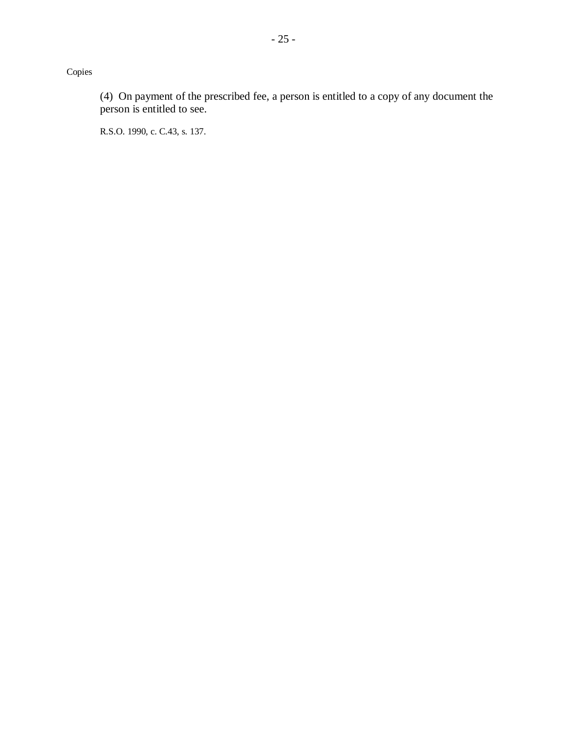Copies

(4) On payment of the prescribed fee, a person is entitled to a copy of any document the person is entitled to see.

R.S.O. 1990, c. C.43, s. 137.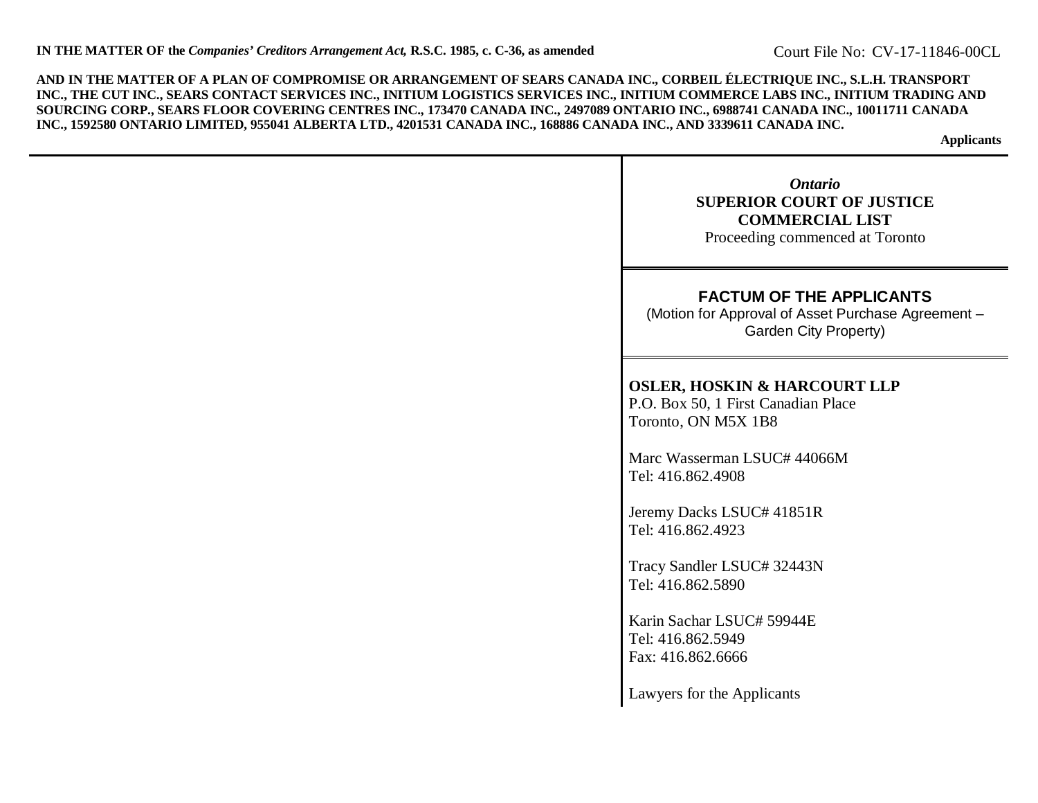**IN THE MATTER OF the *Companies' Creditors Arrangement Act,* R.S.C. 1985, c. C-36, as amended**

Court File No: CV-17-11846-00CL

**AND IN THE MATTER OF A PLAN OF COMPROMISE OR ARRANGEMENT OF SEARS CANADA INC., CORBEIL ÉLECTRIQUE INC., S.L.H. TRANSPORT INC., THE CUT INC., SEARS CONTACT SERVICES INC., INITIUM LOGISTICS SERVICES INC., INITIUM COMMERCE LABS INC., INITIUM TRADING AND SOURCING CORP., SEARS FLOOR COVERING CENTRES INC., 173470 CANADA INC., 2497089 ONTARIO INC., 6988741 CANADA INC., 10011711 CANADA INC., 1592580 ONTARIO LIMITED, 955041 ALBERTA LTD., 4201531 CANADA INC., 168886 CANADA INC., AND 3339611 CANADA INC.**

**Applicants**

***Ontario***
**SUPERIOR COURT OF JUSTICE**
**COMMERCIAL LIST**
Proceeding commenced at Toronto

**FACTUM OF THE APPLICANTS**
(Motion for Approval of Asset Purchase Agreement – Garden City Property)

**OSLER, HOSKIN & HARCOURT LLP**
P.O. Box 50, 1 First Canadian Place
Toronto, ON M5X 1B8

Marc Wasserman LSUC# 44066M
Tel: 416.862.4908

Jeremy Dacks LSUC# 41851R
Tel: 416.862.4923

Tracy Sandler LSUC# 32443N
Tel: 416.862.5890

Karin Sachar LSUC# 59944E
Tel: 416.862.5949
Fax: 416.862.6666

Lawyers for the Applicants